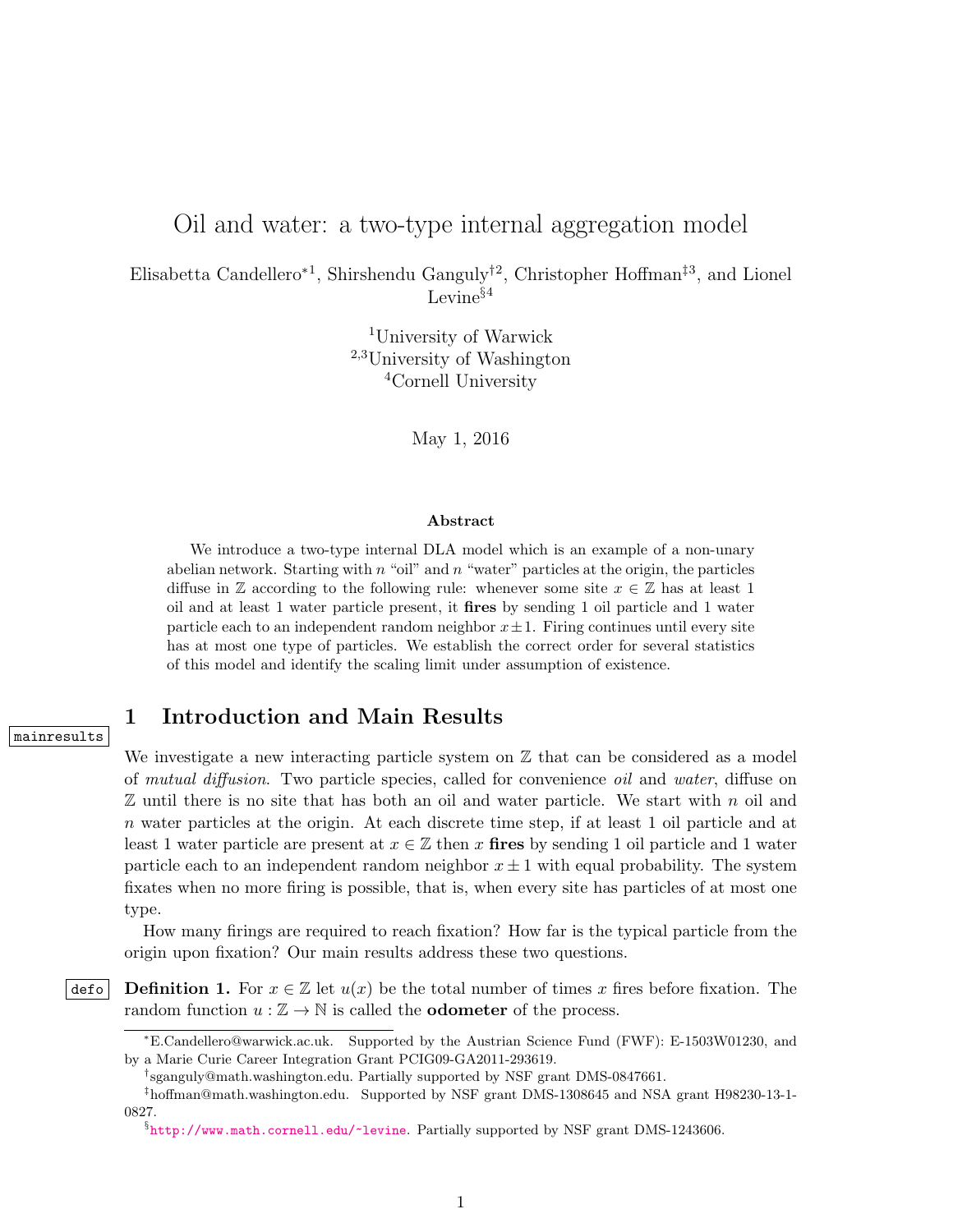# Oil and water: a two-type internal aggregation model

Elisabetta Candellero*[1], Shirshendu Ganguly†[2], Christopher Hoffman‡[3], and Lionel Levine§[4]

[1]University of Warwick
[2,3]University of Washington
[4]Cornell University

May 1, 2016

### Abstract

We introduce a two-type internal DLA model which is an example of a non-unary abelian network. Starting with $n$ "oil" and $n$ "water" particles at the origin, the particles diffuse in $\mathbb{Z}$ according to the following rule: whenever some site $x \in \mathbb{Z}$ has at least 1 oil and at least 1 water particle present, it **fires** by sending 1 oil particle and 1 water particle each to an independent random neighbor $x \pm 1$. Firing continues until every site has at most one type of particles. We establish the correct order for several statistics of this model and identify the scaling limit under assumption of existence.

## 1 Introduction and Main Results

We investigate a new interacting particle system on $\mathbb{Z}$ that can be considered as a model of *mutual diffusion*. Two particle species, called for convenience *oil* and *water*, diffuse on $\mathbb{Z}$ until there is no site that has both an oil and water particle. We start with $n$ oil and $n$ water particles at the origin. At each discrete time step, if at least 1 oil particle and at least 1 water particle are present at $x \in \mathbb{Z}$ then $x$ **fires** by sending 1 oil particle and 1 water particle each to an independent random neighbor $x \pm 1$ with equal probability. The system fixates when no more firing is possible, that is, when every site has particles of at most one type.

How many firings are required to reach fixation? How far is the typical particle from the origin upon fixation? Our main results address these two questions.

**Definition 1.** For $x \in \mathbb{Z}$ let $u(x)$ be the total number of times $x$ fires before fixation. The random function $u : \mathbb{Z} \to \mathbb{N}$ is called the **odometer** of the process.

---

*E.Candellero@warwick.ac.uk. Supported by the Austrian Science Fund (FWF): E-1503W01230, and by a Marie Curie Career Integration Grant PCIG09-GA2011-293619.

†sganguly@math.washington.edu. Partially supported by NSF grant DMS-0847661.

‡hoffman@math.washington.edu. Supported by NSF grant DMS-1308645 and NSA grant H98230-13-1-0827.

§http://www.math.cornell.edu/~levine. Partially supported by NSF grant DMS-1243606.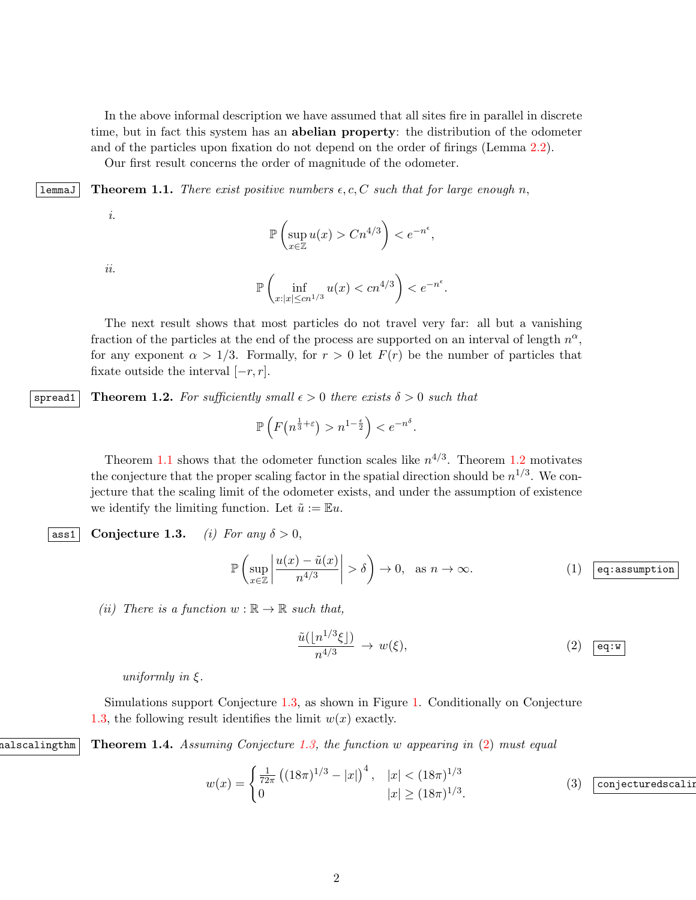In the above informal description we have assumed that all sites fire in parallel in discrete time, but in fact this system has an **abelian property**: the distribution of the odometer and of the particles upon fixation do not depend on the order of firings (Lemma 2.2).

Our first result concerns the order of magnitude of the odometer.

**Theorem 1.1.** *There exist positive numbers $\epsilon, c, C$ such that for large enough $n$,*

*i.*

$$\mathbb{P}\left(\sup_{x\in\mathbb{Z}} u(x) > Cn^{4/3}\right) < e^{-n^{\epsilon}},$$

*ii.*

$$\mathbb{P}\left(\inf_{x:|x|\le cn^{1/3}} u(x) < cn^{4/3}\right) < e^{-n^{\epsilon}}.$$

The next result shows that most particles do not travel very far: all but a vanishing fraction of the particles at the end of the process are supported on an interval of length $n^{\alpha}$, for any exponent $\alpha > 1/3$. Formally, for $r > 0$ let $F(r)$ be the number of particles that fixate outside the interval $[-r, r]$.

**Theorem 1.2.** *For sufficiently small $\epsilon > 0$ there exists $\delta > 0$ such that*

$$\mathbb{P}\left(F\big(n^{\frac{1}{3}+\varepsilon}\big) > n^{1-\frac{\epsilon}{2}}\right) < e^{-n^{\delta}}.$$

Theorem 1.1 shows that the odometer function scales like $n^{4/3}$. Theorem 1.2 motivates the conjecture that the proper scaling factor in the spatial direction should be $n^{1/3}$. We conjecture that the scaling limit of the odometer exists, and under the assumption of existence we identify the limiting function. Let $\tilde{u} := \mathbb{E}u$.

**Conjecture 1.3.** *(i) For any $\delta > 0$,*

$$\mathbb{P}\left(\sup_{x\in\mathbb{Z}}\left|\frac{u(x)-\tilde{u}(x)}{n^{4/3}}\right| > \delta\right) \to 0, \quad \text{as } n\to\infty. \tag{1}$$

*(ii) There is a function $w : \mathbb{R} \to \mathbb{R}$ such that,*

$$\frac{\tilde{u}(\lfloor n^{1/3}\xi\rfloor)}{n^{4/3}} \to w(\xi), \tag{2}$$

*uniformly in $\xi$.*

Simulations support Conjecture 1.3, as shown in Figure 1. Conditionally on Conjecture 1.3, the following result identifies the limit $w(x)$ exactly.

**Theorem 1.4.** *Assuming Conjecture 1.3, the function $w$ appearing in (2) must equal*

$$w(x) = \begin{cases} \frac{1}{72\pi}\left((18\pi)^{1/3} - |x|\right)^4, & |x| < (18\pi)^{1/3} \\ 0 & |x| \ge (18\pi)^{1/3}. \end{cases} \tag{3}$$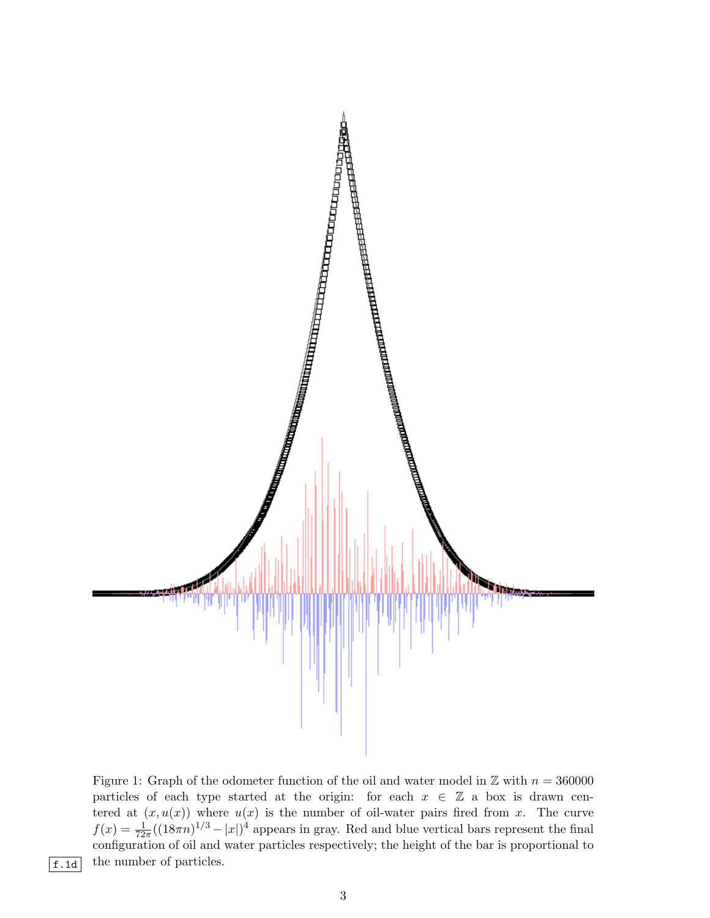Figure 1: Graph of the odometer function of the oil and water model in $\mathbb{Z}$ with $n = 360000$ particles of each type started at the origin: for each $x \in \mathbb{Z}$ a box is drawn centered at $(x, u(x))$ where $u(x)$ is the number of oil-water pairs fired from $x$. The curve $f(x) = \frac{1}{72\pi}((18\pi n)^{1/3} - |x|)^4$ appears in gray. Red and blue vertical bars represent the final configuration of oil and water particles respectively; the height of the bar is proportional to the number of particles.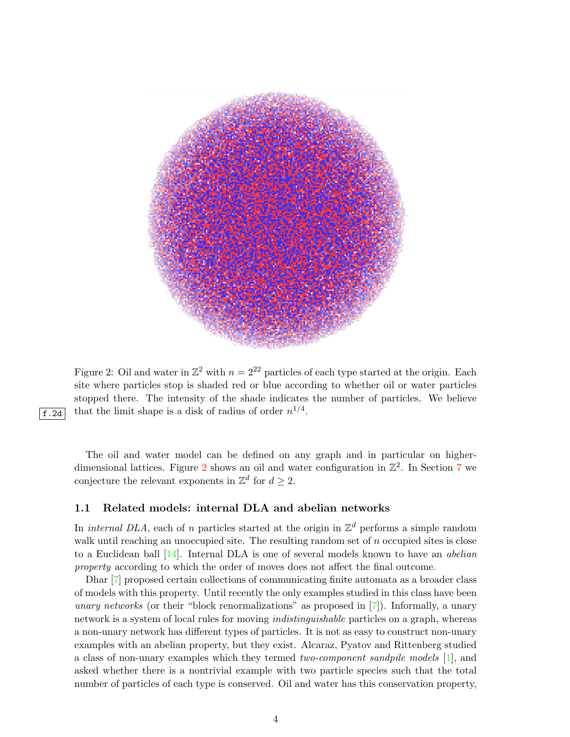Figure 2: Oil and water in $\mathbb{Z}^2$ with $n = 2^{22}$ particles of each type started at the origin. Each site where particles stop is shaded red or blue according to whether oil or water particles stopped there. The intensity of the shade indicates the number of particles. We believe that the limit shape is a disk of radius of order $n^{1/4}$.

The oil and water model can be defined on any graph and in particular on higher-dimensional lattices. Figure 2 shows an oil and water configuration in $\mathbb{Z}^2$. In Section 7 we conjecture the relevant exponents in $\mathbb{Z}^d$ for $d \geq 2$.

### 1.1 Related models: internal DLA and abelian networks

In *internal DLA*, each of $n$ particles started at the origin in $\mathbb{Z}^d$ performs a simple random walk until reaching an unoccupied site. The resulting random set of $n$ occupied sites is close to a Euclidean ball [14]. Internal DLA is one of several models known to have an *abelian property* according to which the order of moves does not affect the final outcome.

Dhar [7] proposed certain collections of communicating finite automata as a broader class of models with this property. Until recently the only examples studied in this class have been *unary networks* (or their "block renormalizations" as proposed in [7]). Informally, a unary network is a system of local rules for moving *indistinguishable* particles on a graph, whereas a non-unary network has different types of particles. It is not as easy to construct non-unary examples with an abelian property, but they exist. Alcaraz, Pyatov and Rittenberg studied a class of non-unary examples which they termed *two-component sandpile models* [1], and asked whether there is a nontrivial example with two particle species such that the total number of particles of each type is conserved. Oil and water has this conservation property,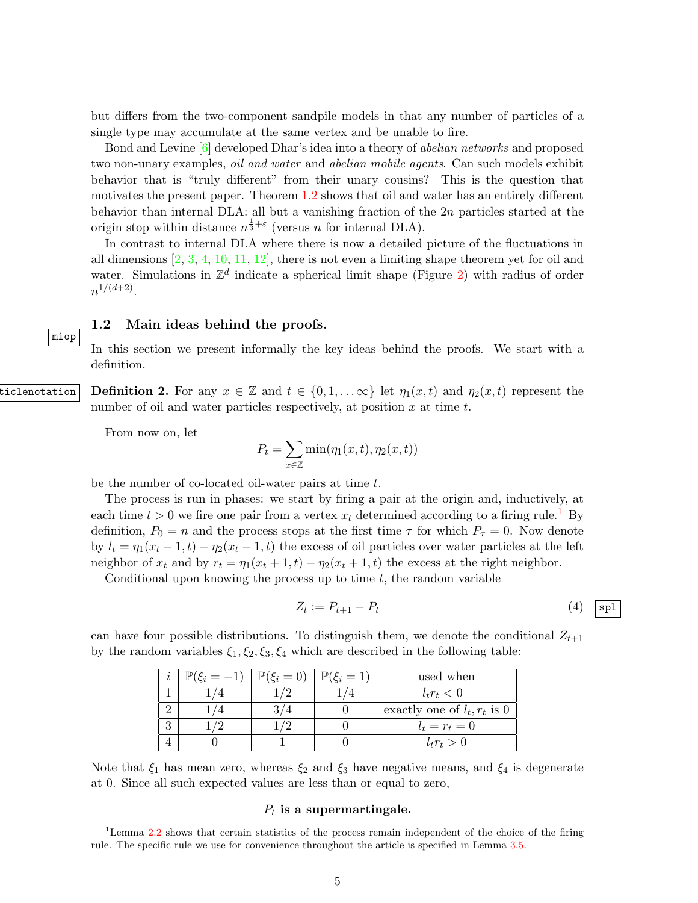but differs from the two-component sandpile models in that any number of particles of a single type may accumulate at the same vertex and be unable to fire.

Bond and Levine [6] developed Dhar's idea into a theory of *abelian networks* and proposed two non-unary examples, *oil and water* and *abelian mobile agents*. Can such models exhibit behavior that is "truly different" from their unary cousins? This is the question that motivates the present paper. Theorem 1.2 shows that oil and water has an entirely different behavior than internal DLA: all but a vanishing fraction of the $2n$ particles started at the origin stop within distance $n^{\frac{1}{3}+\varepsilon}$ (versus $n$ for internal DLA).

In contrast to internal DLA where there is now a detailed picture of the fluctuations in all dimensions [2, 3, 4, 10, 11, 12], there is not even a limiting shape theorem yet for oil and water. Simulations in $\mathbb{Z}^d$ indicate a spherical limit shape (Figure 2) with radius of order $n^{1/(d+2)}$.

### 1.2 Main ideas behind the proofs.

In this section we present informally the key ideas behind the proofs. We start with a definition.

**Definition 2.** For any $x \in \mathbb{Z}$ and $t \in \{0, 1, \dots \infty\}$ let $\eta_1(x,t)$ and $\eta_2(x,t)$ represent the number of oil and water particles respectively, at position $x$ at time $t$.

From now on, let

$$P_t = \sum_{x \in \mathbb{Z}} \min(\eta_1(x,t), \eta_2(x,t))$$

be the number of co-located oil-water pairs at time $t$.

The process is run in phases: we start by firing a pair at the origin and, inductively, at each time $t > 0$ we fire one pair from a vertex $x_t$ determined according to a firing rule.[1] By definition, $P_0 = n$ and the process stops at the first time $\tau$ for which $P_\tau = 0$. Now denote by $l_t = \eta_1(x_t - 1, t) - \eta_2(x_t - 1, t)$ the excess of oil particles over water particles at the left neighbor of $x_t$ and by $r_t = \eta_1(x_t + 1, t) - \eta_2(x_t + 1, t)$ the excess at the right neighbor.

Conditional upon knowing the process up to time $t$, the random variable

$$Z_t := P_{t+1} - P_t \tag{4}$$

can have four possible distributions. To distinguish them, we denote the conditional $Z_{t+1}$ by the random variables $\xi_1, \xi_2, \xi_3, \xi_4$ which are described in the following table:

| $i$ | $\mathbb{P}(\xi_i = -1)$ | $\mathbb{P}(\xi_i = 0)$ | $\mathbb{P}(\xi_i = 1)$ | used when |
|---|---|---|---|---|
| 1 | 1/4 | 1/2 | 1/4 | $l_t r_t < 0$ |
| 2 | 1/4 | 3/4 | 0 | exactly one of $l_t, r_t$ is 0 |
| 3 | 1/2 | 1/2 | 0 | $l_t = r_t = 0$ |
| 4 | 0 | 1 | 0 | $l_t r_t > 0$ |

Note that $\xi_1$ has mean zero, whereas $\xi_2$ and $\xi_3$ have negative means, and $\xi_4$ is degenerate at 0. Since all such expected values are less than or equal to zero,

$$P_t \textbf{ is a supermartingale.}$$

[1] Lemma 2.2 shows that certain statistics of the process remain independent of the choice of the firing rule. The specific rule we use for convenience throughout the article is specified in Lemma 3.5.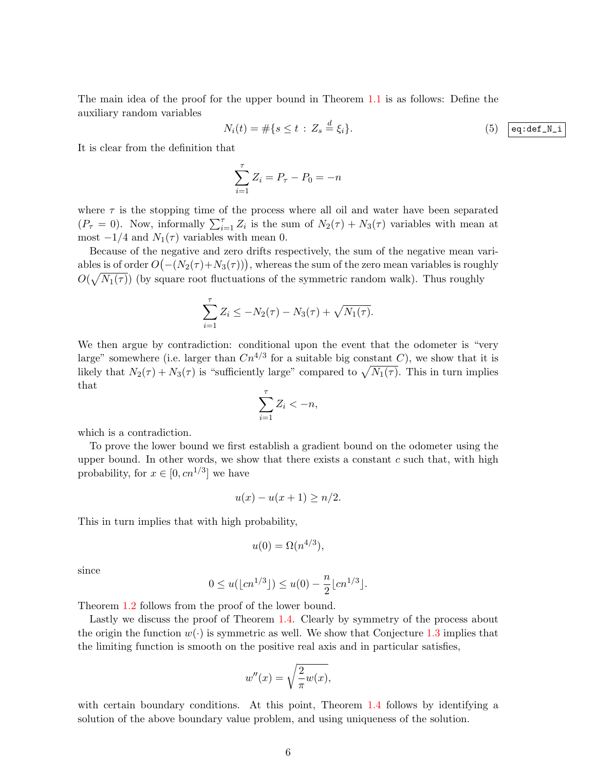The main idea of the proof for the upper bound in Theorem 1.1 is as follows: Define the auxiliary random variables

$$N_i(t) = \#\{s \le t \, : \, Z_s \overset{d}{=} \xi_i\}. \tag{5}$$

It is clear from the definition that

$$\sum_{i=1}^{\tau} Z_i = P_\tau - P_0 = -n$$

where $\tau$ is the stopping time of the process where all oil and water have been separated ($P_\tau = 0$). Now, informally $\sum_{i=1}^{\tau} Z_i$ is the sum of $N_2(\tau) + N_3(\tau)$ variables with mean at most $-1/4$ and $N_1(\tau)$ variables with mean 0.

Because of the negative and zero drifts respectively, the sum of the negative mean variables is of order $O\big(-(N_2(\tau)+N_3(\tau))\big)$, whereas the sum of the zero mean variables is roughly $O(\sqrt{N_1(\tau)})$ (by square root fluctuations of the symmetric random walk). Thus roughly

$$\sum_{i=1}^{\tau} Z_i \le -N_2(\tau) - N_3(\tau) + \sqrt{N_1(\tau)}.$$

We then argue by contradiction: conditional upon the event that the odometer is "very large" somewhere (i.e. larger than $Cn^{4/3}$ for a suitable big constant $C$), we show that it is likely that $N_2(\tau) + N_3(\tau)$ is "sufficiently large" compared to $\sqrt{N_1(\tau)}$. This in turn implies that

$$\sum_{i=1}^{\tau} Z_i < -n,$$

which is a contradiction.

To prove the lower bound we first establish a gradient bound on the odometer using the upper bound. In other words, we show that there exists a constant $c$ such that, with high probability, for $x \in [0, cn^{1/3}]$ we have

$$u(x) - u(x+1) \ge n/2.$$

This in turn implies that with high probability,

$$u(0) = \Omega(n^{4/3}),$$

since

$$0 \le u(\lfloor cn^{1/3} \rfloor) \le u(0) - \frac{n}{2} \lfloor cn^{1/3} \rfloor.$$

Theorem 1.2 follows from the proof of the lower bound.

Lastly we discuss the proof of Theorem 1.4. Clearly by symmetry of the process about the origin the function $w(\cdot)$ is symmetric as well. We show that Conjecture 1.3 implies that the limiting function is smooth on the positive real axis and in particular satisfies,

$$w''(x) = \sqrt{\frac{2}{\pi} w(x)},$$

with certain boundary conditions. At this point, Theorem 1.4 follows by identifying a solution of the above boundary value problem, and using uniqueness of the solution.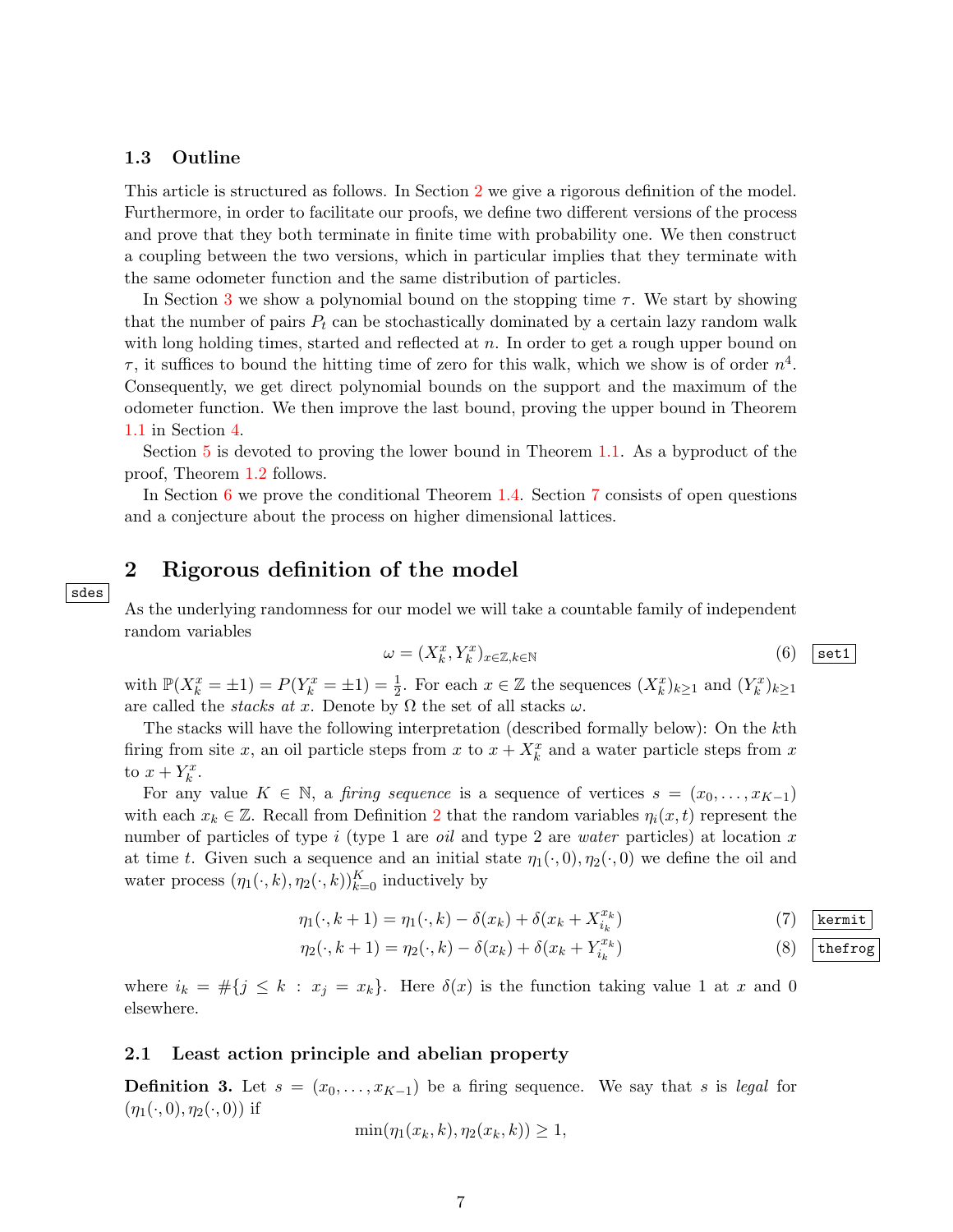### 1.3 Outline

This article is structured as follows. In Section 2 we give a rigorous definition of the model. Furthermore, in order to facilitate our proofs, we define two different versions of the process and prove that they both terminate in finite time with probability one. We then construct a coupling between the two versions, which in particular implies that they terminate with the same odometer function and the same distribution of particles.

In Section 3 we show a polynomial bound on the stopping time $\tau$. We start by showing that the number of pairs $P_t$ can be stochastically dominated by a certain lazy random walk with long holding times, started and reflected at $n$. In order to get a rough upper bound on $\tau$, it suffices to bound the hitting time of zero for this walk, which we show is of order $n^4$. Consequently, we get direct polynomial bounds on the support and the maximum of the odometer function. We then improve the last bound, proving the upper bound in Theorem 1.1 in Section 4.

Section 5 is devoted to proving the lower bound in Theorem 1.1. As a byproduct of the proof, Theorem 1.2 follows.

In Section 6 we prove the conditional Theorem 1.4. Section 7 consists of open questions and a conjecture about the process on higher dimensional lattices.

## 2 Rigorous definition of the model

As the underlying randomness for our model we will take a countable family of independent random variables

$$\omega = (X_k^x, Y_k^x)_{x\in\mathbb{Z}, k\in\mathbb{N}} \tag{6}$$

with $\mathbb{P}(X_k^x = \pm 1) = P(Y_k^x = \pm 1) = \frac{1}{2}$. For each $x \in \mathbb{Z}$ the sequences $(X_k^x)_{k\geq 1}$ and $(Y_k^x)_{k\geq 1}$ are called the *stacks at* $x$. Denote by $\Omega$ the set of all stacks $\omega$.

The stacks will have the following interpretation (described formally below): On the $k$th firing from site $x$, an oil particle steps from $x$ to $x + X_k^x$ and a water particle steps from $x$ to $x + Y_k^x$.

For any value $K \in \mathbb{N}$, a *firing sequence* is a sequence of vertices $s = (x_0, \ldots, x_{K-1})$ with each $x_k \in \mathbb{Z}$. Recall from Definition 2 that the random variables $\eta_i(x,t)$ represent the number of particles of type $i$ (type 1 are *oil* and type 2 are *water* particles) at location $x$ at time $t$. Given such a sequence and an initial state $\eta_1(\cdot, 0), \eta_2(\cdot, 0)$ we define the oil and water process $(\eta_1(\cdot,k), \eta_2(\cdot,k))_{k=0}^K$ inductively by

$$\eta_1(\cdot, k+1) = \eta_1(\cdot, k) - \delta(x_k) + \delta(x_k + X_{i_k}^{x_k}) \tag{7}$$

$$\eta_2(\cdot, k+1) = \eta_2(\cdot, k) - \delta(x_k) + \delta(x_k + Y_{i_k}^{x_k}) \tag{8}$$

where $i_k = \#\{j \leq k : x_j = x_k\}$. Here $\delta(x)$ is the function taking value 1 at $x$ and 0 elsewhere.

### 2.1 Least action principle and abelian property

**Definition 3.** Let $s = (x_0, \ldots, x_{K-1})$ be a firing sequence. We say that $s$ is *legal* for $(\eta_1(\cdot, 0), \eta_2(\cdot, 0))$ if

$$\min(\eta_1(x_k, k), \eta_2(x_k, k)) \geq 1,$$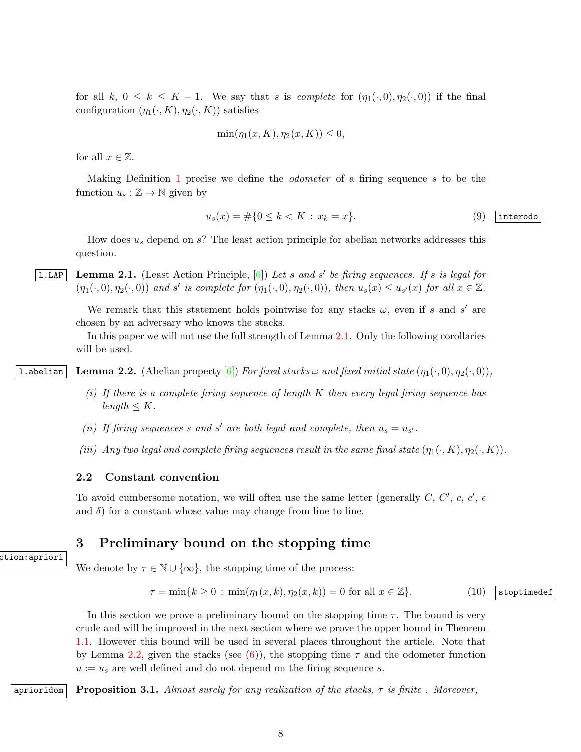for all $k$, $0 \le k \le K-1$. We say that $s$ is *complete* for $(\eta_1(\cdot,0), \eta_2(\cdot,0))$ if the final configuration $(\eta_1(\cdot,K), \eta_2(\cdot,K))$ satisfies

$$\min(\eta_1(x,K), \eta_2(x,K)) \le 0,$$

for all $x \in \mathbb{Z}$.

Making Definition 1 precise we define the *odometer* of a firing sequence $s$ to be the function $u_s : \mathbb{Z} \to \mathbb{N}$ given by

$$u_s(x) = \#\{0 \le k < K \,:\, x_k = x\}. \tag{9}$$

How does $u_s$ depend on $s$? The least action principle for abelian networks addresses this question.

**Lemma 2.1.** (Least Action Principle, [6]) *Let $s$ and $s'$ be firing sequences. If $s$ is legal for $(\eta_1(\cdot,0), \eta_2(\cdot,0))$ and $s'$ is complete for $(\eta_1(\cdot,0), \eta_2(\cdot,0))$, then $u_s(x) \le u_{s'}(x)$ for all $x \in \mathbb{Z}$.*

We remark that this statement holds pointwise for any stacks $\omega$, even if $s$ and $s'$ are chosen by an adversary who knows the stacks.

In this paper we will not use the full strength of Lemma 2.1. Only the following corollaries will be used.

**Lemma 2.2.** (Abelian property [6]) *For fixed stacks $\omega$ and fixed initial state $(\eta_1(\cdot,0), \eta_2(\cdot,0))$,*

*(i) If there is a complete firing sequence of length $K$ then every legal firing sequence has length $\le K$.*

*(ii) If firing sequences $s$ and $s'$ are both legal and complete, then $u_s = u_{s'}$.*

*(iii) Any two legal and complete firing sequences result in the same final state $(\eta_1(\cdot,K), \eta_2(\cdot,K))$.*

### 2.2 Constant convention

To avoid cumbersome notation, we will often use the same letter (generally $C$, $C'$, $c$, $c'$, $\epsilon$ and $\delta$) for a constant whose value may change from line to line.

## 3 Preliminary bound on the stopping time

We denote by $\tau \in \mathbb{N} \cup \{\infty\}$, the stopping time of the process:

$$\tau = \min\{k \ge 0 \,:\, \min(\eta_1(x,k), \eta_2(x,k)) = 0 \text{ for all } x \in \mathbb{Z}\}. \tag{10}$$

In this section we prove a preliminary bound on the stopping time $\tau$. The bound is very crude and will be improved in the next section where we prove the upper bound in Theorem 1.1. However this bound will be used in several places throughout the article. Note that by Lemma 2.2, given the stacks (see (6)), the stopping time $\tau$ and the odometer function $u := u_s$ are well defined and do not depend on the firing sequence $s$.

**Proposition 3.1.** *Almost surely for any realization of the stacks, $\tau$ is finite . Moreover,*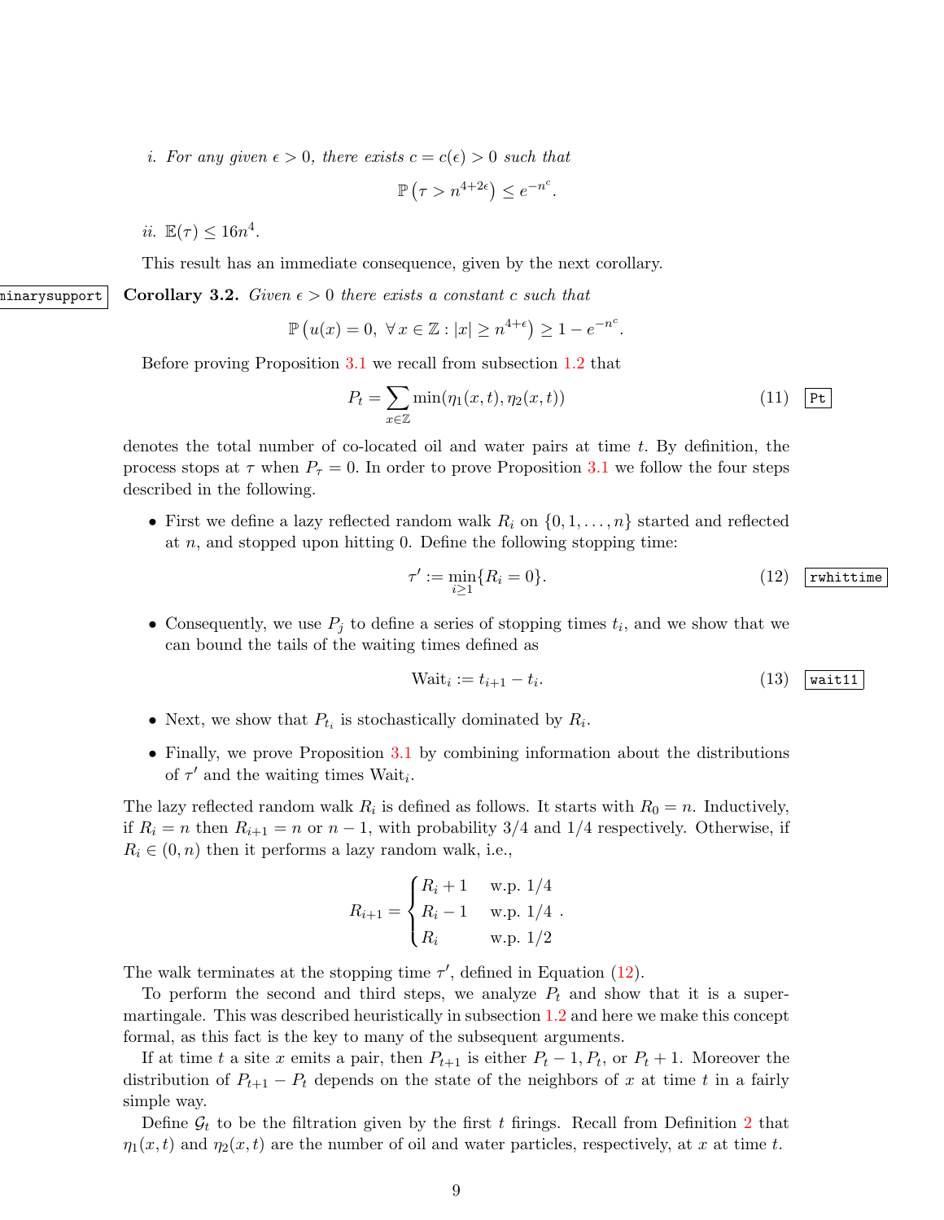*i. For any given $\epsilon > 0$, there exists $c = c(\epsilon) > 0$ such that*

$$\mathbb{P}\left(\tau > n^{4+2\epsilon}\right) \leq e^{-n^c}.$$

*ii.* $\mathbb{E}(\tau) \leq 16n^4$.

This result has an immediate consequence, given by the next corollary.

**Corollary 3.2.** *Given $\epsilon > 0$ there exists a constant $c$ such that*

$$\mathbb{P}\left(u(x) = 0,\ \forall\, x \in \mathbb{Z} : |x| \geq n^{4+\epsilon}\right) \geq 1 - e^{-n^c}.$$

Before proving Proposition 3.1 we recall from subsection 1.2 that

$$P_t = \sum_{x \in \mathbb{Z}} \min(\eta_1(x,t), \eta_2(x,t)) \tag{11}$$

denotes the total number of co-located oil and water pairs at time $t$. By definition, the process stops at $\tau$ when $P_\tau = 0$. In order to prove Proposition 3.1 we follow the four steps described in the following.

- First we define a lazy reflected random walk $R_i$ on $\{0, 1, \dots, n\}$ started and reflected at $n$, and stopped upon hitting 0. Define the following stopping time:

$$\tau' := \min_{i \geq 1}\{R_i = 0\}. \tag{12}$$

- Consequently, we use $P_j$ to define a series of stopping times $t_i$, and we show that we can bound the tails of the waiting times defined as

$$\text{Wait}_i := t_{i+1} - t_i. \tag{13}$$

- Next, we show that $P_{t_i}$ is stochastically dominated by $R_i$.
- Finally, we prove Proposition 3.1 by combining information about the distributions of $\tau'$ and the waiting times $\text{Wait}_i$.

The lazy reflected random walk $R_i$ is defined as follows. It starts with $R_0 = n$. Inductively, if $R_i = n$ then $R_{i+1} = n$ or $n-1$, with probability 3/4 and 1/4 respectively. Otherwise, if $R_i \in (0, n)$ then it performs a lazy random walk, i.e.,

$$R_{i+1} = \begin{cases} R_i + 1 & \text{w.p. } 1/4 \\ R_i - 1 & \text{w.p. } 1/4 \\ R_i & \text{w.p. } 1/2 \end{cases}.$$

The walk terminates at the stopping time $\tau'$, defined in Equation (12).

To perform the second and third steps, we analyze $P_t$ and show that it is a supermartingale. This was described heuristically in subsection 1.2 and here we make this concept formal, as this fact is the key to many of the subsequent arguments.

If at time $t$ a site $x$ emits a pair, then $P_{t+1}$ is either $P_t - 1, P_t$, or $P_t + 1$. Moreover the distribution of $P_{t+1} - P_t$ depends on the state of the neighbors of $x$ at time $t$ in a fairly simple way.

Define $\mathcal{G}_t$ to be the filtration given by the first $t$ firings. Recall from Definition 2 that $\eta_1(x,t)$ and $\eta_2(x,t)$ are the number of oil and water particles, respectively, at $x$ at time $t$.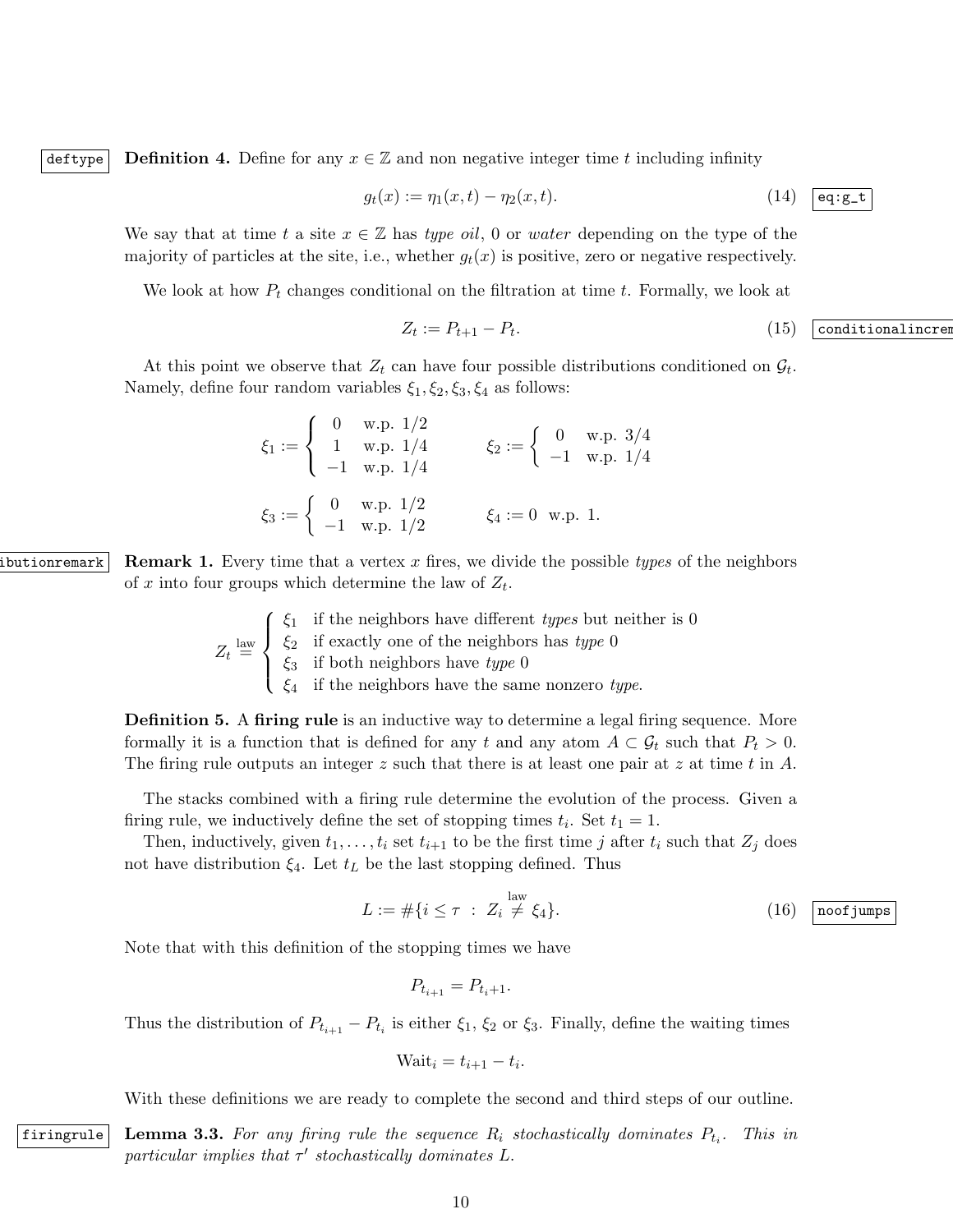**Definition 4.** Define for any $x \in \mathbb{Z}$ and non negative integer time $t$ including infinity

$$g_t(x) := \eta_1(x,t) - \eta_2(x,t). \tag{14}$$

We say that at time $t$ a site $x \in \mathbb{Z}$ has *type oil*, 0 or *water* depending on the type of the majority of particles at the site, i.e., whether $g_t(x)$ is positive, zero or negative respectively.

We look at how $P_t$ changes conditional on the filtration at time $t$. Formally, we look at

$$Z_t := P_{t+1} - P_t. \tag{15}$$

At this point we observe that $Z_t$ can have four possible distributions conditioned on $\mathcal{G}_t$. Namely, define four random variables $\xi_1, \xi_2, \xi_3, \xi_4$ as follows:

$$\xi_1 := \begin{cases} 0 & \text{w.p. } 1/2 \\ 1 & \text{w.p. } 1/4 \\ -1 & \text{w.p. } 1/4 \end{cases} \qquad \xi_2 := \begin{cases} 0 & \text{w.p. } 3/4 \\ -1 & \text{w.p. } 1/4 \end{cases}$$

$$\xi_3 := \begin{cases} 0 & \text{w.p. } 1/2 \\ -1 & \text{w.p. } 1/2 \end{cases} \qquad \xi_4 := 0 \ \text{ w.p. } 1.$$

**Remark 1.** Every time that a vertex $x$ fires, we divide the possible *types* of the neighbors of $x$ into four groups which determine the law of $Z_t$.

$$Z_t \overset{\text{law}}{=} \begin{cases} \xi_1 & \text{if the neighbors have different } \textit{types} \text{ but neither is } 0 \\ \xi_2 & \text{if exactly one of the neighbors has } \textit{type } 0 \\ \xi_3 & \text{if both neighbors have } \textit{type } 0 \\ \xi_4 & \text{if the neighbors have the same nonzero } \textit{type}. \end{cases}$$

**Definition 5.** A **firing rule** is an inductive way to determine a legal firing sequence. More formally it is a function that is defined for any $t$ and any atom $A \subset \mathcal{G}_t$ such that $P_t > 0$. The firing rule outputs an integer $z$ such that there is at least one pair at $z$ at time $t$ in $A$.

The stacks combined with a firing rule determine the evolution of the process. Given a firing rule, we inductively define the set of stopping times $t_i$. Set $t_1 = 1$.

Then, inductively, given $t_1, \dots, t_i$ set $t_{i+1}$ to be the first time $j$ after $t_i$ such that $Z_j$ does not have distribution $\xi_4$. Let $t_L$ be the last stopping defined. Thus

$$L := \#\{i \le \tau \ : \ Z_i \overset{\text{law}}{\neq} \xi_4\}. \tag{16}$$

Note that with this definition of the stopping times we have

$$P_{t_{i+1}} = P_{t_i+1}.$$

Thus the distribution of $P_{t_{i+1}} - P_{t_i}$ is either $\xi_1$, $\xi_2$ or $\xi_3$. Finally, define the waiting times

$$\text{Wait}_i = t_{i+1} - t_i.$$

With these definitions we are ready to complete the second and third steps of our outline.

**Lemma 3.3.** *For any firing rule the sequence $R_i$ stochastically dominates $P_{t_i}$. This in particular implies that $\tau'$ stochastically dominates $L$.*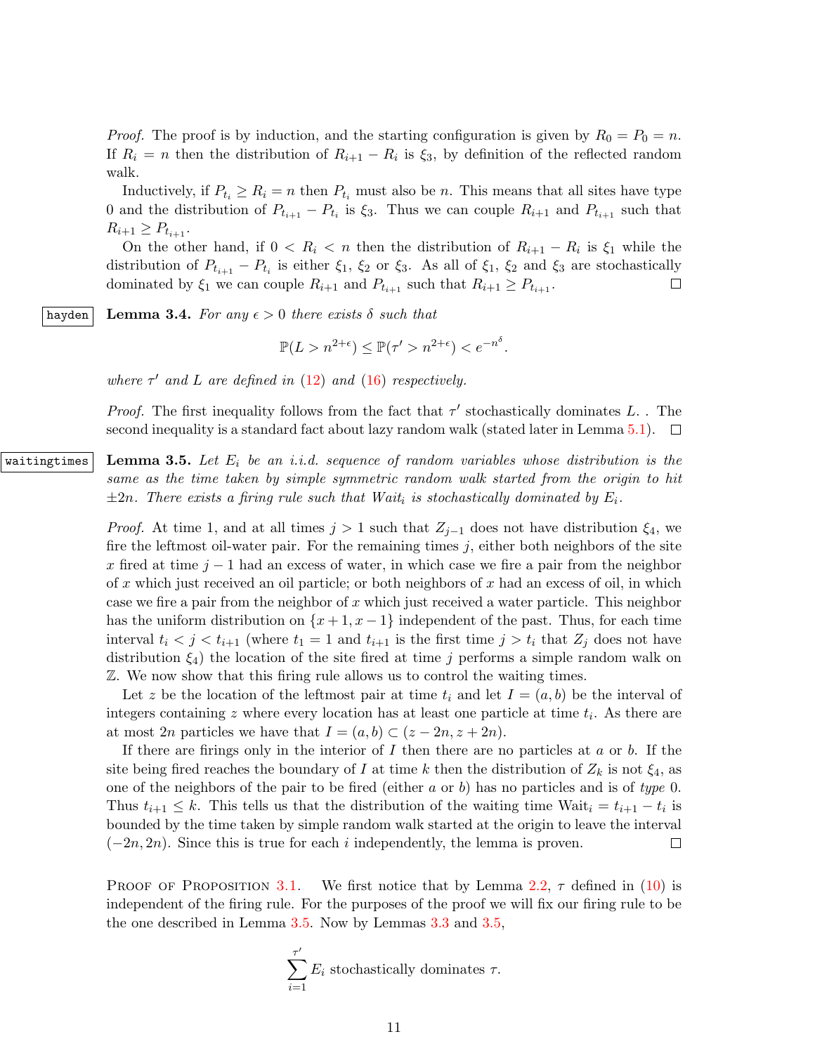*Proof.* The proof is by induction, and the starting configuration is given by $R_0 = P_0 = n$. If $R_i = n$ then the distribution of $R_{i+1} - R_i$ is $\xi_3$, by definition of the reflected random walk.

Inductively, if $P_{t_i} \geq R_i = n$ then $P_{t_i}$ must also be $n$. This means that all sites have type 0 and the distribution of $P_{t_{i+1}} - P_{t_i}$ is $\xi_3$. Thus we can couple $R_{i+1}$ and $P_{t_{i+1}}$ such that $R_{i+1} \geq P_{t_{i+1}}$.

On the other hand, if $0 < R_i < n$ then the distribution of $R_{i+1} - R_i$ is $\xi_1$ while the distribution of $P_{t_{i+1}} - P_{t_i}$ is either $\xi_1$, $\xi_2$ or $\xi_3$. As all of $\xi_1$, $\xi_2$ and $\xi_3$ are stochastically dominated by $\xi_1$ we can couple $R_{i+1}$ and $P_{t_{i+1}}$ such that $R_{i+1} \geq P_{t_{i+1}}$. □

**Lemma 3.4.** *For any $\epsilon > 0$ there exists $\delta$ such that*

$$\mathbb{P}(L > n^{2+\epsilon}) \leq \mathbb{P}(\tau' > n^{2+\epsilon}) < e^{-n^{\delta}}.$$

*where $\tau'$ and $L$ are defined in (12) and (16) respectively.*

*Proof.* The first inequality follows from the fact that $\tau'$ stochastically dominates $L$. . The second inequality is a standard fact about lazy random walk (stated later in Lemma 5.1). □

**Lemma 3.5.** *Let $E_i$ be an i.i.d. sequence of random variables whose distribution is the same as the time taken by simple symmetric random walk started from the origin to hit $\pm 2n$. There exists a firing rule such that $\text{Wait}_i$ is stochastically dominated by $E_i$.*

*Proof.* At time 1, and at all times $j > 1$ such that $Z_{j-1}$ does not have distribution $\xi_4$, we fire the leftmost oil-water pair. For the remaining times $j$, either both neighbors of the site $x$ fired at time $j-1$ had an excess of water, in which case we fire a pair from the neighbor of $x$ which just received an oil particle; or both neighbors of $x$ had an excess of oil, in which case we fire a pair from the neighbor of $x$ which just received a water particle. This neighbor has the uniform distribution on $\{x+1, x-1\}$ independent of the past. Thus, for each time interval $t_i < j < t_{i+1}$ (where $t_1 = 1$ and $t_{i+1}$ is the first time $j > t_i$ that $Z_j$ does not have distribution $\xi_4$) the location of the site fired at time $j$ performs a simple random walk on $\mathbb{Z}$. We now show that this firing rule allows us to control the waiting times.

Let $z$ be the location of the leftmost pair at time $t_i$ and let $I = (a, b)$ be the interval of integers containing $z$ where every location has at least one particle at time $t_i$. As there are at most $2n$ particles we have that $I = (a, b) \subset (z - 2n, z + 2n)$.

If there are firings only in the interior of $I$ then there are no particles at $a$ or $b$. If the site being fired reaches the boundary of $I$ at time $k$ then the distribution of $Z_k$ is not $\xi_4$, as one of the neighbors of the pair to be fired (either $a$ or $b$) has no particles and is of *type* 0. Thus $t_{i+1} \leq k$. This tells us that the distribution of the waiting time $\text{Wait}_i = t_{i+1} - t_i$ is bounded by the time taken by simple random walk started at the origin to leave the interval $(-2n, 2n)$. Since this is true for each $i$ independently, the lemma is proven. □

Proof of Proposition 3.1. We first notice that by Lemma 2.2, $\tau$ defined in (10) is independent of the firing rule. For the purposes of the proof we will fix our firing rule to be the one described in Lemma 3.5. Now by Lemmas 3.3 and 3.5,

$$\sum_{i=1}^{\tau'} E_i \text{ stochastically dominates } \tau.$$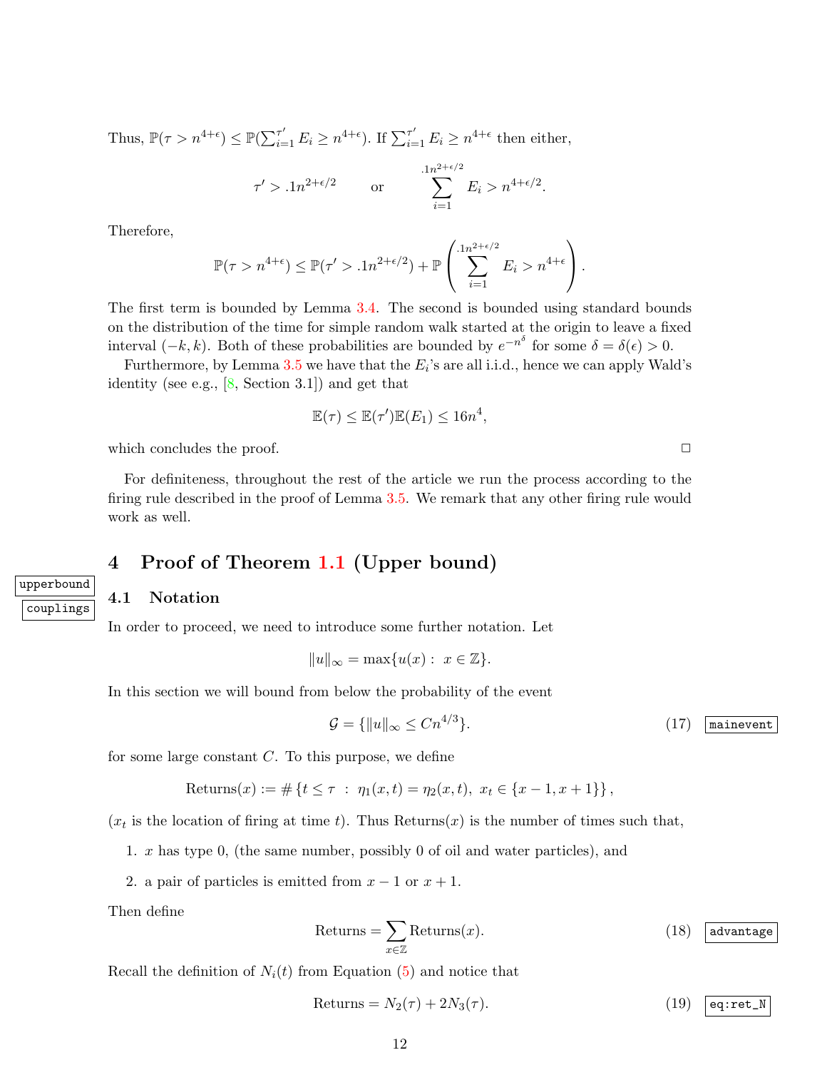Thus, $\mathbb{P}(\tau > n^{4+\epsilon}) \leq \mathbb{P}(\sum_{i=1}^{\tau'} E_i \geq n^{4+\epsilon})$. If $\sum_{i=1}^{\tau'} E_i \geq n^{4+\epsilon}$ then either,

$$\tau' > .1n^{2+\epsilon/2} \qquad \text{or} \qquad \sum_{i=1}^{.1n^{2+\epsilon/2}} E_i > n^{4+\epsilon/2}.$$

Therefore,

$$\mathbb{P}(\tau > n^{4+\epsilon}) \leq \mathbb{P}(\tau' > .1n^{2+\epsilon/2}) + \mathbb{P}\left(\sum_{i=1}^{.1n^{2+\epsilon/2}} E_i > n^{4+\epsilon}\right).$$

The first term is bounded by Lemma 3.4. The second is bounded using standard bounds on the distribution of the time for simple random walk started at the origin to leave a fixed interval $(-k, k)$. Both of these probabilities are bounded by $e^{-n^{\delta}}$ for some $\delta = \delta(\epsilon) > 0$.

Furthermore, by Lemma 3.5 we have that the $E_i$'s are all i.i.d., hence we can apply Wald's identity (see e.g., [8, Section 3.1]) and get that

$$\mathbb{E}(\tau) \leq \mathbb{E}(\tau')\mathbb{E}(E_1) \leq 16n^4,$$

which concludes the proof. □

For definiteness, throughout the rest of the article we run the process according to the firing rule described in the proof of Lemma 3.5. We remark that any other firing rule would work as well.

# 4 Proof of Theorem 1.1 (Upper bound)

## 4.1 Notation

In order to proceed, we need to introduce some further notation. Let

$$\|u\|_\infty = \max\{u(x) : \ x \in \mathbb{Z}\}.$$

In this section we will bound from below the probability of the event

$$\mathcal{G} = \{\|u\|_\infty \leq Cn^{4/3}\}. \tag{17}$$

for some large constant $C$. To this purpose, we define

$$\text{Returns}(x) := \#\left\{t \leq \tau \ : \ \eta_1(x,t) = \eta_2(x,t), \ x_t \in \{x-1, x+1\}\right\},$$

($x_t$ is the location of firing at time $t$). Thus Returns$(x)$ is the number of times such that,

1. $x$ has type 0, (the same number, possibly 0 of oil and water particles), and
2. a pair of particles is emitted from $x-1$ or $x+1$.

Then define

$$\text{Returns} = \sum_{x \in \mathbb{Z}} \text{Returns}(x). \tag{18}$$

Recall the definition of $N_i(t)$ from Equation (5) and notice that

$$\text{Returns} = N_2(\tau) + 2N_3(\tau). \tag{19}$$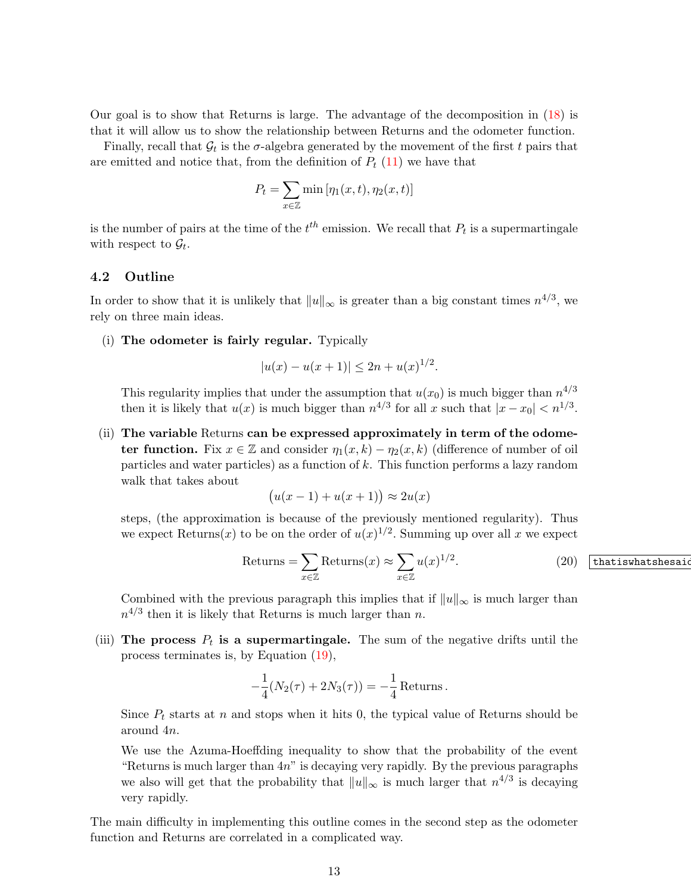Our goal is to show that Returns is large. The advantage of the decomposition in (18) is that it will allow us to show the relationship between Returns and the odometer function.

Finally, recall that $\mathcal{G}_t$ is the $\sigma$-algebra generated by the movement of the first $t$ pairs that are emitted and notice that, from the definition of $P_t$ (11) we have that

$$P_t = \sum_{x \in \mathbb{Z}} \min\left[\eta_1(x,t), \eta_2(x,t)\right]$$

is the number of pairs at the time of the $t^{th}$ emission. We recall that $P_t$ is a supermartingale with respect to $\mathcal{G}_t$.

### 4.2 Outline

In order to show that it is unlikely that $\|u\|_\infty$ is greater than a big constant times $n^{4/3}$, we rely on three main ideas.

(i) **The odometer is fairly regular.** Typically

$$|u(x) - u(x+1)| \leq 2n + u(x)^{1/2}.$$

This regularity implies that under the assumption that $u(x_0)$ is much bigger than $n^{4/3}$ then it is likely that $u(x)$ is much bigger than $n^{4/3}$ for all $x$ such that $|x - x_0| < n^{1/3}$.

(ii) **The variable** Returns **can be expressed approximately in term of the odometer function.** Fix $x \in \mathbb{Z}$ and consider $\eta_1(x,k) - \eta_2(x,k)$ (difference of number of oil particles and water particles) as a function of $k$. This function performs a lazy random walk that takes about

$$\big(u(x-1) + u(x+1)\big) \approx 2u(x)$$

steps, (the approximation is because of the previously mentioned regularity). Thus we expect Returns$(x)$ to be on the order of $u(x)^{1/2}$. Summing up over all $x$ we expect

$$\text{Returns} = \sum_{x \in \mathbb{Z}} \text{Returns}(x) \approx \sum_{x \in \mathbb{Z}} u(x)^{1/2}. \tag{20}$$

Combined with the previous paragraph this implies that if $\|u\|_\infty$ is much larger than $n^{4/3}$ then it is likely that Returns is much larger than $n$.

(iii) **The process $P_t$ is a supermartingale.** The sum of the negative drifts until the process terminates is, by Equation (19),

$$-\frac{1}{4}(N_2(\tau) + 2N_3(\tau)) = -\frac{1}{4}\,\text{Returns}\,.$$

Since $P_t$ starts at $n$ and stops when it hits 0, the typical value of Returns should be around $4n$.

We use the Azuma-Hoeffding inequality to show that the probability of the event "Returns is much larger than $4n$" is decaying very rapidly. By the previous paragraphs we also will get that the probability that $\|u\|_\infty$ is much larger that $n^{4/3}$ is decaying very rapidly.

The main difficulty in implementing this outline comes in the second step as the odometer function and Returns are correlated in a complicated way.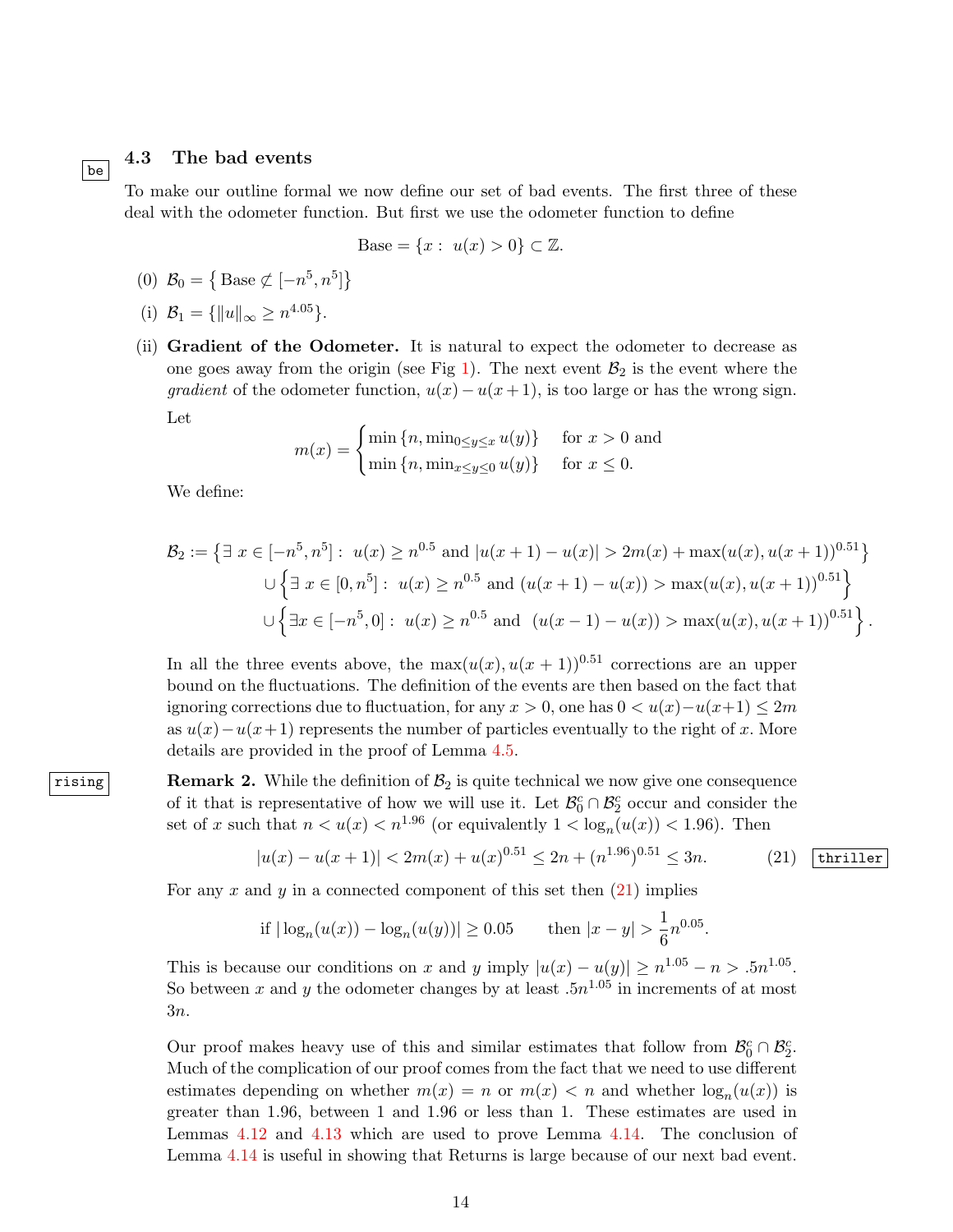### 4.3 The bad events

To make our outline formal we now define our set of bad events. The first three of these deal with the odometer function. But first we use the odometer function to define

$$\text{Base} = \{x : \ u(x) > 0\} \subset \mathbb{Z}.$$

(0) $\mathcal{B}_0 = \left\{ \text{Base} \not\subset [-n^5, n^5] \right\}$

(i) $\mathcal{B}_1 = \{\|u\|_\infty \geq n^{4.05}\}$.

(ii) **Gradient of the Odometer.** It is natural to expect the odometer to decrease as one goes away from the origin (see Fig 1). The next event $\mathcal{B}_2$ is the event where the *gradient* of the odometer function, $u(x) - u(x+1)$, is too large or has the wrong sign.

Let

$$m(x) = \begin{cases} \min\{n, \min_{0 \leq y \leq x} u(y)\} & \text{for } x > 0 \text{ and} \\ \min\{n, \min_{x \leq y \leq 0} u(y)\} & \text{for } x \leq 0. \end{cases}$$

We define:

$$\begin{aligned} \mathcal{B}_2 := &\left\{\exists\ x \in [-n^5, n^5] : \ u(x) \geq n^{0.5} \text{ and } |u(x+1) - u(x)| > 2m(x) + \max(u(x), u(x+1))^{0.51}\right\} \\ &\cup \left\{\exists\ x \in [0, n^5] : \ u(x) \geq n^{0.5} \text{ and } (u(x+1) - u(x)) > \max(u(x), u(x+1))^{0.51}\right\} \\ &\cup \left\{\exists x \in [-n^5, 0] : \ u(x) \geq n^{0.5} \text{ and } \ (u(x-1) - u(x)) > \max(u(x), u(x+1))^{0.51}\right\}. \end{aligned}$$

In all the three events above, the $\max(u(x), u(x+1))^{0.51}$ corrections are an upper bound on the fluctuations. The definition of the events are then based on the fact that ignoring corrections due to fluctuation, for any $x > 0$, one has $0 < u(x) - u(x+1) \leq 2m$ as $u(x) - u(x+1)$ represents the number of particles eventually to the right of $x$. More details are provided in the proof of Lemma 4.5.

**Remark 2.** While the definition of $\mathcal{B}_2$ is quite technical we now give one consequence of it that is representative of how we will use it. Let $\mathcal{B}_0^c \cap \mathcal{B}_2^c$ occur and consider the set of $x$ such that $n < u(x) < n^{1.96}$ (or equivalently $1 < \log_n(u(x)) < 1.96$). Then

$$|u(x) - u(x+1)| < 2m(x) + u(x)^{0.51} \leq 2n + (n^{1.96})^{0.51} \leq 3n. \tag{21}$$

For any $x$ and $y$ in a connected component of this set then (21) implies

$$\text{if } |\log_n(u(x)) - \log_n(u(y))| \geq 0.05 \qquad \text{then } |x - y| > \frac{1}{6}n^{0.05}.$$

This is because our conditions on $x$ and $y$ imply $|u(x) - u(y)| \geq n^{1.05} - n > .5n^{1.05}$. So between $x$ and $y$ the odometer changes by at least $.5n^{1.05}$ in increments of at most $3n$.

Our proof makes heavy use of this and similar estimates that follow from $\mathcal{B}_0^c \cap \mathcal{B}_2^c$. Much of the complication of our proof comes from the fact that we need to use different estimates depending on whether $m(x) = n$ or $m(x) < n$ and whether $\log_n(u(x))$ is greater than 1.96, between 1 and 1.96 or less than 1. These estimates are used in Lemmas 4.12 and 4.13 which are used to prove Lemma 4.14. The conclusion of Lemma 4.14 is useful in showing that Returns is large because of our next bad event.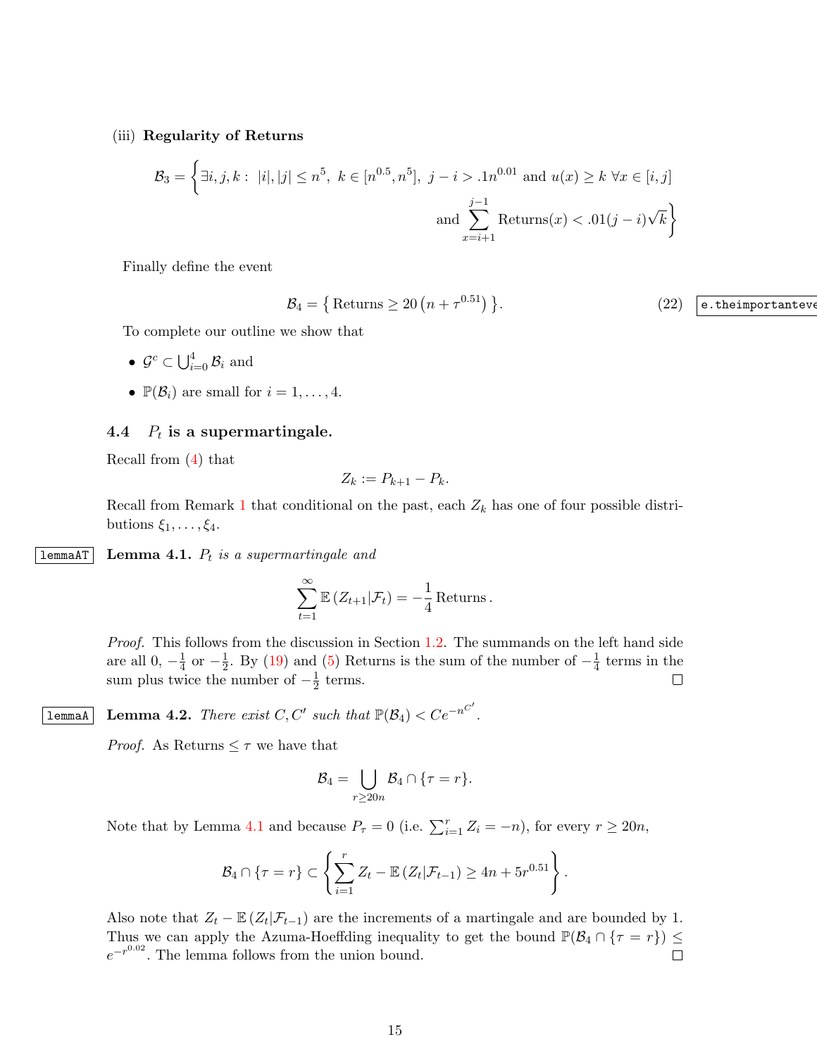(iii) **Regularity of Returns**

$$\mathcal{B}_3 = \left\{ \exists i,j,k: \ |i|,|j| \le n^5, \ k \in [n^{0.5}, n^5], \ j-i > .1n^{0.01} \text{ and } u(x) \ge k \ \forall x \in [i,j] \right.$$
$$\left. \text{and } \sum_{x=i+1}^{j-1} \text{Returns}(x) < .01(j-i)\sqrt{k} \right\}$$

Finally define the event

$$\mathcal{B}_4 = \left\{ \text{Returns} \ge 20\left(n + \tau^{0.51}\right) \right\}. \tag{22}$$

To complete our outline we show that

- $\mathcal{G}^c \subset \bigcup_{i=0}^4 \mathcal{B}_i$ and
- $\mathbb{P}(\mathcal{B}_i)$ are small for $i = 1, \ldots, 4$.

### 4.4 $P_t$ is a supermartingale.

Recall from (4) that

$$Z_k := P_{k+1} - P_k.$$

Recall from Remark 1 that conditional on the past, each $Z_k$ has one of four possible distributions $\xi_1, \ldots, \xi_4$.

**Lemma 4.1.** *$P_t$ is a supermartingale and*

$$\sum_{t=1}^{\infty} \mathbb{E}\left(Z_{t+1} | \mathcal{F}_t\right) = -\frac{1}{4} \text{Returns}.$$

*Proof.* This follows from the discussion in Section 1.2. The summands on the left hand side are all 0, $-\frac{1}{4}$ or $-\frac{1}{2}$. By (19) and (5) Returns is the sum of the number of $-\frac{1}{4}$ terms in the sum plus twice the number of $-\frac{1}{2}$ terms. □

**Lemma 4.2.** *There exist $C, C'$ such that $\mathbb{P}(\mathcal{B}_4) < Ce^{-n^{C'}}$.*

*Proof.* As Returns $\le \tau$ we have that

$$\mathcal{B}_4 = \bigcup_{r \ge 20n} \mathcal{B}_4 \cap \{\tau = r\}.$$

Note that by Lemma 4.1 and because $P_\tau = 0$ (i.e. $\sum_{i=1}^r Z_i = -n$), for every $r \ge 20n$,

$$\mathcal{B}_4 \cap \{\tau = r\} \subset \left\{ \sum_{i=1}^{r} Z_t - \mathbb{E}\left(Z_t | \mathcal{F}_{t-1}\right) \ge 4n + 5r^{0.51} \right\}.$$

Also note that $Z_t - \mathbb{E}\left(Z_t | \mathcal{F}_{t-1}\right)$ are the increments of a martingale and are bounded by 1. Thus we can apply the Azuma-Hoeffding inequality to get the bound $\mathbb{P}(\mathcal{B}_4 \cap \{\tau = r\}) \le e^{-r^{0.02}}$. The lemma follows from the union bound. □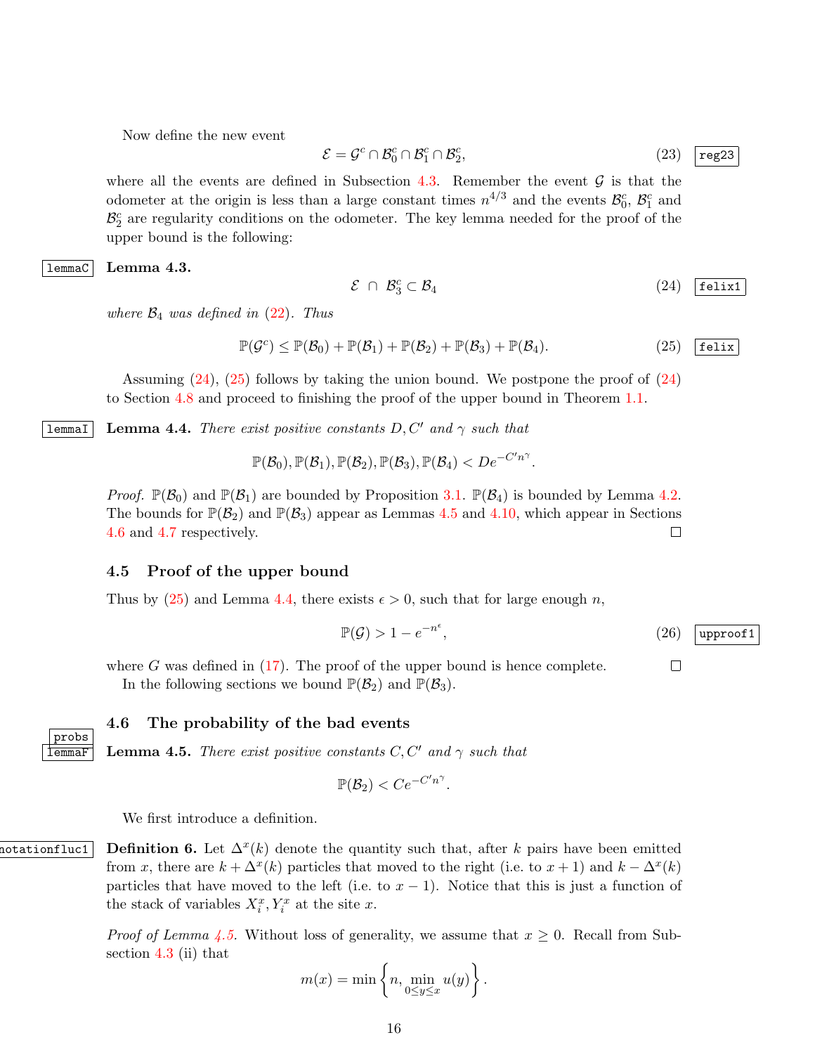Now define the new event

$$\mathcal{E} = \mathcal{G}^c \cap \mathcal{B}_0^c \cap \mathcal{B}_1^c \cap \mathcal{B}_2^c, \tag{23}$$

where all the events are defined in Subsection 4.3. Remember the event $\mathcal{G}$ is that the odometer at the origin is less than a large constant times $n^{4/3}$ and the events $\mathcal{B}_0^c$, $\mathcal{B}_1^c$ and $\mathcal{B}_2^c$ are regularity conditions on the odometer. The key lemma needed for the proof of the upper bound is the following:

**Lemma 4.3.**

$$\mathcal{E} \ \cap \ \mathcal{B}_3^c \subset \mathcal{B}_4 \tag{24}$$

*where $\mathcal{B}_4$ was defined in (22). Thus*

$$\mathbb{P}(\mathcal{G}^c) \leq \mathbb{P}(\mathcal{B}_0) + \mathbb{P}(\mathcal{B}_1) + \mathbb{P}(\mathcal{B}_2) + \mathbb{P}(\mathcal{B}_3) + \mathbb{P}(\mathcal{B}_4). \tag{25}$$

Assuming (24), (25) follows by taking the union bound. We postpone the proof of (24) to Section 4.8 and proceed to finishing the proof of the upper bound in Theorem 1.1.

**Lemma 4.4.** *There exist positive constants $D, C'$ and $\gamma$ such that*

$$\mathbb{P}(\mathcal{B}_0), \mathbb{P}(\mathcal{B}_1), \mathbb{P}(\mathcal{B}_2), \mathbb{P}(\mathcal{B}_3), \mathbb{P}(\mathcal{B}_4) < De^{-C'n^{\gamma}}.$$

*Proof.* $\mathbb{P}(\mathcal{B}_0)$ and $\mathbb{P}(\mathcal{B}_1)$ are bounded by Proposition 3.1. $\mathbb{P}(\mathcal{B}_4)$ is bounded by Lemma 4.2. The bounds for $\mathbb{P}(\mathcal{B}_2)$ and $\mathbb{P}(\mathcal{B}_3)$ appear as Lemmas 4.5 and 4.10, which appear in Sections 4.6 and 4.7 respectively. □

### 4.5 Proof of the upper bound

Thus by (25) and Lemma 4.4, there exists $\epsilon > 0$, such that for large enough $n$,

$$\mathbb{P}(\mathcal{G}) > 1 - e^{-n^{\epsilon}}, \tag{26}$$

where $G$ was defined in (17). The proof of the upper bound is hence complete. □

In the following sections we bound $\mathbb{P}(\mathcal{B}_2)$ and $\mathbb{P}(\mathcal{B}_3)$.

### 4.6 The probability of the bad events

**Lemma 4.5.** *There exist positive constants $C, C'$ and $\gamma$ such that*

$$\mathbb{P}(\mathcal{B}_2) < Ce^{-C'n^{\gamma}}.$$

We first introduce a definition.

**Definition 6.** Let $\Delta^x(k)$ denote the quantity such that, after $k$ pairs have been emitted from $x$, there are $k + \Delta^x(k)$ particles that moved to the right (i.e. to $x+1$) and $k - \Delta^x(k)$ particles that have moved to the left (i.e. to $x-1$). Notice that this is just a function of the stack of variables $X_i^x, Y_i^x$ at the site $x$.

*Proof of Lemma 4.5.* Without loss of generality, we assume that $x \geq 0$. Recall from Subsection 4.3 (ii) that

$$m(x) = \min\left\{n, \min_{0 \leq y \leq x} u(y)\right\}.$$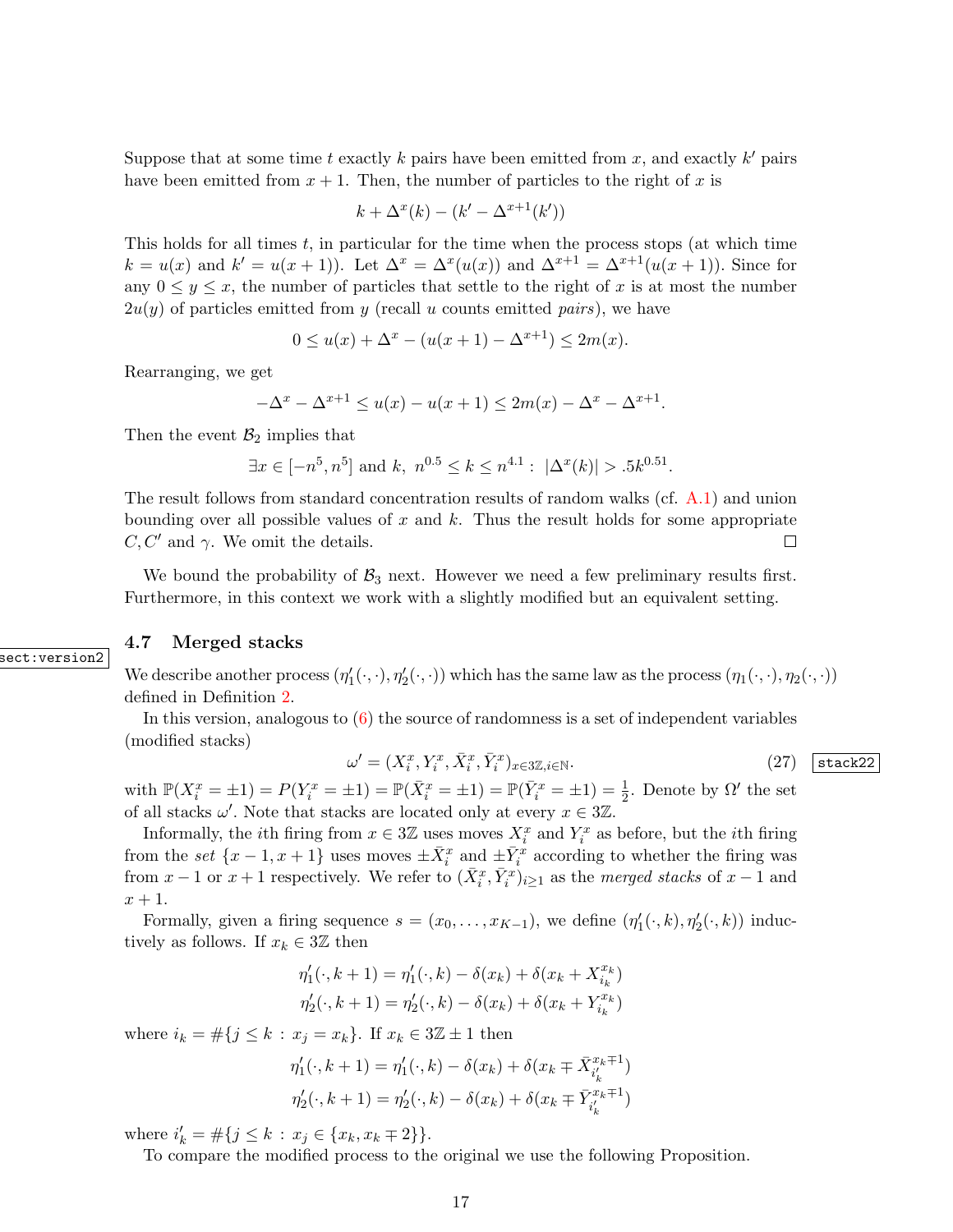Suppose that at some time $t$ exactly $k$ pairs have been emitted from $x$, and exactly $k'$ pairs have been emitted from $x+1$. Then, the number of particles to the right of $x$ is

$$k + \Delta^x(k) - (k' - \Delta^{x+1}(k'))$$

This holds for all times $t$, in particular for the time when the process stops (at which time $k = u(x)$ and $k' = u(x+1)$). Let $\Delta^x = \Delta^x(u(x))$ and $\Delta^{x+1} = \Delta^{x+1}(u(x+1))$. Since for any $0 \le y \le x$, the number of particles that settle to the right of $x$ is at most the number $2u(y)$ of particles emitted from $y$ (recall $u$ counts emitted *pairs*), we have

$$0 \le u(x) + \Delta^x - (u(x+1) - \Delta^{x+1}) \le 2m(x).$$

Rearranging, we get

$$-\Delta^x - \Delta^{x+1} \le u(x) - u(x+1) \le 2m(x) - \Delta^x - \Delta^{x+1}.$$

Then the event $\mathcal{B}_2$ implies that

$$\exists x \in [-n^5, n^5] \text{ and } k,\ n^{0.5} \le k \le n^{4.1} :\ |\Delta^x(k)| > .5k^{0.51}.$$

The result follows from standard concentration results of random walks (cf. A.1) and union bounding over all possible values of $x$ and $k$. Thus the result holds for some appropriate $C, C'$ and $\gamma$. We omit the details. □

We bound the probability of $\mathcal{B}_3$ next. However we need a few preliminary results first. Furthermore, in this context we work with a slightly modified but an equivalent setting.

### 4.7 Merged stacks

We describe another process $(\eta_1'(\cdot,\cdot), \eta_2'(\cdot,\cdot))$ which has the same law as the process $(\eta_1(\cdot,\cdot), \eta_2(\cdot,\cdot))$ defined in Definition 2.

In this version, analogous to (6) the source of randomness is a set of independent variables (modified stacks)

$$\omega' = (X_i^x, Y_i^x, \bar{X}_i^x, \bar{Y}_i^x)_{x \in 3\mathbb{Z}, i \in \mathbb{N}}. \tag{27}$$

with $\mathbb{P}(X_i^x = \pm 1) = P(Y_i^x = \pm 1) = \mathbb{P}(\bar{X}_i^x = \pm 1) = \mathbb{P}(\bar{Y}_i^x = \pm 1) = \frac{1}{2}$. Denote by $\Omega'$ the set of all stacks $\omega'$. Note that stacks are located only at every $x \in 3\mathbb{Z}$.

Informally, the $i$th firing from $x \in 3\mathbb{Z}$ uses moves $X_i^x$ and $Y_i^x$ as before, but the $i$th firing from the *set* $\{x-1, x+1\}$ uses moves $\pm\bar{X}_i^x$ and $\pm\bar{Y}_i^x$ according to whether the firing was from $x-1$ or $x+1$ respectively. We refer to $(\bar{X}_i^x, \bar{Y}_i^x)_{i \ge 1}$ as the *merged stacks* of $x-1$ and $x+1$.

Formally, given a firing sequence $s = (x_0, \ldots, x_{K-1})$, we define $(\eta_1'(\cdot,k), \eta_2'(\cdot,k))$ inductively as follows. If $x_k \in 3\mathbb{Z}$ then

$$\eta_1'(\cdot,k+1) = \eta_1'(\cdot,k) - \delta(x_k) + \delta(x_k + X_{i_k}^{x_k})$$
$$\eta_2'(\cdot,k+1) = \eta_2'(\cdot,k) - \delta(x_k) + \delta(x_k + Y_{i_k}^{x_k})$$

where $i_k = \#\{j \le k : x_j = x_k\}$. If $x_k \in 3\mathbb{Z} \pm 1$ then

$$\eta_1'(\cdot,k+1) = \eta_1'(\cdot,k) - \delta(x_k) + \delta(x_k \mp \bar{X}_{i_k'}^{x_k \mp 1})$$
$$\eta_2'(\cdot,k+1) = \eta_2'(\cdot,k) - \delta(x_k) + \delta(x_k \mp \bar{Y}_{i_k'}^{x_k \mp 1})$$

where $i_k' = \#\{j \le k : x_j \in \{x_k, x_k \mp 2\}\}$.

To compare the modified process to the original we use the following Proposition.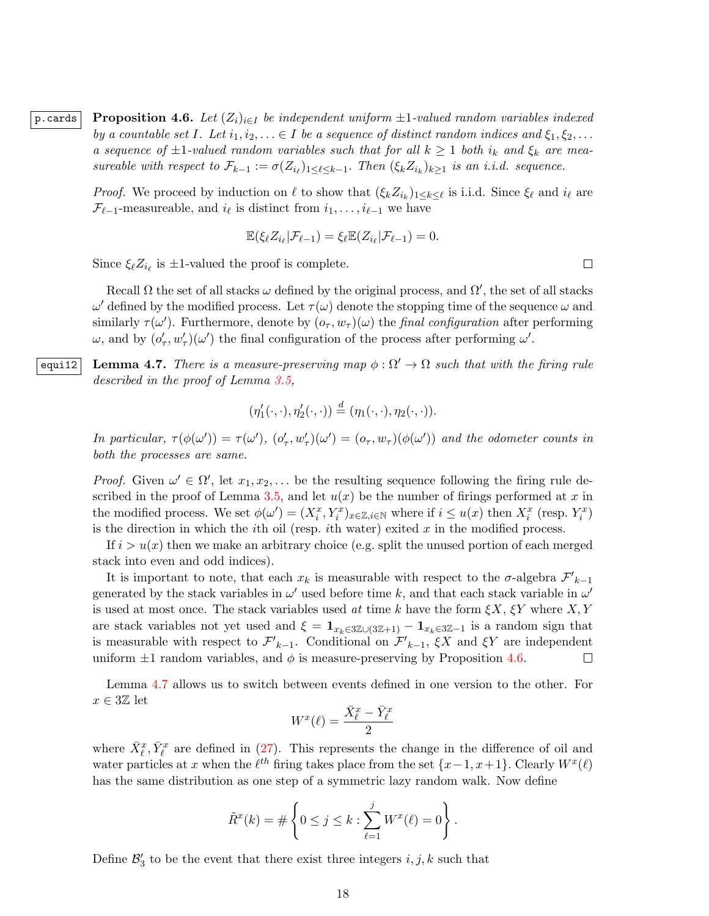**Proposition 4.6.** *Let $(Z_i)_{i\in I}$ be independent uniform $\pm1$-valued random variables indexed by a countable set $I$. Let $i_1, i_2, \ldots \in I$ be a sequence of distinct random indices and $\xi_1, \xi_2, \ldots$ a sequence of $\pm1$-valued random variables such that for all $k \geq 1$ both $i_k$ and $\xi_k$ are measureable with respect to $\mathcal{F}_{k-1} := \sigma(Z_{i_\ell})_{1\leq \ell \leq k-1}$. Then $(\xi_k Z_{i_k})_{k\geq1}$ is an i.i.d. sequence.*

*Proof.* We proceed by induction on $\ell$ to show that $(\xi_k Z_{i_k})_{1\leq k\leq \ell}$ is i.i.d. Since $\xi_\ell$ and $i_\ell$ are $\mathcal{F}_{\ell-1}$-measureable, and $i_\ell$ is distinct from $i_1, \ldots, i_{\ell-1}$ we have

$$\mathbb{E}(\xi_\ell Z_{i_\ell} | \mathcal{F}_{\ell-1}) = \xi_\ell \mathbb{E}(Z_{i_\ell}|\mathcal{F}_{\ell-1}) = 0.$$

Since $\xi_\ell Z_{i_\ell}$ is $\pm1$-valued the proof is complete. □

Recall $\Omega$ the set of all stacks $\omega$ defined by the original process, and $\Omega'$, the set of all stacks $\omega'$ defined by the modified process. Let $\tau(\omega)$ denote the stopping time of the sequence $\omega$ and similarly $\tau(\omega')$. Furthermore, denote by $(o_\tau, w_\tau)(\omega)$ the *final configuration* after performing $\omega$, and by $(o'_\tau, w'_\tau)(\omega')$ the final configuration of the process after performing $\omega'$.

**Lemma 4.7.** *There is a measure-preserving map $\phi : \Omega' \to \Omega$ such that with the firing rule described in the proof of Lemma 3.5,*

$$(\eta'_1(\cdot,\cdot), \eta'_2(\cdot,\cdot)) \overset{d}{=} (\eta_1(\cdot,\cdot), \eta_2(\cdot,\cdot)).$$

*In particular, $\tau(\phi(\omega')) = \tau(\omega')$, $(o'_\tau, w'_\tau)(\omega') = (o_\tau, w_\tau)(\phi(\omega'))$ and the odometer counts in both the processes are same.*

*Proof.* Given $\omega' \in \Omega'$, let $x_1, x_2, \ldots$ be the resulting sequence following the firing rule described in the proof of Lemma 3.5, and let $u(x)$ be the number of firings performed at $x$ in the modified process. We set $\phi(\omega') = (X^x_i, Y^x_i)_{x\in\mathbb{Z}, i\in\mathbb{N}}$ where if $i \leq u(x)$ then $X^x_i$ (resp. $Y^x_i$) is the direction in which the $i$th oil (resp. $i$th water) exited $x$ in the modified process.

If $i > u(x)$ then we make an arbitrary choice (e.g. split the unused portion of each merged stack into even and odd indices).

It is important to note, that each $x_k$ is measurable with respect to the $\sigma$-algebra ${\mathcal{F}'}_{k-1}$ generated by the stack variables in $\omega'$ used before time $k$, and that each stack variable in $\omega'$ is used at most once. The stack variables used *at* time $k$ have the form $\xi X$, $\xi Y$ where $X, Y$ are stack variables not yet used and $\xi = \mathbf{1}_{x_k \in 3\mathbb{Z}\cup(3\mathbb{Z}+1)} - \mathbf{1}_{x_k\in 3\mathbb{Z}-1}$ is a random sign that is measurable with respect to ${\mathcal{F}'}_{k-1}$. Conditional on ${\mathcal{F}'}_{k-1}$, $\xi X$ and $\xi Y$ are independent uniform $\pm1$ random variables, and $\phi$ is measure-preserving by Proposition 4.6. □

Lemma 4.7 allows us to switch between events defined in one version to the other. For $x \in 3\mathbb{Z}$ let

$$W^x(\ell) = \frac{\bar{X}^x_\ell - \bar{Y}^x_\ell}{2}$$

where $\bar{X}^x_\ell, \bar{Y}^x_\ell$ are defined in (27). This represents the change in the difference of oil and water particles at $x$ when the $\ell^{th}$ firing takes place from the set $\{x-1, x+1\}$. Clearly $W^x(\ell)$ has the same distribution as one step of a symmetric lazy random walk. Now define

$$\tilde{R}^x(k) = \#\left\{0 \leq j \leq k : \sum_{\ell=1}^{j} W^x(\ell) = 0\right\}.$$

Define $\mathcal{B}'_3$ to be the event that there exist three integers $i, j, k$ such that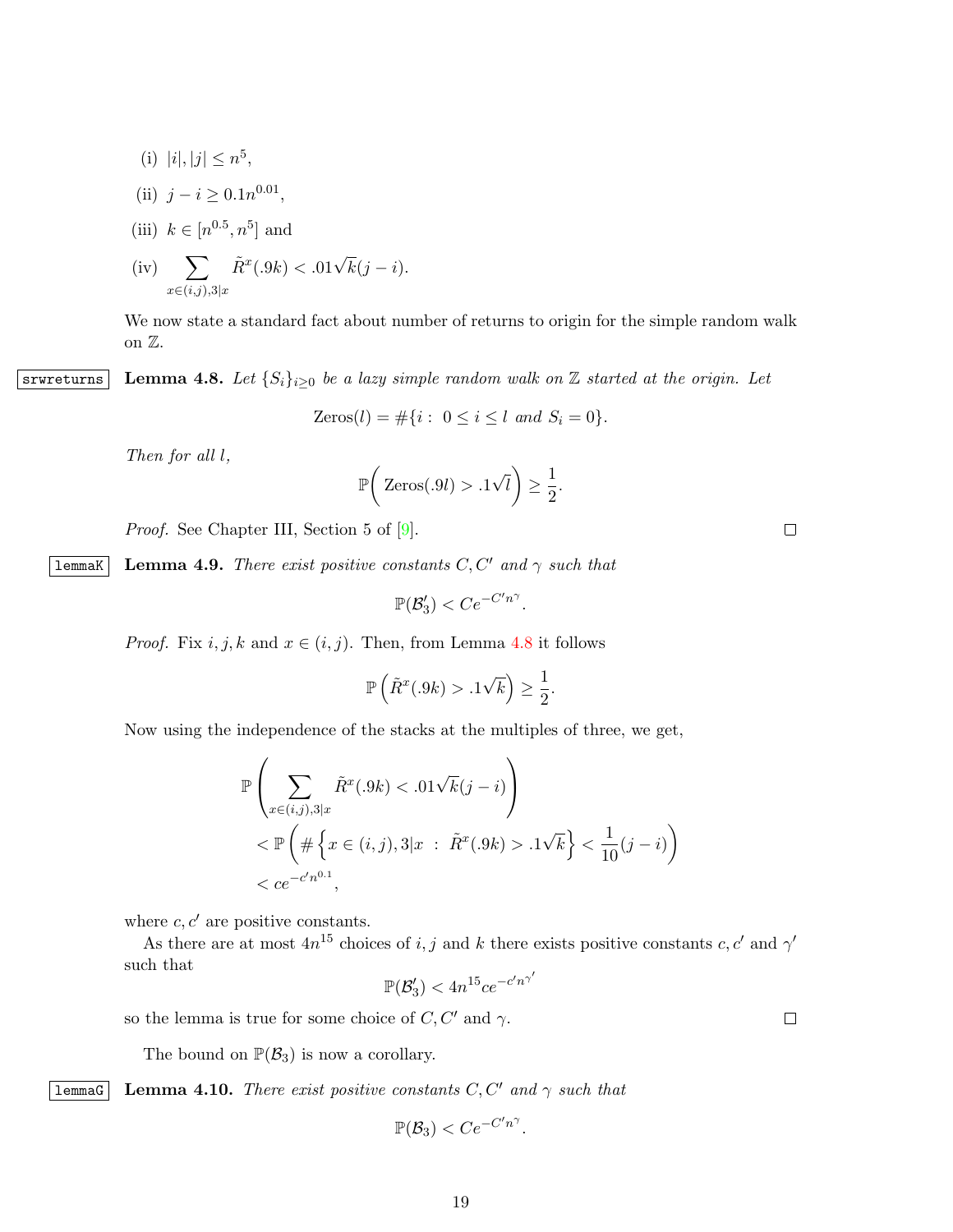(i) $|i|, |j| \leq n^5$,

(ii) $j - i \geq 0.1 n^{0.01}$,

(iii) $k \in [n^{0.5}, n^5]$ and

(iv) $\displaystyle\sum_{x \in (i,j), 3|x} \tilde{R}^x(.9k) < .01\sqrt{k}(j-i)$.

We now state a standard fact about number of returns to origin for the simple random walk on $\mathbb{Z}$.

**Lemma 4.8.** *Let $\{S_i\}_{i \geq 0}$ be a lazy simple random walk on $\mathbb{Z}$ started at the origin. Let*

$$\text{Zeros}(l) = \#\{i : \ 0 \leq i \leq l \text{ and } S_i = 0\}.$$

*Then for all $l$,*

$$\mathbb{P}\bigg(\text{Zeros}(.9l) > .1\sqrt{l}\bigg) \geq \frac{1}{2}.$$

*Proof.* See Chapter III, Section 5 of [9]. ☐

**Lemma 4.9.** *There exist positive constants $C, C'$ and $\gamma$ such that*

$$\mathbb{P}(\mathcal{B}_3') < Ce^{-C'n^{\gamma}}.$$

*Proof.* Fix $i, j, k$ and $x \in (i,j)$. Then, from Lemma 4.8 it follows

$$\mathbb{P}\left(\tilde{R}^x(.9k) > .1\sqrt{k}\right) \geq \frac{1}{2}.$$

Now using the independence of the stacks at the multiples of three, we get,

$$\begin{aligned}
&\mathbb{P}\left(\sum_{x \in (i,j), 3|x} \tilde{R}^x(.9k) < .01\sqrt{k}(j-i)\right) \\
&< \mathbb{P}\left(\#\left\{x \in (i,j), 3|x \ : \ \tilde{R}^x(.9k) > .1\sqrt{k}\right\} < \frac{1}{10}(j-i)\right) \\
&< ce^{-c'n^{0.1}},
\end{aligned}$$

where $c, c'$ are positive constants.

As there are at most $4n^{15}$ choices of $i, j$ and $k$ there exists positive constants $c, c'$ and $\gamma'$ such that

$$\mathbb{P}(\mathcal{B}_3') < 4n^{15}ce^{-c'n^{\gamma'}}$$

so the lemma is true for some choice of $C, C'$ and $\gamma$. ☐

The bound on $\mathbb{P}(\mathcal{B}_3)$ is now a corollary.

**Lemma 4.10.** *There exist positive constants $C, C'$ and $\gamma$ such that*

$$\mathbb{P}(\mathcal{B}_3) < Ce^{-C'n^{\gamma}}.$$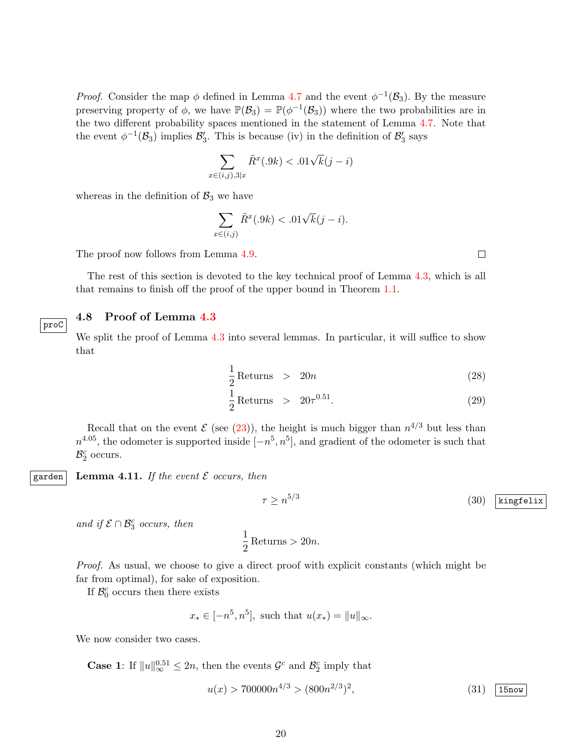*Proof.* Consider the map $\phi$ defined in Lemma 4.7 and the event $\phi^{-1}(\mathcal{B}_3)$. By the measure preserving property of $\phi$, we have $\mathbb{P}(\mathcal{B}_3) = \mathbb{P}(\phi^{-1}(\mathcal{B}_3))$ where the two probabilities are in the two different probability spaces mentioned in the statement of Lemma 4.7. Note that the event $\phi^{-1}(\mathcal{B}_3)$ implies $\mathcal{B}_3'$. This is because (iv) in the definition of $\mathcal{B}_3'$ says

$$\sum_{x\in(i,j),3|x} \tilde{R}^x(.9k) < .01\sqrt{k}(j-i)$$

whereas in the definition of $\mathcal{B}_3$ we have

$$\sum_{x\in(i,j)} \tilde{R}^x(.9k) < .01\sqrt{k}(j-i).$$

The proof now follows from Lemma 4.9. $\square$

The rest of this section is devoted to the key technical proof of Lemma 4.3, which is all that remains to finish off the proof of the upper bound in Theorem 1.1.

### 4.8 Proof of Lemma 4.3

We split the proof of Lemma 4.3 into several lemmas. In particular, it will suffice to show that

$$\frac{1}{2}\,\text{Returns} \;>\; 20n \tag{28}$$

$$\frac{1}{2}\,\text{Returns} \;>\; 20\tau^{0.51}. \tag{29}$$

Recall that on the event $\mathcal{E}$ (see (23)), the height is much bigger than $n^{4/3}$ but less than $n^{4.05}$, the odometer is supported inside $[-n^5, n^5]$, and gradient of the odometer is such that $\mathcal{B}_2^c$ occurs.

**Lemma 4.11.** *If the event $\mathcal{E}$ occurs, then*

$$\tau \geq n^{5/3} \tag{30}$$

*and if $\mathcal{E}\cap\mathcal{B}_3^c$ occurs, then*

$$\frac{1}{2}\,\text{Returns} > 20n.$$

*Proof.* As usual, we choose to give a direct proof with explicit constants (which might be far from optimal), for sake of exposition.

If $\mathcal{B}_0^c$ occurs then there exists

$$x_* \in [-n^5, n^5], \text{ such that } u(x_*) = \|u\|_\infty.$$

We now consider two cases.

**Case 1**: If $\|u\|_\infty^{0.51} \leq 2n$, then the events $\mathcal{G}^c$ and $\mathcal{B}_2^c$ imply that

$$u(x) > 700000n^{4/3} > (800n^{2/3})^2, \tag{31}$$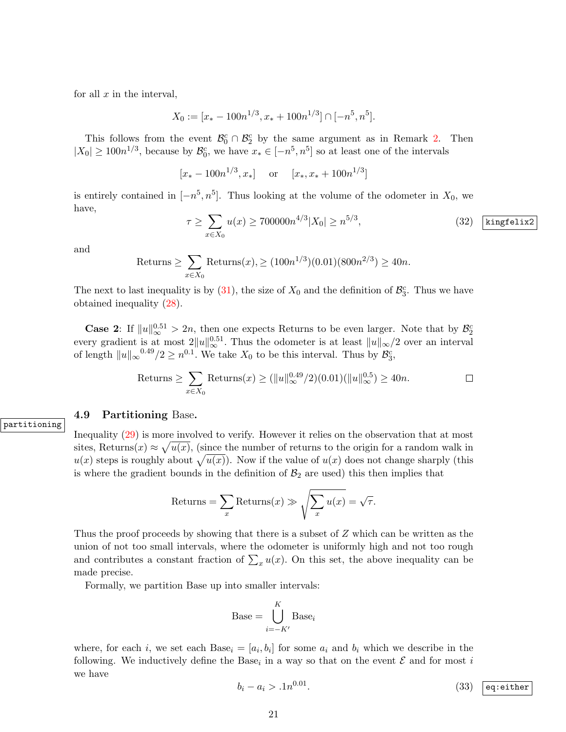for all $x$ in the interval,

$$X_0 := [x_* - 100n^{1/3}, x_* + 100n^{1/3}] \cap [-n^5, n^5].$$

This follows from the event $\mathcal{B}_0^c \cap \mathcal{B}_2^c$ by the same argument as in Remark 2. Then $|X_0| \geq 100n^{1/3}$, because by $\mathcal{B}_0^c$, we have $x_* \in [-n^5, n^5]$ so at least one of the intervals

$$[x_* - 100n^{1/3}, x_*] \quad \text{or} \quad [x_*, x_* + 100n^{1/3}]$$

is entirely contained in $[-n^5, n^5]$. Thus looking at the volume of the odometer in $X_0$, we have,

$$\tau \geq \sum_{x \in X_0} u(x) \geq 700000n^{4/3}|X_0| \geq n^{5/3}, \tag{32}$$

and

$$\text{Returns} \geq \sum_{x \in X_0} \text{Returns}(x), \geq (100n^{1/3})(0.01)(800n^{2/3}) \geq 40n.$$

The next to last inequality is by (31), the size of $X_0$ and the definition of $\mathcal{B}_3^c$. Thus we have obtained inequality (28).

**Case 2**: If $\|u\|_\infty^{0.51} > 2n$, then one expects Returns to be even larger. Note that by $\mathcal{B}_2^c$ every gradient is at most $2\|u\|_\infty^{0.51}$. Thus the odometer is at least $\|u\|_\infty/2$ over an interval of length $\|u\|_\infty{}^{0.49}/2 \geq n^{0.1}$. We take $X_0$ to be this interval. Thus by $\mathcal{B}_3^c$,

$$\text{Returns} \geq \sum_{x \in X_0} \text{Returns}(x) \geq (\|u\|_\infty^{0.49}/2)(0.01)(\|u\|_\infty^{0.5}) \geq 40n. \qquad \square$$

### 4.9 Partitioning Base.

Inequality (29) is more involved to verify. However it relies on the observation that at most sites, $\text{Returns}(x) \approx \sqrt{u(x)}$, (since the number of returns to the origin for a random walk in $u(x)$ steps is roughly about $\sqrt{u(x)}$). Now if the value of $u(x)$ does not change sharply (this is where the gradient bounds in the definition of $\mathcal{B}_2$ are used) this then implies that

$$\text{Returns} = \sum_x \text{Returns}(x) \gg \sqrt{\sum_x u(x)} = \sqrt{\tau}.$$

Thus the proof proceeds by showing that there is a subset of $Z$ which can be written as the union of not too small intervals, where the odometer is uniformly high and not too rough and contributes a constant fraction of $\sum_x u(x)$. On this set, the above inequality can be made precise.

Formally, we partition Base up into smaller intervals:

$$\text{Base} = \bigcup_{i=-K'}^{K} \text{Base}_i$$

where, for each $i$, we set each $\text{Base}_i = [a_i, b_i]$ for some $a_i$ and $b_i$ which we describe in the following. We inductively define the $\text{Base}_i$ in a way so that on the event $\mathcal{E}$ and for most $i$ we have

$$b_i - a_i > .1n^{0.01}. \tag{33}$$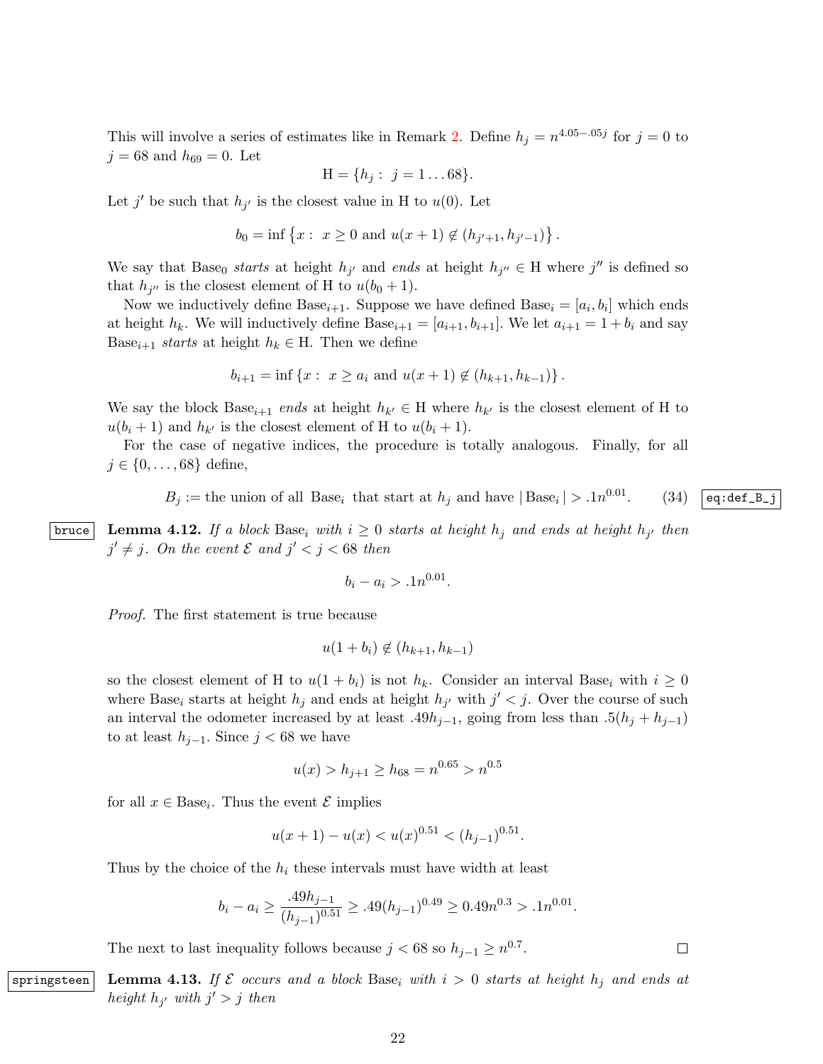This will involve a series of estimates like in Remark 2. Define $h_j = n^{4.05-.05j}$ for $j = 0$ to $j = 68$ and $h_{69} = 0$. Let

$$\mathrm{H} = \{h_j : \ j = 1 \dots 68\}.$$

Let $j'$ be such that $h_{j'}$ is the closest value in H to $u(0)$. Let

$$b_0 = \inf \left\{x : \ x \geq 0 \text{ and } u(x+1) \notin (h_{j'+1}, h_{j'-1})\right\}.$$

We say that $\mathrm{Base}_0$ *starts* at height $h_{j'}$ and *ends* at height $h_{j''} \in \mathrm{H}$ where $j''$ is defined so that $h_{j''}$ is the closest element of H to $u(b_0+1)$.

Now we inductively define $\mathrm{Base}_{i+1}$. Suppose we have defined $\mathrm{Base}_i = [a_i, b_i]$ which ends at height $h_k$. We will inductively define $\mathrm{Base}_{i+1} = [a_{i+1}, b_{i+1}]$. We let $a_{i+1} = 1 + b_i$ and say $\mathrm{Base}_{i+1}$ *starts* at height $h_k \in \mathrm{H}$. Then we define

$$b_{i+1} = \inf \left\{x : \ x \geq a_i \text{ and } u(x+1) \notin (h_{k+1}, h_{k-1})\right\}.$$

We say the block $\mathrm{Base}_{i+1}$ *ends* at height $h_{k'} \in \mathrm{H}$ where $h_{k'}$ is the closest element of H to $u(b_i+1)$ and $h_{k'}$ is the closest element of H to $u(b_i+1)$.

For the case of negative indices, the procedure is totally analogous. Finally, for all $j \in \{0, \dots, 68\}$ define,

$$B_j := \text{the union of all } \mathrm{Base}_i \text{ that start at } h_j \text{ and have } |\,\mathrm{Base}_i\,| > .1n^{0.01}. \tag{34}$$

**Lemma 4.12.** *If a block* $\mathrm{Base}_i$ *with* $i \geq 0$ *starts at height* $h_j$ *and ends at height* $h_{j'}$ *then* $j' \neq j$. *On the event* $\mathcal{E}$ *and* $j' < j < 68$ *then*

$$b_i - a_i > .1n^{0.01}.$$

*Proof.* The first statement is true because

$$u(1+b_i) \notin (h_{k+1}, h_{k-1})$$

so the closest element of H to $u(1+b_i)$ is not $h_k$. Consider an interval $\mathrm{Base}_i$ with $i \geq 0$ where $\mathrm{Base}_i$ starts at height $h_j$ and ends at height $h_{j'}$ with $j' < j$. Over the course of such an interval the odometer increased by at least $.49h_{j-1}$, going from less than $.5(h_j + h_{j-1})$ to at least $h_{j-1}$. Since $j < 68$ we have

$$u(x) > h_{j+1} \geq h_{68} = n^{0.65} > n^{0.5}$$

for all $x \in \mathrm{Base}_i$. Thus the event $\mathcal{E}$ implies

$$u(x+1) - u(x) < u(x)^{0.51} < (h_{j-1})^{0.51}.$$

Thus by the choice of the $h_i$ these intervals must have width at least

$$b_i - a_i \geq \frac{.49h_{j-1}}{(h_{j-1})^{0.51}} \geq .49(h_{j-1})^{0.49} \geq 0.49n^{0.3} > .1n^{0.01}.$$

The next to last inequality follows because $j < 68$ so $h_{j-1} \geq n^{0.7}$. $\square$

**Lemma 4.13.** *If* $\mathcal{E}$ *occurs and a block* $\mathrm{Base}_i$ *with* $i > 0$ *starts at height* $h_j$ *and ends at height* $h_{j'}$ *with* $j' > j$ *then*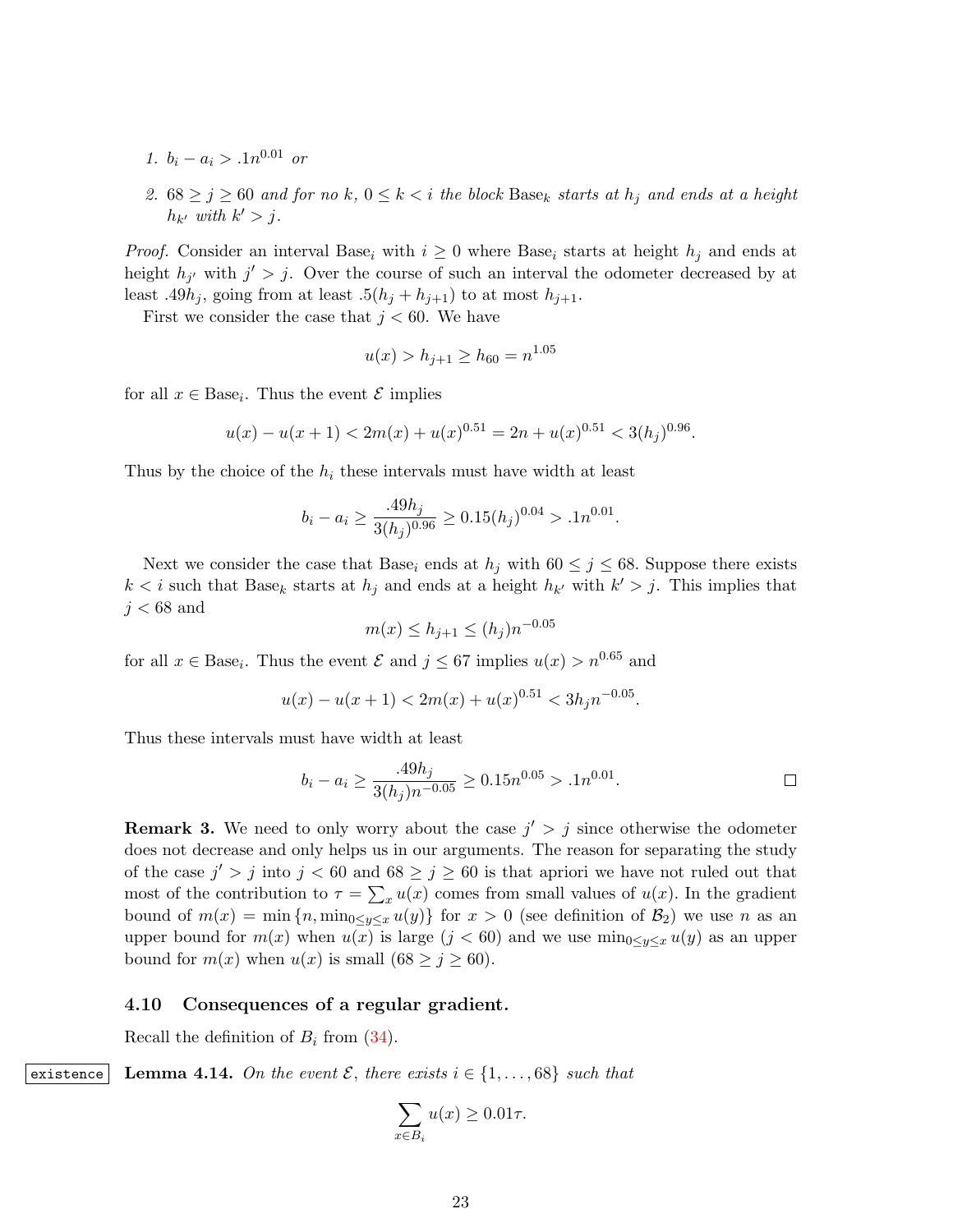1. $b_i - a_i > .1n^{0.01}$ *or*
2. $68 \geq j \geq 60$ *and for no* $k$, $0 \leq k < i$ *the block* $\text{Base}_k$ *starts at* $h_j$ *and ends at a height* $h_{k'}$ *with* $k' > j$.

*Proof.* Consider an interval $\text{Base}_i$ with $i \geq 0$ where $\text{Base}_i$ starts at height $h_j$ and ends at height $h_{j'}$ with $j' > j$. Over the course of such an interval the odometer decreased by at least $.49h_j$, going from at least $.5(h_j + h_{j+1})$ to at most $h_{j+1}$.

First we consider the case that $j < 60$. We have

$$u(x) > h_{j+1} \geq h_{60} = n^{1.05}$$

for all $x \in \text{Base}_i$. Thus the event $\mathcal{E}$ implies

$$u(x) - u(x+1) < 2m(x) + u(x)^{0.51} = 2n + u(x)^{0.51} < 3(h_j)^{0.96}.$$

Thus by the choice of the $h_i$ these intervals must have width at least

$$b_i - a_i \geq \frac{.49h_j}{3(h_j)^{0.96}} \geq 0.15(h_j)^{0.04} > .1n^{0.01}.$$

Next we consider the case that $\text{Base}_i$ ends at $h_j$ with $60 \leq j \leq 68$. Suppose there exists $k < i$ such that $\text{Base}_k$ starts at $h_j$ and ends at a height $h_{k'}$ with $k' > j$. This implies that $j < 68$ and

$$m(x) \leq h_{j+1} \leq (h_j)n^{-0.05}$$

for all $x \in \text{Base}_i$. Thus the event $\mathcal{E}$ and $j \leq 67$ implies $u(x) > n^{0.65}$ and

$$u(x) - u(x+1) < 2m(x) + u(x)^{0.51} < 3h_j n^{-0.05}.$$

Thus these intervals must have width at least

$$b_i - a_i \geq \frac{.49h_j}{3(h_j)n^{-0.05}} \geq 0.15n^{0.05} > .1n^{0.01}.$$

□

**Remark 3.** We need to only worry about the case $j' > j$ since otherwise the odometer does not decrease and only helps us in our arguments. The reason for separating the study of the case $j' > j$ into $j < 60$ and $68 \geq j \geq 60$ is that apriori we have not ruled out that most of the contribution to $\tau = \sum_x u(x)$ comes from small values of $u(x)$. In the gradient bound of $m(x) = \min\{n, \min_{0 \leq y \leq x} u(y)\}$ for $x > 0$ (see definition of $\mathcal{B}_2$) we use $n$ as an upper bound for $m(x)$ when $u(x)$ is large ($j < 60$) and we use $\min_{0 \leq y \leq x} u(y)$ as an upper bound for $m(x)$ when $u(x)$ is small ($68 \geq j \geq 60$).

### 4.10 Consequences of a regular gradient.

Recall the definition of $B_i$ from (34).

**Lemma 4.14.** *On the event* $\mathcal{E}$, *there exists* $i \in \{1, \ldots, 68\}$ *such that*

$$\sum_{x \in B_i} u(x) \geq 0.01\tau.$$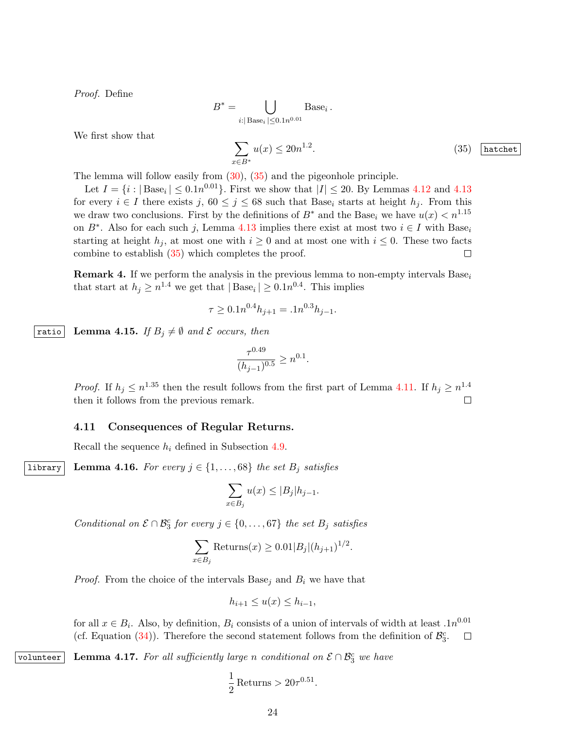*Proof.* Define

$$B^* = \bigcup_{i:|\,\mathrm{Base}_i\,| \leq 0.1n^{0.01}} \mathrm{Base}_i\,.$$

We first show that

$$\sum_{x \in B^*} u(x) \leq 20n^{1.2}. \tag{35}$$

The lemma will follow easily from (30), (35) and the pigeonhole principle.

Let $I = \{i : |\,\mathrm{Base}_i\,| \leq 0.1n^{0.01}\}$. First we show that $|I| \leq 20$. By Lemmas 4.12 and 4.13 for every $i \in I$ there exists $j$, $60 \leq j \leq 68$ such that $\mathrm{Base}_i$ starts at height $h_j$. From this we draw two conclusions. First by the definitions of $B^*$ and the $\mathrm{Base}_i$ we have $u(x) < n^{1.15}$ on $B^*$. Also for each such $j$, Lemma 4.13 implies there exist at most two $i \in I$ with $\mathrm{Base}_i$ starting at height $h_j$, at most one with $i \geq 0$ and at most one with $i \leq 0$. These two facts combine to establish (35) which completes the proof. ∎

**Remark 4.** If we perform the analysis in the previous lemma to non-empty intervals $\mathrm{Base}_i$ that start at $h_j \geq n^{1.4}$ we get that $|\,\mathrm{Base}_i\,| \geq 0.1n^{0.4}$. This implies

$$\tau \geq 0.1n^{0.4}h_{j+1} = .1n^{0.3}h_{j-1}.$$

**Lemma 4.15.** *If $B_j \neq \emptyset$ and $\mathcal{E}$ occurs, then*

$$\frac{\tau^{0.49}}{(h_{j-1})^{0.5}} \geq n^{0.1}.$$

*Proof.* If $h_j \leq n^{1.35}$ then the result follows from the first part of Lemma 4.11. If $h_j \geq n^{1.4}$ then it follows from the previous remark. ∎

### 4.11 Consequences of Regular Returns.

Recall the sequence $h_i$ defined in Subsection 4.9.

**Lemma 4.16.** *For every $j \in \{1, \ldots, 68\}$ the set $B_j$ satisfies*

$$\sum_{x \in B_j} u(x) \leq |B_j| h_{j-1}.$$

*Conditional on $\mathcal{E} \cap \mathcal{B}_3^c$ for every $j \in \{0, \ldots, 67\}$ the set $B_j$ satisfies*

$$\sum_{x \in B_j} \mathrm{Returns}(x) \geq 0.01|B_j|(h_{j+1})^{1/2}.$$

*Proof.* From the choice of the intervals $\mathrm{Base}_j$ and $B_i$ we have that

$$h_{i+1} \leq u(x) \leq h_{i-1},$$

for all $x \in B_i$. Also, by definition, $B_i$ consists of a union of intervals of width at least $.1n^{0.01}$ (cf. Equation (34)). Therefore the second statement follows from the definition of $\mathcal{B}_3^c$. ∎

**Lemma 4.17.** *For all sufficiently large $n$ conditional on $\mathcal{E} \cap \mathcal{B}_3^c$ we have*

$$\frac{1}{2}\,\mathrm{Returns} > 20\tau^{0.51}.$$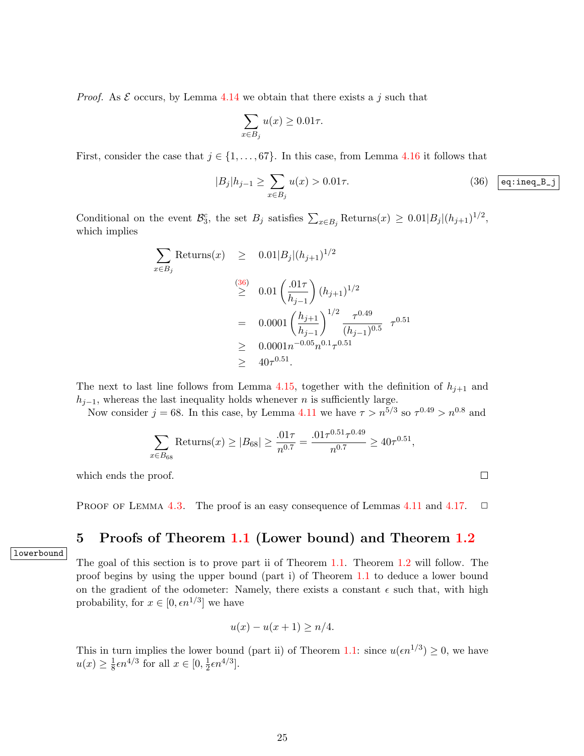*Proof.* As $\mathcal{E}$ occurs, by Lemma 4.14 we obtain that there exists a $j$ such that

$$\sum_{x \in B_j} u(x) \geq 0.01\tau.$$

First, consider the case that $j \in \{1, \ldots, 67\}$. In this case, from Lemma 4.16 it follows that

$$|B_j| h_{j-1} \geq \sum_{x \in B_j} u(x) > 0.01\tau. \tag{36}$$

Conditional on the event $\mathcal{B}_3^c$, the set $B_j$ satisfies $\sum_{x \in B_j} \text{Returns}(x) \geq 0.01 |B_j| (h_{j+1})^{1/2}$, which implies

$$\begin{aligned}
\sum_{x \in B_j} \text{Returns}(x) &\geq 0.01 |B_j| (h_{j+1})^{1/2} \\
&\overset{(36)}{\geq} 0.01 \left( \frac{.01\tau}{h_{j-1}} \right) (h_{j+1})^{1/2} \\
&= 0.0001 \left( \frac{h_{j+1}}{h_{j-1}} \right)^{1/2} \frac{\tau^{0.49}}{(h_{j-1})^{0.5}} \quad \tau^{0.51} \\
&\geq 0.0001 n^{-0.05} n^{0.1} \tau^{0.51} \\
&\geq 40\tau^{0.51}.
\end{aligned}$$

The next to last line follows from Lemma 4.15, together with the definition of $h_{j+1}$ and $h_{j-1}$, whereas the last inequality holds whenever $n$ is sufficiently large.

Now consider $j = 68$. In this case, by Lemma 4.11 we have $\tau > n^{5/3}$ so $\tau^{0.49} > n^{0.8}$ and

$$\sum_{x \in B_{68}} \text{Returns}(x) \geq |B_{68}| \geq \frac{.01\tau}{n^{0.7}} = \frac{.01\tau^{0.51}\tau^{0.49}}{n^{0.7}} \geq 40\tau^{0.51},$$

which ends the proof. ∎

PROOF OF LEMMA 4.3. The proof is an easy consequence of Lemmas 4.11 and 4.17. ∎

# 5 Proofs of Theorem 1.1 (Lower bound) and Theorem 1.2

The goal of this section is to prove part ii of Theorem 1.1. Theorem 1.2 will follow. The proof begins by using the upper bound (part i) of Theorem 1.1 to deduce a lower bound on the gradient of the odometer: Namely, there exists a constant $\epsilon$ such that, with high probability, for $x \in [0, \epsilon n^{1/3}]$ we have

$$u(x) - u(x+1) \geq n/4.$$

This in turn implies the lower bound (part ii) of Theorem 1.1: since $u(\epsilon n^{1/3}) \geq 0$, we have $u(x) \geq \frac{1}{8}\epsilon n^{4/3}$ for all $x \in [0, \frac{1}{2}\epsilon n^{4/3}]$.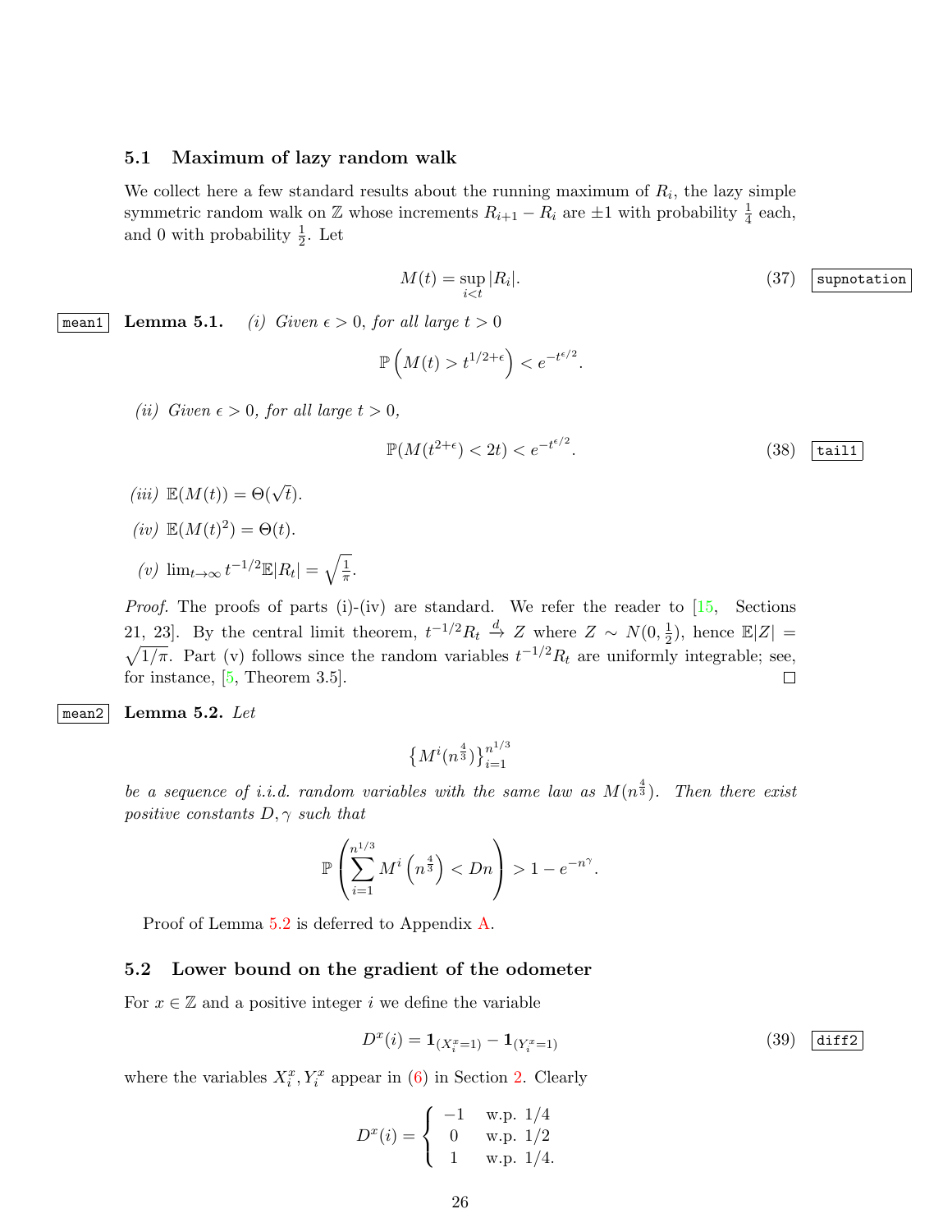### 5.1 Maximum of lazy random walk

We collect here a few standard results about the running maximum of $R_i$, the lazy simple symmetric random walk on $\mathbb{Z}$ whose increments $R_{i+1} - R_i$ are $\pm 1$ with probability $\frac{1}{4}$ each, and 0 with probability $\frac{1}{2}$. Let

$$M(t) = \sup_{i<t} |R_i|. \tag{37}$$

**Lemma 5.1.** *(i) Given $\epsilon > 0$, for all large $t > 0$*

$$\mathbb{P}\left(M(t) > t^{1/2+\epsilon}\right) < e^{-t^{\epsilon/2}}.$$

*(ii) Given $\epsilon > 0$, for all large $t > 0$,*

$$\mathbb{P}(M(t^{2+\epsilon}) < 2t) < e^{-t^{\epsilon/2}}. \tag{38}$$

*(iii) $\mathbb{E}(M(t)) = \Theta(\sqrt{t})$.*

*(iv) $\mathbb{E}(M(t)^2) = \Theta(t)$.*

*(v) $\lim_{t\to\infty} t^{-1/2}\mathbb{E}|R_t| = \sqrt{\frac{1}{\pi}}$.*

*Proof.* The proofs of parts (i)-(iv) are standard. We refer the reader to [15, Sections 21, 23]. By the central limit theorem, $t^{-1/2}R_t \xrightarrow{d} Z$ where $Z \sim N(0, \frac{1}{2})$, hence $\mathbb{E}|Z| = \sqrt{1/\pi}$. Part (v) follows since the random variables $t^{-1/2}R_t$ are uniformly integrable; see, for instance, [5, Theorem 3.5]. □

**Lemma 5.2.** *Let*

$$\{M^i(n^{\frac{4}{3}})\}_{i=1}^{n^{1/3}}$$

*be a sequence of i.i.d. random variables with the same law as $M(n^{\frac{4}{3}})$. Then there exist positive constants $D, \gamma$ such that*

$$\mathbb{P}\left(\sum_{i=1}^{n^{1/3}} M^i\left(n^{\frac{4}{3}}\right) < Dn\right) > 1 - e^{-n^{\gamma}}.$$

Proof of Lemma 5.2 is deferred to Appendix A.

### 5.2 Lower bound on the gradient of the odometer

For $x \in \mathbb{Z}$ and a positive integer $i$ we define the variable

$$D^x(i) = \mathbf{1}_{(X_i^x=1)} - \mathbf{1}_{(Y_i^x=1)} \tag{39}$$

where the variables $X_i^x, Y_i^x$ appear in (6) in Section 2. Clearly

$$D^x(i) = \begin{cases} -1 & \text{w.p. } 1/4 \\ 0 & \text{w.p. } 1/2 \\ 1 & \text{w.p. } 1/4. \end{cases}$$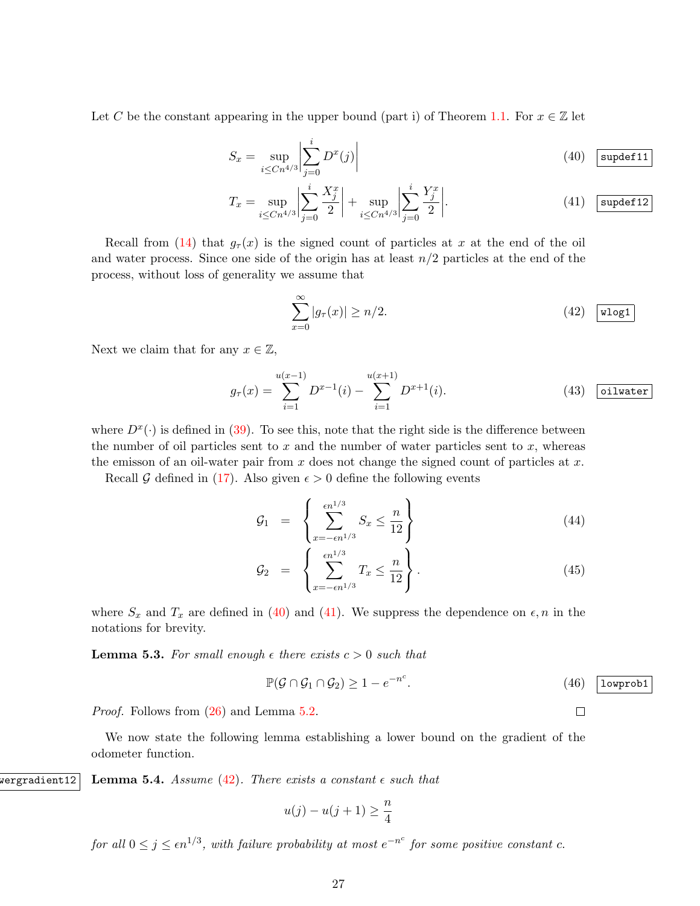Let $C$ be the constant appearing in the upper bound (part i) of Theorem 1.1. For $x \in \mathbb{Z}$ let

$$S_x = \sup_{i \leq Cn^{4/3}} \left| \sum_{j=0}^{i} D^x(j) \right| \tag{40}$$

$$T_x = \sup_{i \leq Cn^{4/3}} \left| \sum_{j=0}^{i} \frac{X_j^x}{2} \right| + \sup_{i \leq Cn^{4/3}} \left| \sum_{j=0}^{i} \frac{Y_j^x}{2} \right|. \tag{41}$$

Recall from (14) that $g_\tau(x)$ is the signed count of particles at $x$ at the end of the oil and water process. Since one side of the origin has at least $n/2$ particles at the end of the process, without loss of generality we assume that

$$\sum_{x=0}^{\infty} |g_\tau(x)| \geq n/2. \tag{42}$$

Next we claim that for any $x \in \mathbb{Z}$,

$$g_\tau(x) = \sum_{i=1}^{u(x-1)} D^{x-1}(i) - \sum_{i=1}^{u(x+1)} D^{x+1}(i). \tag{43}$$

where $D^x(\cdot)$ is defined in (39). To see this, note that the right side is the difference between the number of oil particles sent to $x$ and the number of water particles sent to $x$, whereas the emisson of an oil-water pair from $x$ does not change the signed count of particles at $x$.

Recall $\mathcal{G}$ defined in (17). Also given $\epsilon > 0$ define the following events

$$\mathcal{G}_1 = \left\{ \sum_{x=-\epsilon n^{1/3}}^{\epsilon n^{1/3}} S_x \leq \frac{n}{12} \right\} \tag{44}$$

$$\mathcal{G}_2 = \left\{ \sum_{x=-\epsilon n^{1/3}}^{\epsilon n^{1/3}} T_x \leq \frac{n}{12} \right\}. \tag{45}$$

where $S_x$ and $T_x$ are defined in (40) and (41). We suppress the dependence on $\epsilon, n$ in the notations for brevity.

**Lemma 5.3.** *For small enough $\epsilon$ there exists $c > 0$ such that*

$$\mathbb{P}(\mathcal{G} \cap \mathcal{G}_1 \cap \mathcal{G}_2) \geq 1 - e^{-n^c}. \tag{46}$$

*Proof.* Follows from (26) and Lemma 5.2. $\square$

We now state the following lemma establishing a lower bound on the gradient of the odometer function.

**Lemma 5.4.** *Assume (42). There exists a constant $\epsilon$ such that*

$$u(j) - u(j+1) \geq \frac{n}{4}$$

*for all $0 \leq j \leq \epsilon n^{1/3}$, with failure probability at most $e^{-n^c}$ for some positive constant $c$.*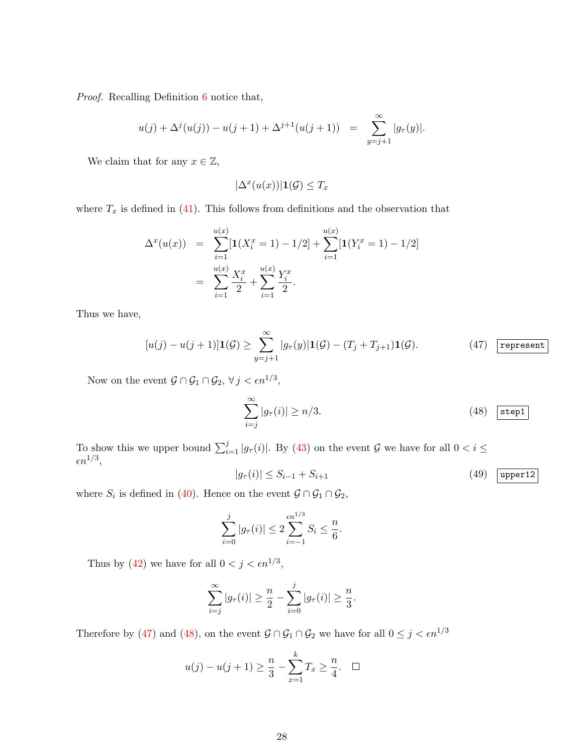*Proof.* Recalling Definition 6 notice that,

$$u(j) + \Delta^j(u(j)) - u(j+1) + \Delta^{j+1}(u(j+1)) \quad = \quad \sum_{y=j+1}^{\infty} |g_\tau(y)|.$$

We claim that for any $x \in \mathbb{Z}$,

$$|\Delta^x(u(x))|\mathbf{1}(\mathcal{G}) \leq T_x$$

where $T_x$ is defined in (41). This follows from definitions and the observation that

$$\begin{aligned}
\Delta^x(u(x)) &= \sum_{i=1}^{u(x)}[\mathbf{1}(X_i^x = 1) - 1/2] + \sum_{i=1}^{u(x)}[\mathbf{1}(Y_i^x = 1) - 1/2] \\
&= \sum_{i=1}^{u(x)} \frac{X_i^x}{2} + \sum_{i=1}^{u(x)} \frac{Y_i^x}{2}.
\end{aligned}$$

Thus we have,

$$[u(j) - u(j+1)]\mathbf{1}(\mathcal{G}) \geq \sum_{y=j+1}^{\infty} |g_\tau(y)|\mathbf{1}(\mathcal{G}) - (T_j + T_{j+1})\mathbf{1}(\mathcal{G}). \tag{47}$$

Now on the event $\mathcal{G} \cap \mathcal{G}_1 \cap \mathcal{G}_2$, $\forall\, j < \epsilon n^{1/3}$,

$$\sum_{i=j}^{\infty} |g_\tau(i)| \geq n/3. \tag{48}$$

To show this we upper bound $\sum_{i=1}^{j} |g_\tau(i)|$. By (43) on the event $\mathcal{G}$ we have for all $0 < i \leq \epsilon n^{1/3}$,

$$|g_\tau(i)| \leq S_{i-1} + S_{i+1} \tag{49}$$

where $S_i$ is defined in (40). Hence on the event $\mathcal{G} \cap \mathcal{G}_1 \cap \mathcal{G}_2$,

$$\sum_{i=0}^{j} |g_\tau(i)| \leq 2 \sum_{i=-1}^{\epsilon n^{1/3}} S_i \leq \frac{n}{6}.$$

Thus by (42) we have for all $0 < j < \epsilon n^{1/3}$,

$$\sum_{i=j}^{\infty} |g_\tau(i)| \geq \frac{n}{2} - \sum_{i=0}^{j} |g_\tau(i)| \geq \frac{n}{3}.$$

Therefore by (47) and (48), on the event $\mathcal{G} \cap \mathcal{G}_1 \cap \mathcal{G}_2$ we have for all $0 \leq j < \epsilon n^{1/3}$

$$u(j) - u(j+1) \geq \frac{n}{3} - \sum_{x=1}^{k} T_x \geq \frac{n}{4}. \quad \square$$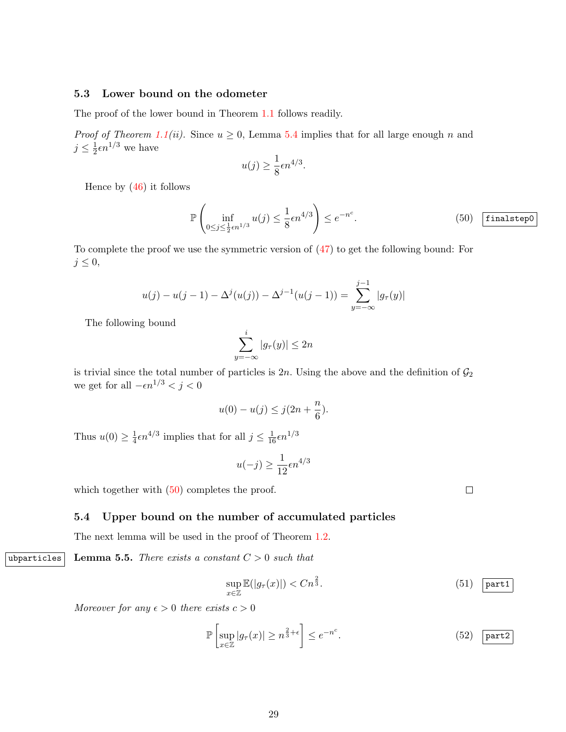### 5.3 Lower bound on the odometer

The proof of the lower bound in Theorem 1.1 follows readily.

*Proof of Theorem 1.1(ii).* Since $u \geq 0$, Lemma 5.4 implies that for all large enough $n$ and $j \leq \frac{1}{2}\epsilon n^{1/3}$ we have

$$u(j) \geq \frac{1}{8}\epsilon n^{4/3}.$$

Hence by (46) it follows

$$\mathbb{P}\left(\inf_{0\leq j \leq \frac{1}{2}\epsilon n^{1/3}} u(j) \leq \frac{1}{8}\epsilon n^{4/3}\right) \leq e^{-n^c}. \tag{50}$$

To complete the proof we use the symmetric version of (47) to get the following bound: For $j \leq 0$,

$$u(j) - u(j-1) - \Delta^j(u(j)) - \Delta^{j-1}(u(j-1)) = \sum_{y=-\infty}^{j-1} |g_\tau(y)|$$

The following bound

$$\sum_{y=-\infty}^{i} |g_\tau(y)| \leq 2n$$

is trivial since the total number of particles is $2n$. Using the above and the definition of $\mathcal{G}_2$ we get for all $-\epsilon n^{1/3} < j < 0$

$$u(0) - u(j) \leq j(2n + \frac{n}{6}).$$

Thus $u(0) \geq \frac{1}{4}\epsilon n^{4/3}$ implies that for all $j \leq \frac{1}{16}\epsilon n^{1/3}$

$$u(-j) \geq \frac{1}{12}\epsilon n^{4/3}$$

which together with (50) completes the proof. □

### 5.4 Upper bound on the number of accumulated particles

The next lemma will be used in the proof of Theorem 1.2.

**Lemma 5.5.** *There exists a constant $C > 0$ such that*

$$\sup_{x\in\mathbb{Z}} \mathbb{E}(|g_\tau(x)|) < Cn^{\frac{2}{3}}. \tag{51}$$

*Moreover for any $\epsilon > 0$ there exists $c > 0$*

$$\mathbb{P}\left[\sup_{x\in\mathbb{Z}} |g_\tau(x)| \geq n^{\frac{2}{3}+\epsilon}\right] \leq e^{-n^c}. \tag{52}$$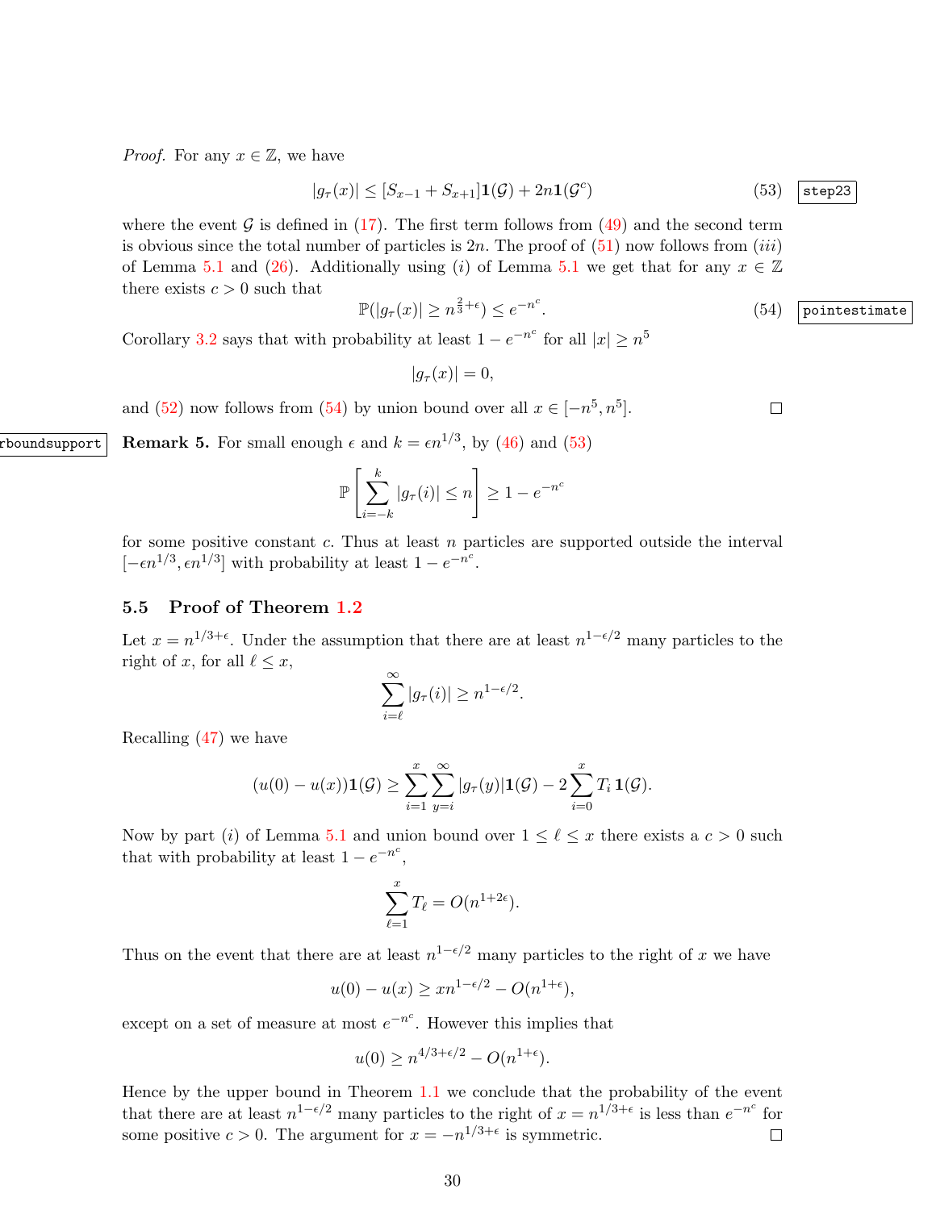*Proof.* For any $x \in \mathbb{Z}$, we have

$$|g_\tau(x)| \le [S_{x-1} + S_{x+1}]\mathbf{1}(\mathcal{G}) + 2n\mathbf{1}(\mathcal{G}^c) \tag{53}$$

where the event $\mathcal{G}$ is defined in (17). The first term follows from (49) and the second term is obvious since the total number of particles is $2n$. The proof of (51) now follows from $(iii)$ of Lemma 5.1 and (26). Additionally using $(i)$ of Lemma 5.1 we get that for any $x \in \mathbb{Z}$ there exists $c > 0$ such that

$$\mathbb{P}(|g_\tau(x)| \ge n^{\frac{2}{3}+\epsilon}) \le e^{-n^c}. \tag{54}$$

Corollary 3.2 says that with probability at least $1 - e^{-n^c}$ for all $|x| \ge n^5$

$$|g_\tau(x)| = 0,$$

and (52) now follows from (54) by union bound over all $x \in [-n^5, n^5]$. ∎

**Remark 5.** For small enough $\epsilon$ and $k = \epsilon n^{1/3}$, by (46) and (53)

$$\mathbb{P}\left[\sum_{i=-k}^{k} |g_\tau(i)| \le n\right] \ge 1 - e^{-n^c}$$

for some positive constant $c$. Thus at least $n$ particles are supported outside the interval $[-\epsilon n^{1/3}, \epsilon n^{1/3}]$ with probability at least $1 - e^{-n^c}$.

### 5.5 Proof of Theorem 1.2

Let $x = n^{1/3+\epsilon}$. Under the assumption that there are at least $n^{1-\epsilon/2}$ many particles to the right of $x$, for all $\ell \le x$,

$$\sum_{i=\ell}^{\infty} |g_\tau(i)| \ge n^{1-\epsilon/2}.$$

Recalling (47) we have

$$(u(0) - u(x))\mathbf{1}(\mathcal{G}) \ge \sum_{i=1}^{x}\sum_{y=i}^{\infty} |g_\tau(y)|\mathbf{1}(\mathcal{G}) - 2\sum_{i=0}^{x} T_i\,\mathbf{1}(\mathcal{G}).$$

Now by part $(i)$ of Lemma 5.1 and union bound over $1 \le \ell \le x$ there exists a $c > 0$ such that with probability at least $1 - e^{-n^c}$,

$$\sum_{\ell=1}^{x} T_\ell = O(n^{1+2\epsilon}).$$

Thus on the event that there are at least $n^{1-\epsilon/2}$ many particles to the right of $x$ we have

$$u(0) - u(x) \ge x n^{1-\epsilon/2} - O(n^{1+\epsilon}),$$

except on a set of measure at most $e^{-n^c}$. However this implies that

$$u(0) \ge n^{4/3+\epsilon/2} - O(n^{1+\epsilon}).$$

Hence by the upper bound in Theorem 1.1 we conclude that the probability of the event that there are at least $n^{1-\epsilon/2}$ many particles to the right of $x = n^{1/3+\epsilon}$ is less than $e^{-n^c}$ for some positive $c > 0$. The argument for $x = -n^{1/3+\epsilon}$ is symmetric. ∎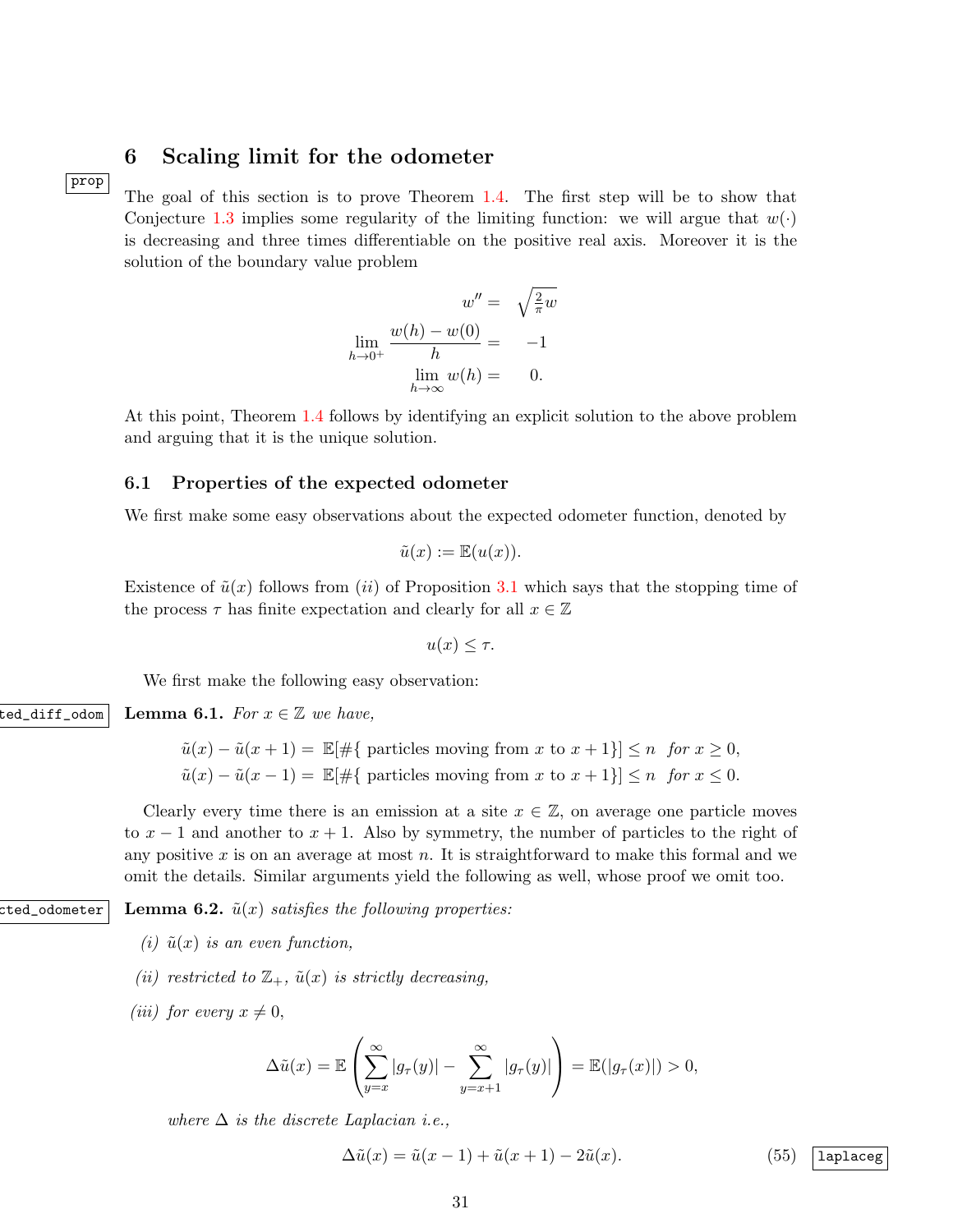## 6 Scaling limit for the odometer

The goal of this section is to prove Theorem 1.4. The first step will be to show that Conjecture 1.3 implies some regularity of the limiting function: we will argue that $w(\cdot)$ is decreasing and three times differentiable on the positive real axis. Moreover it is the solution of the boundary value problem

$$
\begin{aligned}
w'' &= \sqrt{\tfrac{2}{\pi} w} \\
\lim_{h\to 0^+} \frac{w(h)-w(0)}{h} &= -1 \\
\lim_{h\to\infty} w(h) &= 0.
\end{aligned}
$$

At this point, Theorem 1.4 follows by identifying an explicit solution to the above problem and arguing that it is the unique solution.

### 6.1 Properties of the expected odometer

We first make some easy observations about the expected odometer function, denoted by

$$
\tilde{u}(x) := \mathbb{E}(u(x)).
$$

Existence of $\tilde{u}(x)$ follows from *(ii)* of Proposition 3.1 which says that the stopping time of the process $\tau$ has finite expectation and clearly for all $x \in \mathbb{Z}$

$$
u(x) \leq \tau.
$$

We first make the following easy observation:

**Lemma 6.1.** *For $x \in \mathbb{Z}$ we have,*

$$
\begin{aligned}
\tilde{u}(x) - \tilde{u}(x+1) &= \mathbb{E}[\#\{\text{ particles moving from } x \text{ to } x+1\}] \leq n \quad \text{for } x \geq 0, \\
\tilde{u}(x) - \tilde{u}(x-1) &= \mathbb{E}[\#\{\text{ particles moving from } x \text{ to } x+1\}] \leq n \quad \text{for } x \leq 0.
\end{aligned}
$$

Clearly every time there is an emission at a site $x \in \mathbb{Z}$, on average one particle moves to $x-1$ and another to $x+1$. Also by symmetry, the number of particles to the right of any positive $x$ is on an average at most $n$. It is straightforward to make this formal and we omit the details. Similar arguments yield the following as well, whose proof we omit too.

**Lemma 6.2.** *$\tilde{u}(x)$ satisfies the following properties:*

*(i) $\tilde{u}(x)$ is an even function,*

*(ii) restricted to $\mathbb{Z}_+$, $\tilde{u}(x)$ is strictly decreasing,*

*(iii) for every $x \neq 0$,*

$$
\Delta \tilde{u}(x) = \mathbb{E}\left(\sum_{y=x}^{\infty} |g_\tau(y)| - \sum_{y=x+1}^{\infty} |g_\tau(y)|\right) = \mathbb{E}(|g_\tau(x)|) > 0,
$$

*where $\Delta$ is the discrete Laplacian i.e.,*

$$
\Delta \tilde{u}(x) = \tilde{u}(x-1) + \tilde{u}(x+1) - 2\tilde{u}(x). \tag{55}
$$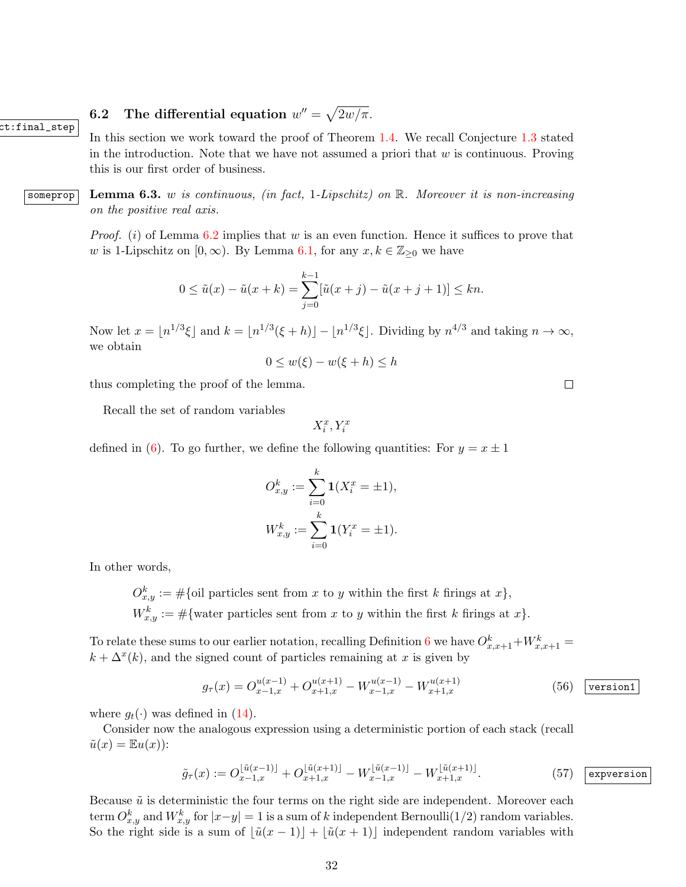### 6.2 The differential equation $w'' = \sqrt{2w/\pi}$.

In this section we work toward the proof of Theorem 1.4. We recall Conjecture 1.3 stated in the introduction. Note that we have not assumed a priori that $w$ is continuous. Proving this is our first order of business.

**Lemma 6.3.** *$w$ is continuous, (in fact, 1-Lipschitz) on $\mathbb{R}$. Moreover it is non-increasing on the positive real axis.*

*Proof.* $(i)$ of Lemma 6.2 implies that $w$ is an even function. Hence it suffices to prove that $w$ is 1-Lipschitz on $[0, \infty)$. By Lemma 6.1, for any $x, k \in \mathbb{Z}_{\geq 0}$ we have

$$0 \leq \tilde{u}(x) - \tilde{u}(x+k) = \sum_{j=0}^{k-1} [\tilde{u}(x+j) - \tilde{u}(x+j+1)] \leq kn.$$

Now let $x = \lfloor n^{1/3}\xi \rfloor$ and $k = \lfloor n^{1/3}(\xi + h) \rfloor - \lfloor n^{1/3}\xi \rfloor$. Dividing by $n^{4/3}$ and taking $n \to \infty$, we obtain

$$0 \leq w(\xi) - w(\xi + h) \leq h$$

thus completing the proof of the lemma. ∎

Recall the set of random variables

$$X_i^x, Y_i^x$$

defined in (6). To go further, we define the following quantities: For $y = x \pm 1$

$$O_{x,y}^k := \sum_{i=0}^{k} \mathbf{1}(X_i^x = \pm 1),$$

$$W_{x,y}^k := \sum_{i=0}^{k} \mathbf{1}(Y_i^x = \pm 1).$$

In other words,

$O_{x,y}^k := \#\{\text{oil particles sent from } x \text{ to } y \text{ within the first } k \text{ firings at } x\}$,

$W_{x,y}^k := \#\{\text{water particles sent from } x \text{ to } y \text{ within the first } k \text{ firings at } x\}$.

To relate these sums to our earlier notation, recalling Definition 6 we have $O_{x,x+1}^k + W_{x,x+1}^k = k + \Delta^x(k)$, and the signed count of particles remaining at $x$ is given by

$$g_\tau(x) = O_{x-1,x}^{u(x-1)} + O_{x+1,x}^{u(x+1)} - W_{x-1,x}^{u(x-1)} - W_{x+1,x}^{u(x+1)} \tag{56}$$

where $g_t(\cdot)$ was defined in (14).

Consider now the analogous expression using a deterministic portion of each stack (recall $\tilde{u}(x) = \mathbb{E}u(x)$):

$$\tilde{g}_\tau(x) := O_{x-1,x}^{\lfloor \tilde{u}(x-1) \rfloor} + O_{x+1,x}^{\lfloor \tilde{u}(x+1) \rfloor} - W_{x-1,x}^{\lfloor \tilde{u}(x-1) \rfloor} - W_{x+1,x}^{\lfloor \tilde{u}(x+1) \rfloor}. \tag{57}$$

Because $\tilde{u}$ is deterministic the four terms on the right side are independent. Moreover each term $O_{x,y}^k$ and $W_{x,y}^k$ for $|x-y| = 1$ is a sum of $k$ independent Bernoulli(1/2) random variables. So the right side is a sum of $\lfloor \tilde{u}(x-1) \rfloor + \lfloor \tilde{u}(x+1) \rfloor$ independent random variables with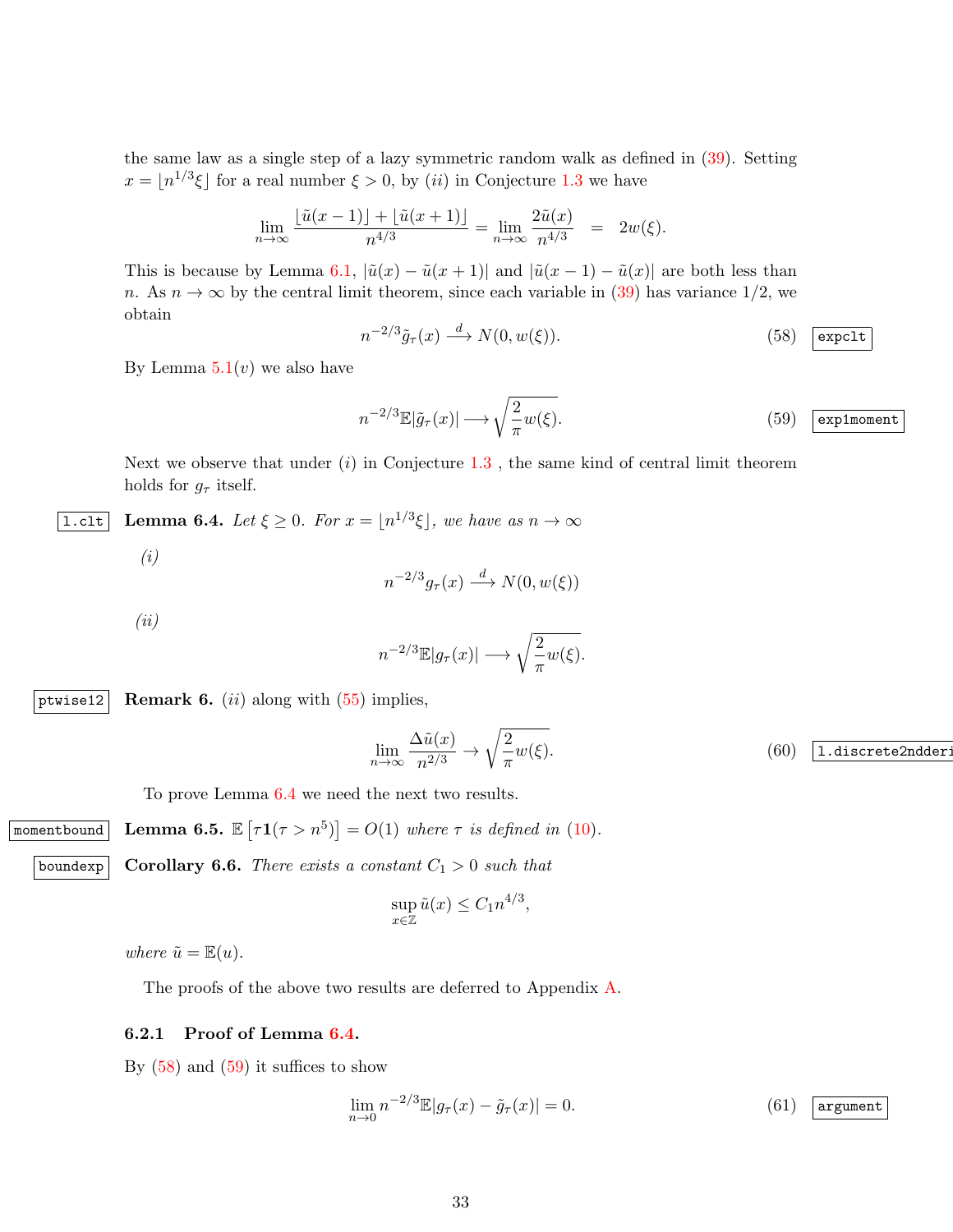the same law as a single step of a lazy symmetric random walk as defined in (39). Setting $x = \lfloor n^{1/3}\xi \rfloor$ for a real number $\xi > 0$, by $(ii)$ in Conjecture 1.3 we have

$$\lim_{n\to\infty} \frac{\lfloor \tilde{u}(x-1) \rfloor + \lfloor \tilde{u}(x+1) \rfloor}{n^{4/3}} = \lim_{n\to\infty} \frac{2\tilde{u}(x)}{n^{4/3}} \quad = \quad 2w(\xi).$$

This is because by Lemma 6.1, $|\tilde{u}(x) - \tilde{u}(x+1)|$ and $|\tilde{u}(x-1) - \tilde{u}(x)|$ are both less than $n$. As $n \to \infty$ by the central limit theorem, since each variable in (39) has variance $1/2$, we obtain

$$n^{-2/3}\tilde{g}_\tau(x) \xrightarrow{d} N(0, w(\xi)). \tag{58}$$

By Lemma 5.1$(v)$ we also have

$$n^{-2/3}\mathbb{E}|\tilde{g}_\tau(x)| \longrightarrow \sqrt{\frac{2}{\pi}w(\xi)}. \tag{59}$$

Next we observe that under $(i)$ in Conjecture 1.3 , the same kind of central limit theorem holds for $g_\tau$ itself.

**Lemma 6.4.** *Let $\xi \geq 0$. For $x = \lfloor n^{1/3}\xi \rfloor$, we have as $n \to \infty$*

*(i)*

$$n^{-2/3}g_\tau(x) \xrightarrow{d} N(0, w(\xi))$$

*(ii)*

$$n^{-2/3}\mathbb{E}|g_\tau(x)| \longrightarrow \sqrt{\frac{2}{\pi}w(\xi)}.$$

**Remark 6.** $(ii)$ along with (55) implies,

$$\lim_{n\to\infty} \frac{\Delta\tilde{u}(x)}{n^{2/3}} \to \sqrt{\frac{2}{\pi}w(\xi)}. \tag{60}$$

To prove Lemma 6.4 we need the next two results.

**Lemma 6.5.** $\mathbb{E}\left[\tau \mathbf{1}(\tau > n^5)\right] = O(1)$ *where $\tau$ is defined in (10).*

**Corollary 6.6.** *There exists a constant $C_1 > 0$ such that*

$$\sup_{x\in\mathbb{Z}} \tilde{u}(x) \leq C_1 n^{4/3},$$

*where $\tilde{u} = \mathbb{E}(u)$.*

The proofs of the above two results are deferred to Appendix A.

### 6.2.1 Proof of Lemma 6.4.

By (58) and (59) it suffices to show

$$\lim_{n\to 0} n^{-2/3}\mathbb{E}|g_\tau(x) - \tilde{g}_\tau(x)| = 0. \tag{61}$$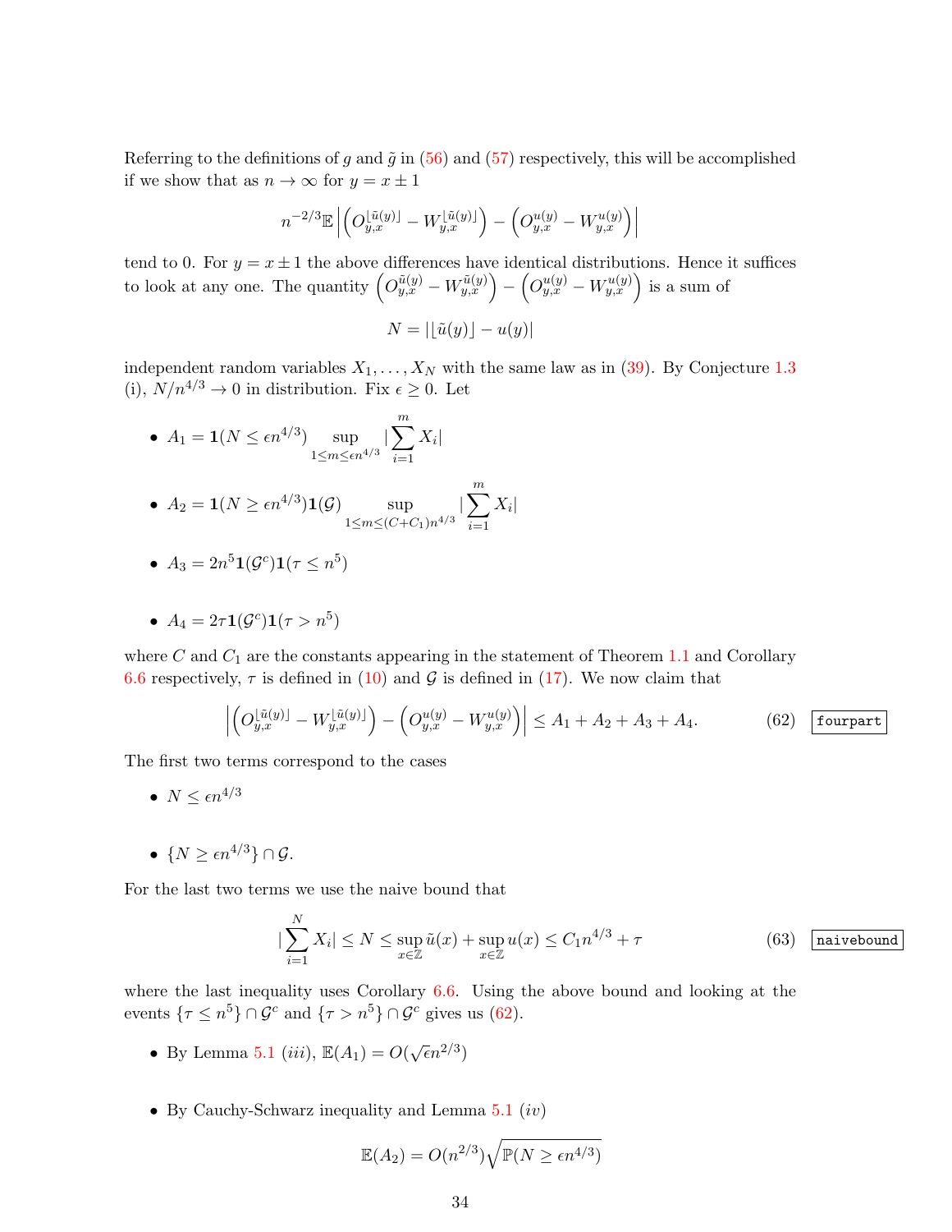Referring to the definitions of $g$ and $\tilde{g}$ in (56) and (57) respectively, this will be accomplished if we show that as $n \to \infty$ for $y = x \pm 1$

$$n^{-2/3}\mathbb{E}\left|\left(O_{y,x}^{\lfloor \tilde{u}(y)\rfloor} - W_{y,x}^{\lfloor \tilde{u}(y)\rfloor}\right) - \left(O_{y,x}^{u(y)} - W_{y,x}^{u(y)}\right)\right|$$

tend to 0. For $y = x \pm 1$ the above differences have identical distributions. Hence it suffices to look at any one. The quantity $\left(O_{y,x}^{\tilde{u}(y)} - W_{y,x}^{\tilde{u}(y)}\right) - \left(O_{y,x}^{u(y)} - W_{y,x}^{u(y)}\right)$ is a sum of

$$N = |\lfloor \tilde{u}(y)\rfloor - u(y)|$$

independent random variables $X_1, \ldots, X_N$ with the same law as in (39). By Conjecture 1.3 (i), $N/n^{4/3} \to 0$ in distribution. Fix $\epsilon \geq 0$. Let

- $A_1 = \mathbf{1}(N \leq \epsilon n^{4/3}) \sup_{1 \leq m \leq \epsilon n^{4/3}} |\sum_{i=1}^{m} X_i|$
- $A_2 = \mathbf{1}(N \geq \epsilon n^{4/3})\mathbf{1}(\mathcal{G}) \sup_{1 \leq m \leq (C+C_1)n^{4/3}} |\sum_{i=1}^{m} X_i|$
- $A_3 = 2n^5 \mathbf{1}(\mathcal{G}^c)\mathbf{1}(\tau \leq n^5)$
- $A_4 = 2\tau \mathbf{1}(\mathcal{G}^c)\mathbf{1}(\tau > n^5)$

where $C$ and $C_1$ are the constants appearing in the statement of Theorem 1.1 and Corollary 6.6 respectively, $\tau$ is defined in (10) and $\mathcal{G}$ is defined in (17). We now claim that

$$\left|\left(O_{y,x}^{\lfloor \tilde{u}(y)\rfloor} - W_{y,x}^{\lfloor \tilde{u}(y)\rfloor}\right) - \left(O_{y,x}^{u(y)} - W_{y,x}^{u(y)}\right)\right| \leq A_1 + A_2 + A_3 + A_4. \tag{62}$$

The first two terms correspond to the cases

- $N \leq \epsilon n^{4/3}$
- $\{N \geq \epsilon n^{4/3}\} \cap \mathcal{G}$.

For the last two terms we use the naive bound that

$$|\sum_{i=1}^{N} X_i| \leq N \leq \sup_{x \in \mathbb{Z}} \tilde{u}(x) + \sup_{x \in \mathbb{Z}} u(x) \leq C_1 n^{4/3} + \tau \tag{63}$$

where the last inequality uses Corollary 6.6. Using the above bound and looking at the events $\{\tau \leq n^5\} \cap \mathcal{G}^c$ and $\{\tau > n^5\} \cap \mathcal{G}^c$ gives us (62).

- By Lemma 5.1 *(iii)*, $\mathbb{E}(A_1) = O(\sqrt{\epsilon} n^{2/3})$
- By Cauchy-Schwarz inequality and Lemma 5.1 *(iv)*

$$\mathbb{E}(A_2) = O(n^{2/3})\sqrt{\mathbb{P}(N \geq \epsilon n^{4/3})}$$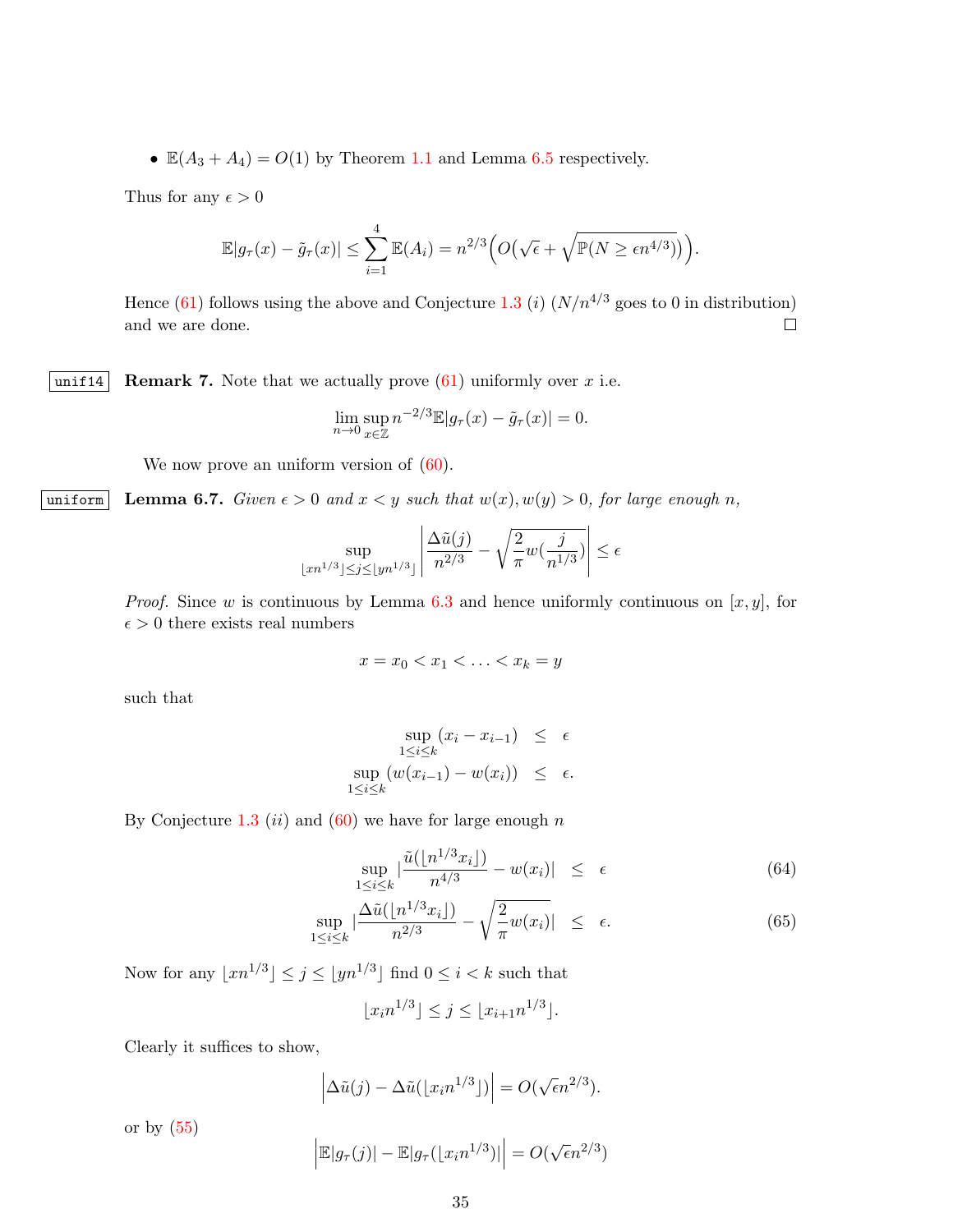- $\mathbb{E}(A_3 + A_4) = O(1)$ by Theorem 1.1 and Lemma 6.5 respectively.

Thus for any $\epsilon > 0$

$$\mathbb{E}|g_\tau(x) - \tilde{g}_\tau(x)| \leq \sum_{i=1}^{4} \mathbb{E}(A_i) = n^{2/3}\Big(O\big(\sqrt{\epsilon} + \sqrt{\mathbb{P}(N \geq \epsilon n^{4/3})}\big)\Big).$$

Hence (61) follows using the above and Conjecture 1.3 $(i)$ ($N/n^{4/3}$ goes to 0 in distribution) and we are done. $\square$

unif14 **Remark 7.** Note that we actually prove (61) uniformly over $x$ i.e.

$$\lim_{n \to 0} \sup_{x \in \mathbb{Z}} n^{-2/3} \mathbb{E}|g_\tau(x) - \tilde{g}_\tau(x)| = 0.$$

We now prove an uniform version of (60).

uniform **Lemma 6.7.** *Given $\epsilon > 0$ and $x < y$ such that $w(x), w(y) > 0$, for large enough $n$,*

$$\sup_{\lfloor xn^{1/3} \rfloor \leq j \leq \lfloor yn^{1/3} \rfloor} \left| \frac{\Delta \tilde{u}(j)}{n^{2/3}} - \sqrt{\frac{2}{\pi} w(\frac{j}{n^{1/3}})} \right| \leq \epsilon$$

*Proof.* Since $w$ is continuous by Lemma 6.3 and hence uniformly continuous on $[x, y]$, for $\epsilon > 0$ there exists real numbers

$$x = x_0 < x_1 < \ldots < x_k = y$$

such that

$$\begin{aligned} \sup_{1 \leq i \leq k} (x_i - x_{i-1}) &\leq \epsilon \\ \sup_{1 \leq i \leq k} (w(x_{i-1}) - w(x_i)) &\leq \epsilon. \end{aligned}$$

By Conjecture 1.3 $(ii)$ and (60) we have for large enough $n$

$$\sup_{1 \leq i \leq k} \left|\frac{\tilde{u}(\lfloor n^{1/3} x_i \rfloor)}{n^{4/3}} - w(x_i)\right| \leq \epsilon \tag{64}$$

$$\sup_{1 \leq i \leq k} \left|\frac{\Delta \tilde{u}(\lfloor n^{1/3} x_i \rfloor)}{n^{2/3}} - \sqrt{\frac{2}{\pi} w(x_i)}\right| \leq \epsilon. \tag{65}$$

Now for any $\lfloor xn^{1/3} \rfloor \leq j \leq \lfloor yn^{1/3} \rfloor$ find $0 \leq i < k$ such that

$$\lfloor x_i n^{1/3} \rfloor \leq j \leq \lfloor x_{i+1} n^{1/3} \rfloor.$$

Clearly it suffices to show,

$$\left|\Delta \tilde{u}(j) - \Delta \tilde{u}(\lfloor x_i n^{1/3} \rfloor)\right| = O(\sqrt{\epsilon} n^{2/3}).$$

or by (55)

$$\left|\mathbb{E}|g_\tau(j)| - \mathbb{E}|g_\tau(\lfloor x_i n^{1/3})|\right| = O(\sqrt{\epsilon} n^{2/3})$$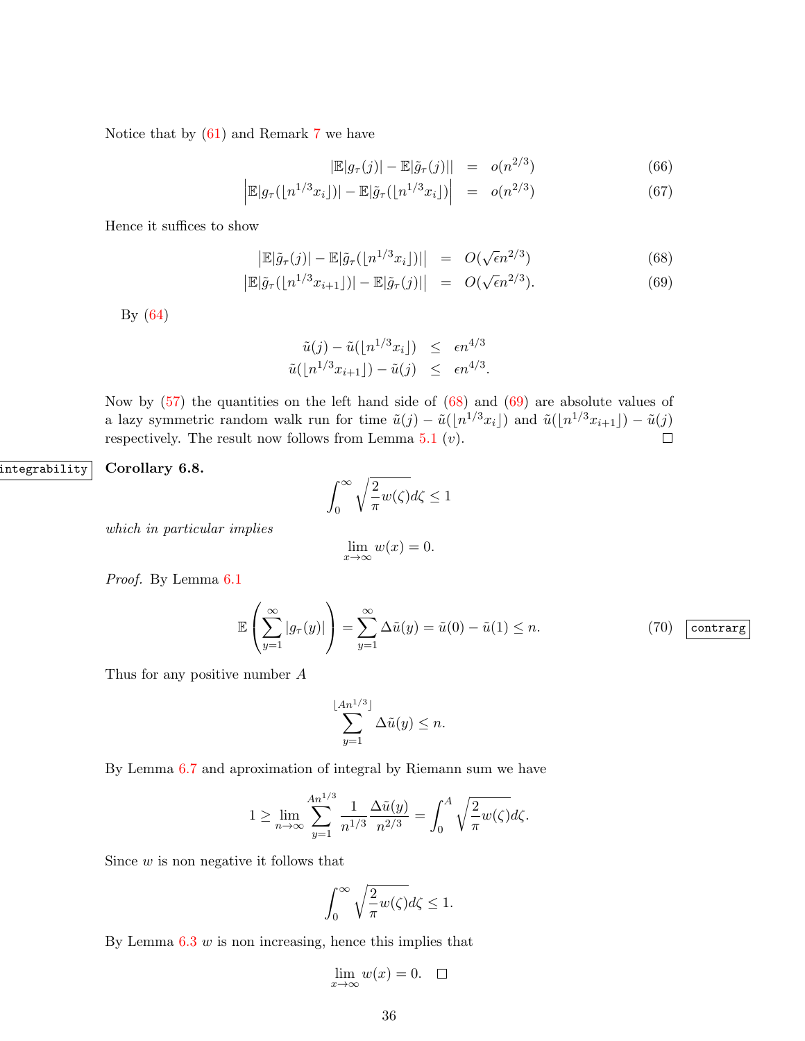Notice that by (61) and Remark 7 we have

$$
\begin{aligned}
|\mathbb{E}|g_\tau(j)| - \mathbb{E}|\tilde{g}_\tau(j)|| &= o(n^{2/3}) &(66)\\
\left|\mathbb{E}|g_\tau(\lfloor n^{1/3}x_i\rfloor)| - \mathbb{E}|\tilde{g}_\tau(\lfloor n^{1/3}x_i\rfloor)\right| &= o(n^{2/3}) &(67)
\end{aligned}
$$

Hence it suffices to show

$$
\begin{aligned}
\left|\mathbb{E}|\tilde{g}_\tau(j)| - \mathbb{E}|\tilde{g}_\tau(\lfloor n^{1/3}x_i\rfloor)|\right| &= O(\sqrt{\epsilon}n^{2/3}) &(68)\\
\left|\mathbb{E}|\tilde{g}_\tau(\lfloor n^{1/3}x_{i+1}\rfloor)| - \mathbb{E}|\tilde{g}_\tau(j)|\right| &= O(\sqrt{\epsilon}n^{2/3}). &(69)
\end{aligned}
$$

By (64)

$$
\begin{aligned}
\tilde{u}(j) - \tilde{u}(\lfloor n^{1/3}x_i\rfloor) &\leq \epsilon n^{4/3}\\
\tilde{u}(\lfloor n^{1/3}x_{i+1}\rfloor) - \tilde{u}(j) &\leq \epsilon n^{4/3}.
\end{aligned}
$$

Now by (57) the quantities on the left hand side of (68) and (69) are absolute values of a lazy symmetric random walk run for time $\tilde{u}(j) - \tilde{u}(\lfloor n^{1/3}x_i\rfloor)$ and $\tilde{u}(\lfloor n^{1/3}x_{i+1}\rfloor) - \tilde{u}(j)$ respectively. The result now follows from Lemma 5.1 $(v)$. □

**Corollary 6.8.**

$$\int_0^\infty \sqrt{\frac{2}{\pi}w(\zeta)}d\zeta \leq 1$$

*which in particular implies*

$$\lim_{x\to\infty} w(x) = 0.$$

*Proof.* By Lemma 6.1

$$\mathbb{E}\left(\sum_{y=1}^{\infty}|g_\tau(y)|\right) = \sum_{y=1}^{\infty}\Delta\tilde{u}(y) = \tilde{u}(0) - \tilde{u}(1) \leq n. \tag{70}$$

Thus for any positive number $A$

$$\sum_{y=1}^{\lfloor An^{1/3}\rfloor}\Delta\tilde{u}(y) \leq n.$$

By Lemma 6.7 and aproximation of integral by Riemann sum we have

$$1 \geq \lim_{n\to\infty}\sum_{y=1}^{An^{1/3}}\frac{1}{n^{1/3}}\frac{\Delta\tilde{u}(y)}{n^{2/3}} = \int_0^A\sqrt{\frac{2}{\pi}w(\zeta)}d\zeta.$$

Since $w$ is non negative it follows that

$$\int_0^\infty\sqrt{\frac{2}{\pi}w(\zeta)}d\zeta \leq 1.$$

By Lemma 6.3 $w$ is non increasing, hence this implies that

$$\lim_{x\to\infty} w(x) = 0. \quad \square$$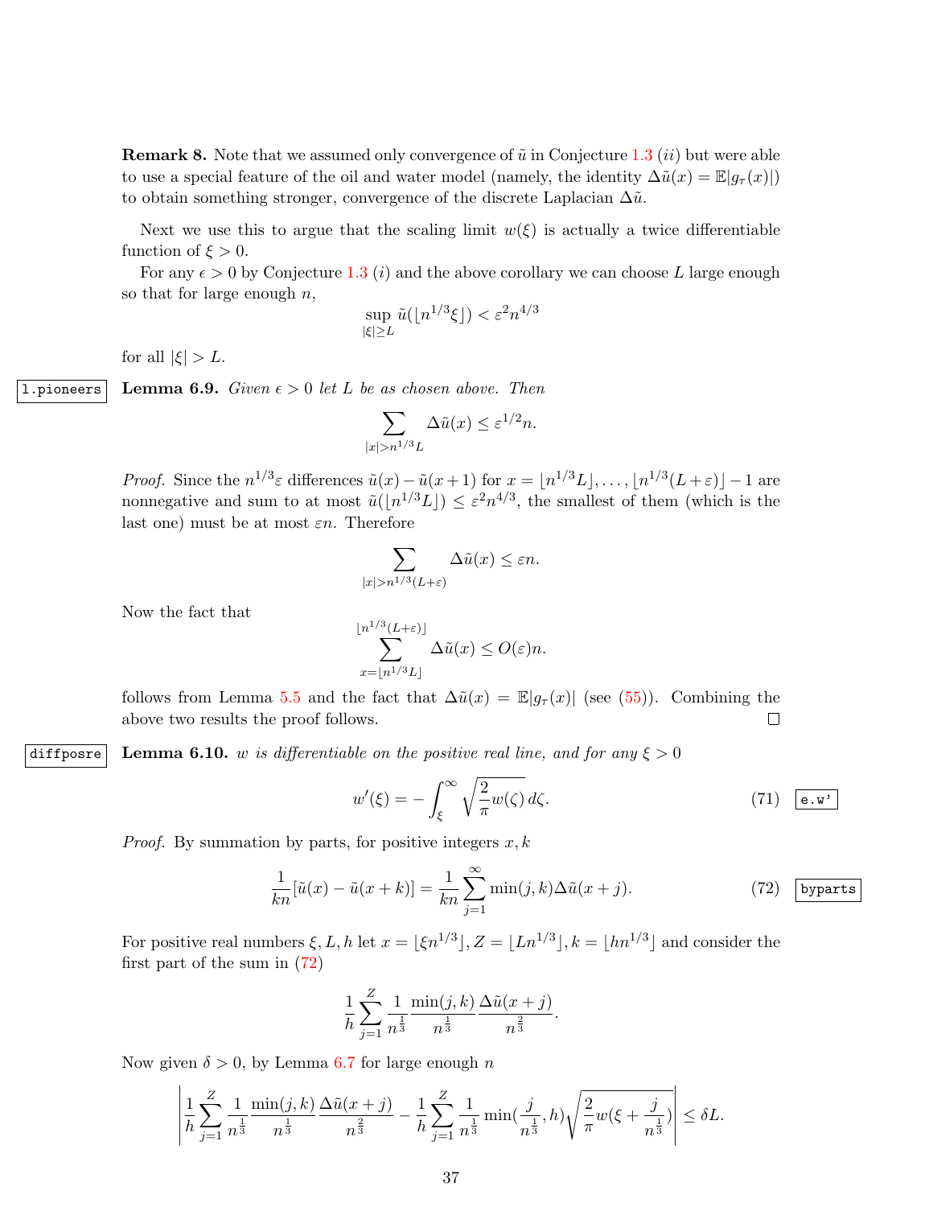**Remark 8.** Note that we assumed only convergence of $\tilde{u}$ in Conjecture 1.3 $(ii)$ but were able to use a special feature of the oil and water model (namely, the identity $\Delta\tilde{u}(x) = \mathbb{E}|g_\tau(x)|$) to obtain something stronger, convergence of the discrete Laplacian $\Delta\tilde{u}$.

Next we use this to argue that the scaling limit $w(\xi)$ is actually a twice differentiable function of $\xi > 0$.

For any $\epsilon > 0$ by Conjecture 1.3 $(i)$ and the above corollary we can choose $L$ large enough so that for large enough $n$,

$$\sup_{|\xi|\geq L} \tilde{u}(\lfloor n^{1/3}\xi \rfloor) < \varepsilon^2 n^{4/3}$$

for all $|\xi| > L$.

**Lemma 6.9.** *Given $\epsilon > 0$ let $L$ be as chosen above. Then*

$$\sum_{|x|>n^{1/3}L} \Delta\tilde{u}(x) \leq \varepsilon^{1/2} n.$$

*Proof.* Since the $n^{1/3}\varepsilon$ differences $\tilde{u}(x) - \tilde{u}(x+1)$ for $x = \lfloor n^{1/3}L \rfloor, \ldots, \lfloor n^{1/3}(L+\varepsilon) \rfloor - 1$ are nonnegative and sum to at most $\tilde{u}(\lfloor n^{1/3}L \rfloor) \leq \varepsilon^2 n^{4/3}$, the smallest of them (which is the last one) must be at most $\varepsilon n$. Therefore

$$\sum_{|x|>n^{1/3}(L+\varepsilon)} \Delta\tilde{u}(x) \leq \varepsilon n.$$

Now the fact that

$$\sum_{x=\lfloor n^{1/3}L \rfloor}^{\lfloor n^{1/3}(L+\varepsilon) \rfloor} \Delta\tilde{u}(x) \leq O(\varepsilon) n.$$

follows from Lemma 5.5 and the fact that $\Delta\tilde{u}(x) = \mathbb{E}|g_\tau(x)|$ (see (55)). Combining the above two results the proof follows. ∎

**Lemma 6.10.** *$w$ is differentiable on the positive real line, and for any $\xi > 0$*

$$w'(\xi) = -\int_\xi^\infty \sqrt{\frac{2}{\pi} w(\zeta)}\, d\zeta. \tag{71}$$

*Proof.* By summation by parts, for positive integers $x, k$

$$\frac{1}{kn}[\tilde{u}(x) - \tilde{u}(x+k)] = \frac{1}{kn} \sum_{j=1}^{\infty} \min(j,k) \Delta\tilde{u}(x+j). \tag{72}$$

For positive real numbers $\xi, L, h$ let $x = \lfloor \xi n^{1/3} \rfloor, Z = \lfloor L n^{1/3} \rfloor, k = \lfloor h n^{1/3} \rfloor$ and consider the first part of the sum in (72)

$$\frac{1}{h} \sum_{j=1}^{Z} \frac{1}{n^{\frac{1}{3}}} \frac{\min(j,k)}{n^{\frac{1}{3}}} \frac{\Delta\tilde{u}(x+j)}{n^{\frac{2}{3}}}.$$

Now given $\delta > 0$, by Lemma 6.7 for large enough $n$

$$\left| \frac{1}{h} \sum_{j=1}^{Z} \frac{1}{n^{\frac{1}{3}}} \frac{\min(j,k)}{n^{\frac{1}{3}}} \frac{\Delta\tilde{u}(x+j)}{n^{\frac{2}{3}}} - \frac{1}{h} \sum_{j=1}^{Z} \frac{1}{n^{\frac{1}{3}}} \min(\frac{j}{n^{\frac{1}{3}}}, h) \sqrt{\frac{2}{\pi} w(\xi + \frac{j}{n^{\frac{1}{3}}})} \right| \leq \delta L.$$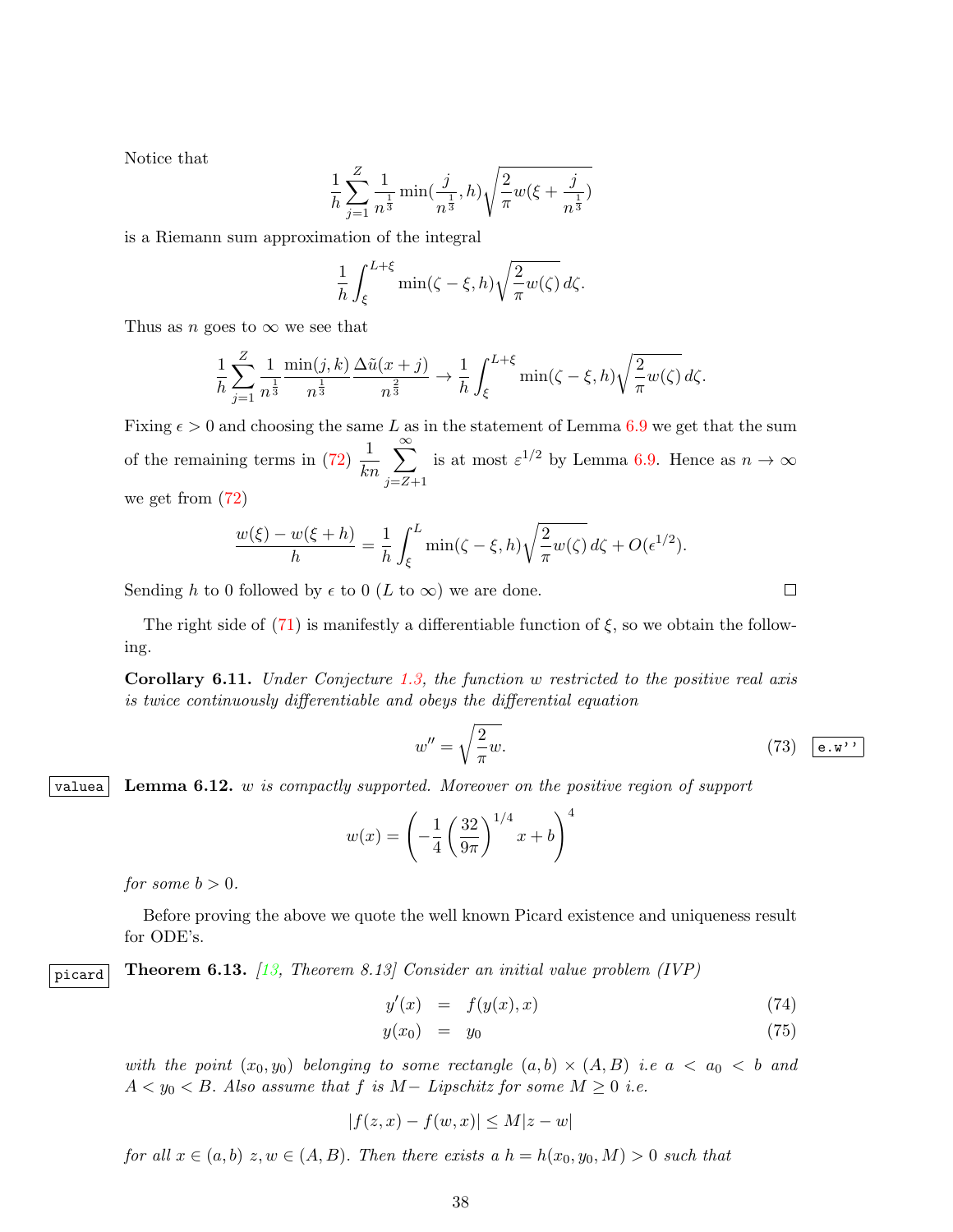Notice that

$$\frac{1}{h}\sum_{j=1}^{Z}\frac{1}{n^{\frac{1}{3}}}\min(\frac{j}{n^{\frac{1}{3}}},h)\sqrt{\frac{2}{\pi}w(\xi+\frac{j}{n^{\frac{1}{3}}})}$$

is a Riemann sum approximation of the integral

$$\frac{1}{h}\int_{\xi}^{L+\xi}\min(\zeta-\xi,h)\sqrt{\frac{2}{\pi}w(\zeta)}\,d\zeta.$$

Thus as $n$ goes to $\infty$ we see that

$$\frac{1}{h}\sum_{j=1}^{Z}\frac{1}{n^{\frac{1}{3}}}\frac{\min(j,k)}{n^{\frac{1}{3}}}\frac{\Delta\tilde{u}(x+j)}{n^{\frac{2}{3}}}\to\frac{1}{h}\int_{\xi}^{L+\xi}\min(\zeta-\xi,h)\sqrt{\frac{2}{\pi}w(\zeta)}\,d\zeta.$$

Fixing $\epsilon>0$ and choosing the same $L$ as in the statement of Lemma 6.9 we get that the sum of the remaining terms in (72) $\frac{1}{kn}\sum_{j=Z+1}^{\infty}$ is at most $\varepsilon^{1/2}$ by Lemma 6.9. Hence as $n\to\infty$ we get from (72)

$$\frac{w(\xi)-w(\xi+h)}{h}=\frac{1}{h}\int_{\xi}^{L}\min(\zeta-\xi,h)\sqrt{\frac{2}{\pi}w(\zeta)}\,d\zeta+O(\epsilon^{1/2}).$$

Sending $h$ to 0 followed by $\epsilon$ to 0 ($L$ to $\infty$) we are done. ☐

The right side of (71) is manifestly a differentiable function of $\xi$, so we obtain the following.

**Corollary 6.11.** *Under Conjecture 1.3, the function $w$ restricted to the positive real axis is twice continuously differentiable and obeys the differential equation*

$$w''=\sqrt{\frac{2}{\pi}w}. \tag{73}$$

**Lemma 6.12.** *$w$ is compactly supported. Moreover on the positive region of support*

$$w(x)=\left(-\frac{1}{4}\left(\frac{32}{9\pi}\right)^{1/4}x+b\right)^{4}$$

*for some $b>0$.*

Before proving the above we quote the well known Picard existence and uniqueness result for ODE's.

**Theorem 6.13.** *[13, Theorem 8.13] Consider an initial value problem (IVP)*

$$y'(x) = f(y(x),x) \tag{74}$$
$$y(x_0) = y_0 \tag{75}$$

*with the point $(x_0,y_0)$ belonging to some rectangle $(a,b)\times(A,B)$ i.e $a<a_0<b$ and $A<y_0<B$. Also assume that $f$ is $M-$ Lipschitz for some $M\geq 0$ i.e.*

$$|f(z,x)-f(w,x)|\leq M|z-w|$$

*for all $x\in(a,b)$ $z,w\in(A,B)$. Then there exists a $h=h(x_0,y_0,M)>0$ such that*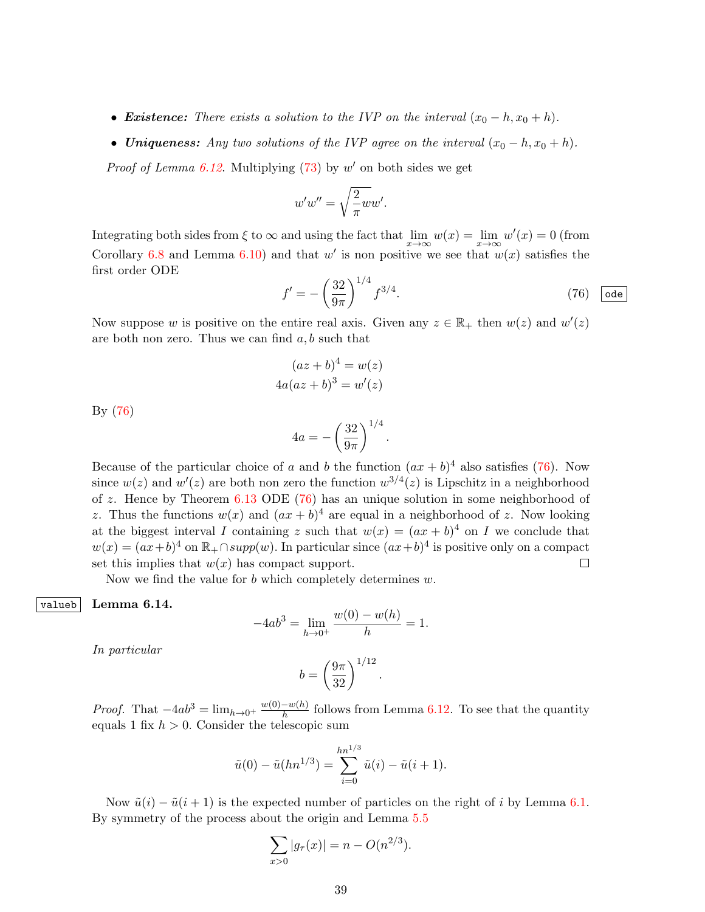- ***Existence:*** *There exists a solution to the IVP on the interval* $(x_0 - h, x_0 + h)$.
- ***Uniqueness:*** *Any two solutions of the IVP agree on the interval* $(x_0 - h, x_0 + h)$.

*Proof of Lemma 6.12.* Multiplying (73) by $w'$ on both sides we get

$$w'w'' = \sqrt{\frac{2}{\pi}} w w'.$$

Integrating both sides from $\xi$ to $\infty$ and using the fact that $\lim_{x\to\infty} w(x) = \lim_{x\to\infty} w'(x) = 0$ (from Corollary 6.8 and Lemma 6.10) and that $w'$ is non positive we see that $w(x)$ satisfies the first order ODE

$$f' = -\left(\frac{32}{9\pi}\right)^{1/4} f^{3/4}. \tag{76}$$

Now suppose $w$ is positive on the entire real axis. Given any $z \in \mathbb{R}_+$ then $w(z)$ and $w'(z)$ are both non zero. Thus we can find $a, b$ such that

$$(az + b)^4 = w(z)$$
$$4a(az + b)^3 = w'(z)$$

By (76)

$$4a = -\left(\frac{32}{9\pi}\right)^{1/4}.$$

Because of the particular choice of $a$ and $b$ the function $(ax+b)^4$ also satisfies (76). Now since $w(z)$ and $w'(z)$ are both non zero the function $w^{3/4}(z)$ is Lipschitz in a neighborhood of $z$. Hence by Theorem 6.13 ODE (76) has an unique solution in some neighborhood of $z$. Thus the functions $w(x)$ and $(ax+b)^4$ are equal in a neighborhood of $z$. Now looking at the biggest interval $I$ containing $z$ such that $w(x) = (ax+b)^4$ on $I$ we conclude that $w(x) = (ax+b)^4$ on $\mathbb{R}_+ \cap supp(w)$. In particular since $(ax+b)^4$ is positive only on a compact set this implies that $w(x)$ has compact support. □

Now we find the value for $b$ which completely determines $w$.

**Lemma 6.14.**

$$-4ab^3 = \lim_{h\to 0^+} \frac{w(0) - w(h)}{h} = 1.$$

*In particular*

$$b = \left(\frac{9\pi}{32}\right)^{1/12}.$$

*Proof.* That $-4ab^3 = \lim_{h\to 0^+} \frac{w(0)-w(h)}{h}$ follows from Lemma 6.12. To see that the quantity equals 1 fix $h > 0$. Consider the telescopic sum

$$\tilde{u}(0) - \tilde{u}(hn^{1/3}) = \sum_{i=0}^{hn^{1/3}} \tilde{u}(i) - \tilde{u}(i+1).$$

Now $\tilde{u}(i) - \tilde{u}(i+1)$ is the expected number of particles on the right of $i$ by Lemma 6.1. By symmetry of the process about the origin and Lemma 5.5

$$\sum_{x>0} |g_\tau(x)| = n - O(n^{2/3}).$$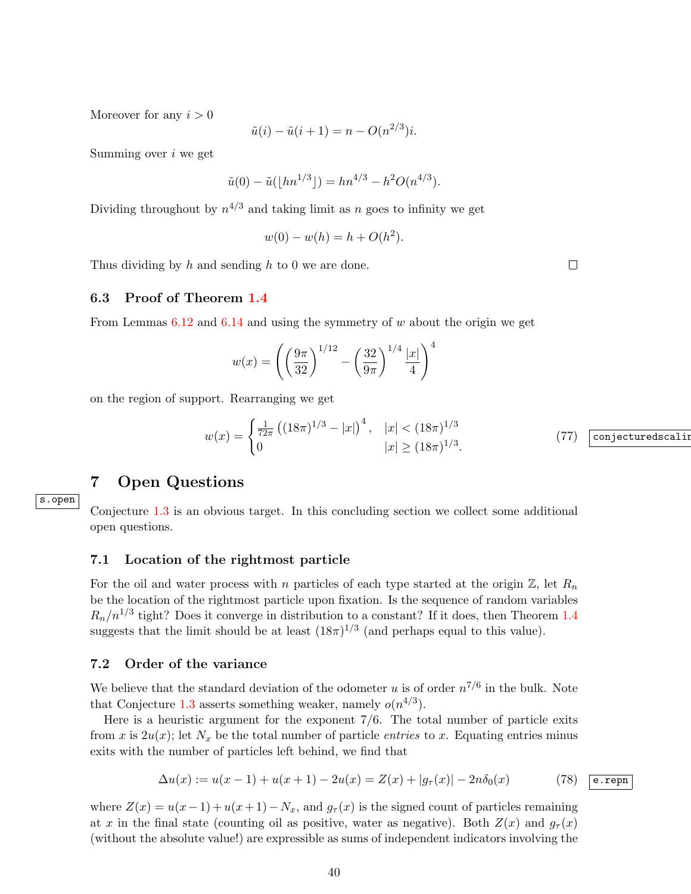Moreover for any $i > 0$

$$\tilde{u}(i) - \tilde{u}(i+1) = n - O(n^{2/3})i.$$

Summing over $i$ we get

$$\tilde{u}(0) - \tilde{u}(\lfloor hn^{1/3} \rfloor) = hn^{4/3} - h^2 O(n^{4/3}).$$

Dividing throughout by $n^{4/3}$ and taking limit as $n$ goes to infinity we get

$$w(0) - w(h) = h + O(h^2).$$

Thus dividing by $h$ and sending $h$ to 0 we are done. □

### 6.3 Proof of Theorem 1.4

From Lemmas 6.12 and 6.14 and using the symmetry of $w$ about the origin we get

$$w(x) = \left( \left(\frac{9\pi}{32}\right)^{1/12} - \left(\frac{32}{9\pi}\right)^{1/4} \frac{|x|}{4} \right)^4$$

on the region of support. Rearranging we get

$$w(x) = \begin{cases} \frac{1}{72\pi}\left((18\pi)^{1/3} - |x|\right)^4, & |x| < (18\pi)^{1/3} \\ 0 & |x| \geq (18\pi)^{1/3}. \end{cases} \tag{77}$$

## 7 Open Questions

Conjecture 1.3 is an obvious target. In this concluding section we collect some additional open questions.

### 7.1 Location of the rightmost particle

For the oil and water process with $n$ particles of each type started at the origin $\mathbb{Z}$, let $R_n$ be the location of the rightmost particle upon fixation. Is the sequence of random variables $R_n/n^{1/3}$ tight? Does it converge in distribution to a constant? If it does, then Theorem 1.4 suggests that the limit should be at least $(18\pi)^{1/3}$ (and perhaps equal to this value).

### 7.2 Order of the variance

We believe that the standard deviation of the odometer $u$ is of order $n^{7/6}$ in the bulk. Note that Conjecture 1.3 asserts something weaker, namely $o(n^{4/3})$.

Here is a heuristic argument for the exponent 7/6. The total number of particle exits from $x$ is $2u(x)$; let $N_x$ be the total number of particle *entries* to $x$. Equating entries minus exits with the number of particles left behind, we find that

$$\Delta u(x) := u(x-1) + u(x+1) - 2u(x) = Z(x) + |g_\tau(x)| - 2n\delta_0(x) \tag{78}$$

where $Z(x) = u(x-1) + u(x+1) - N_x$, and $g_\tau(x)$ is the signed count of particles remaining at $x$ in the final state (counting oil as positive, water as negative). Both $Z(x)$ and $g_\tau(x)$ (without the absolute value!) are expressible as sums of independent indicators involving the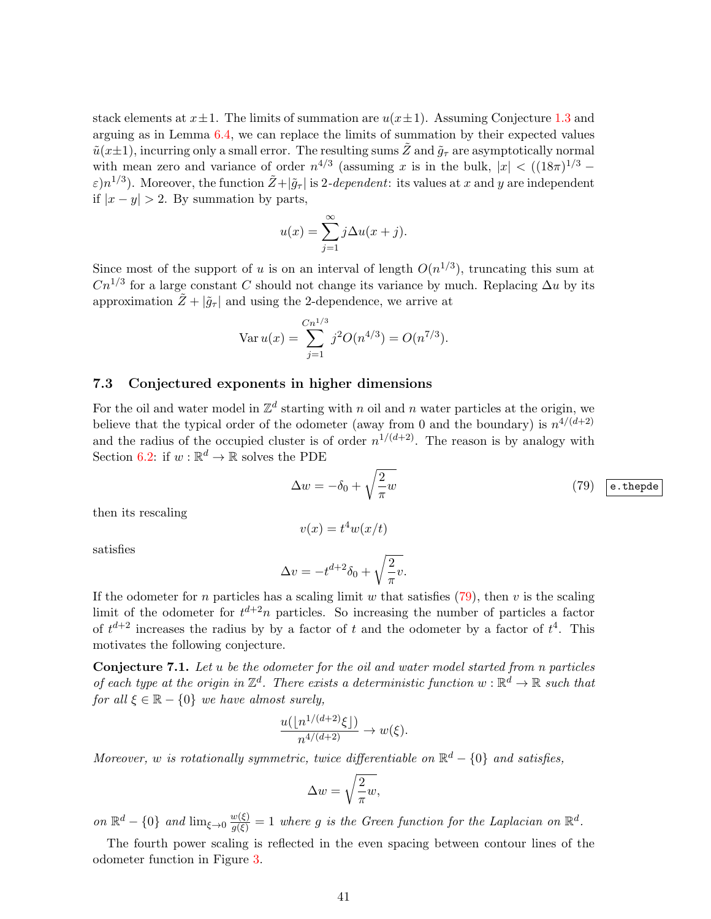stack elements at $x \pm 1$. The limits of summation are $u(x \pm 1)$. Assuming Conjecture 1.3 and arguing as in Lemma 6.4, we can replace the limits of summation by their expected values $\tilde{u}(x \pm 1)$, incurring only a small error. The resulting sums $\tilde{Z}$ and $\tilde{g}_\tau$ are asymptotically normal with mean zero and variance of order $n^{4/3}$ (assuming $x$ is in the bulk, $|x| < ((18\pi)^{1/3} - \varepsilon)n^{1/3}$). Moreover, the function $\tilde{Z} + |\tilde{g}_\tau|$ is 2-*dependent*: its values at $x$ and $y$ are independent if $|x - y| > 2$. By summation by parts,

$$u(x) = \sum_{j=1}^{\infty} j \Delta u(x + j).$$

Since most of the support of $u$ is on an interval of length $O(n^{1/3})$, truncating this sum at $Cn^{1/3}$ for a large constant $C$ should not change its variance by much. Replacing $\Delta u$ by its approximation $\tilde{Z} + |\tilde{g}_\tau|$ and using the 2-dependence, we arrive at

$$\operatorname{Var} u(x) = \sum_{j=1}^{Cn^{1/3}} j^2 O(n^{4/3}) = O(n^{7/3}).$$

### 7.3 Conjectured exponents in higher dimensions

For the oil and water model in $\mathbb{Z}^d$ starting with $n$ oil and $n$ water particles at the origin, we believe that the typical order of the odometer (away from 0 and the boundary) is $n^{4/(d+2)}$ and the radius of the occupied cluster is of order $n^{1/(d+2)}$. The reason is by analogy with Section 6.2: if $w : \mathbb{R}^d \to \mathbb{R}$ solves the PDE

$$\Delta w = -\delta_0 + \sqrt{\frac{2}{\pi} w} \tag{79}$$

then its rescaling

$$v(x) = t^4 w(x/t)$$

satisfies

$$\Delta v = -t^{d+2}\delta_0 + \sqrt{\frac{2}{\pi} v}.$$

If the odometer for $n$ particles has a scaling limit $w$ that satisfies (79), then $v$ is the scaling limit of the odometer for $t^{d+2}n$ particles. So increasing the number of particles a factor of $t^{d+2}$ increases the radius by by a factor of $t$ and the odometer by a factor of $t^4$. This motivates the following conjecture.

**Conjecture 7.1.** *Let $u$ be the odometer for the oil and water model started from $n$ particles of each type at the origin in $\mathbb{Z}^d$. There exists a deterministic function $w : \mathbb{R}^d \to \mathbb{R}$ such that for all $\xi \in \mathbb{R} - \{0\}$ we have almost surely,*

$$\frac{u(\lfloor n^{1/(d+2)} \xi \rfloor)}{n^{4/(d+2)}} \to w(\xi).$$

*Moreover, $w$ is rotationally symmetric, twice differentiable on $\mathbb{R}^d - \{0\}$ and satisfies,*

$$\Delta w = \sqrt{\frac{2}{\pi} w},$$

*on $\mathbb{R}^d - \{0\}$ and $\lim_{\xi \to 0} \frac{w(\xi)}{g(\xi)} = 1$ where $g$ is the Green function for the Laplacian on $\mathbb{R}^d$.*

The fourth power scaling is reflected in the even spacing between contour lines of the odometer function in Figure 3.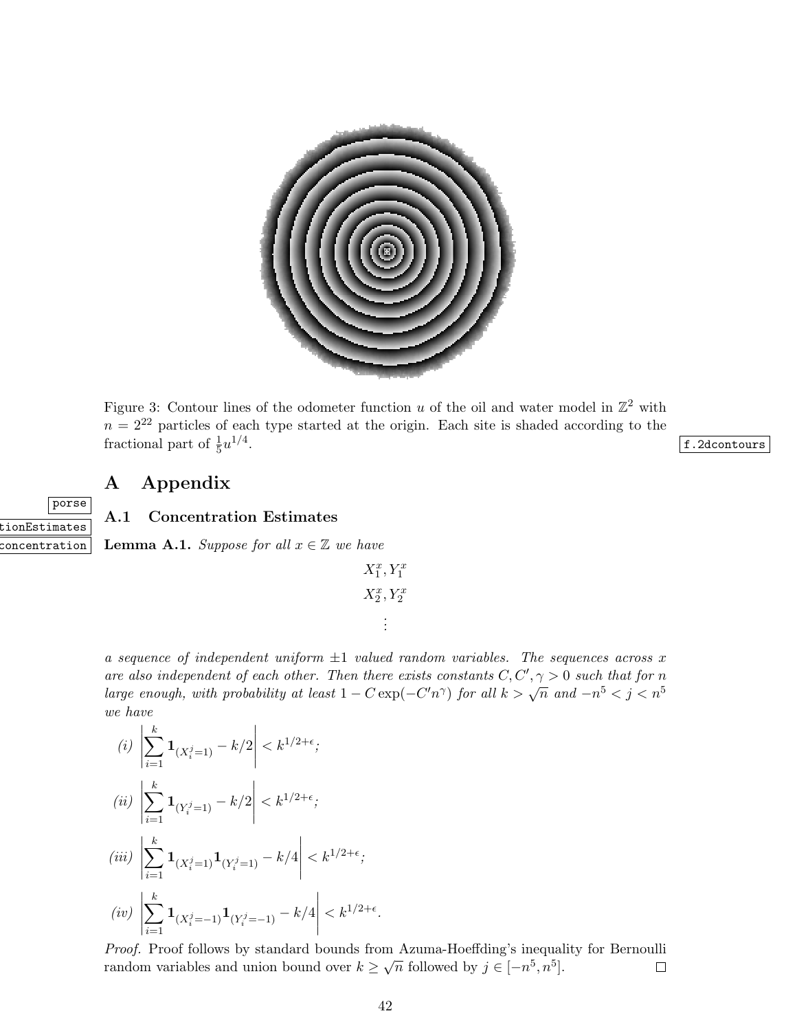Figure 3: Contour lines of the odometer function $u$ of the oil and water model in $\mathbb{Z}^2$ with $n = 2^{22}$ particles of each type started at the origin. Each site is shaded according to the fractional part of $\frac{1}{5}u^{1/4}$.

# A Appendix

## A.1 Concentration Estimates

**Lemma A.1.** *Suppose for all $x \in \mathbb{Z}$ we have*

$$X_1^x, Y_1^x$$
$$X_2^x, Y_2^x$$
$$\vdots$$

*a sequence of independent uniform $\pm 1$ valued random variables. The sequences across $x$ are also independent of each other. Then there exists constants $C, C', \gamma > 0$ such that for $n$ large enough, with probability at least $1 - C\exp(-C'n^\gamma)$ for all $k > \sqrt{n}$ and $-n^5 < j < n^5$ we have*

*(i)* $$\left|\sum_{i=1}^{k} \mathbf{1}_{(X_i^j=1)} - k/2\right| < k^{1/2+\epsilon};$$

*(ii)* $$\left|\sum_{i=1}^{k} \mathbf{1}_{(Y_i^j=1)} - k/2\right| < k^{1/2+\epsilon};$$

*(iii)* $$\left|\sum_{i=1}^{k} \mathbf{1}_{(X_i^j=1)}\mathbf{1}_{(Y_i^j=1)} - k/4\right| < k^{1/2+\epsilon};$$

*(iv)* $$\left|\sum_{i=1}^{k} \mathbf{1}_{(X_i^j=-1)}\mathbf{1}_{(Y_i^j=-1)} - k/4\right| < k^{1/2+\epsilon}.$$

*Proof.* Proof follows by standard bounds from Azuma-Hoeffding's inequality for Bernoulli random variables and union bound over $k \geq \sqrt{n}$ followed by $j \in [-n^5, n^5]$. $\square$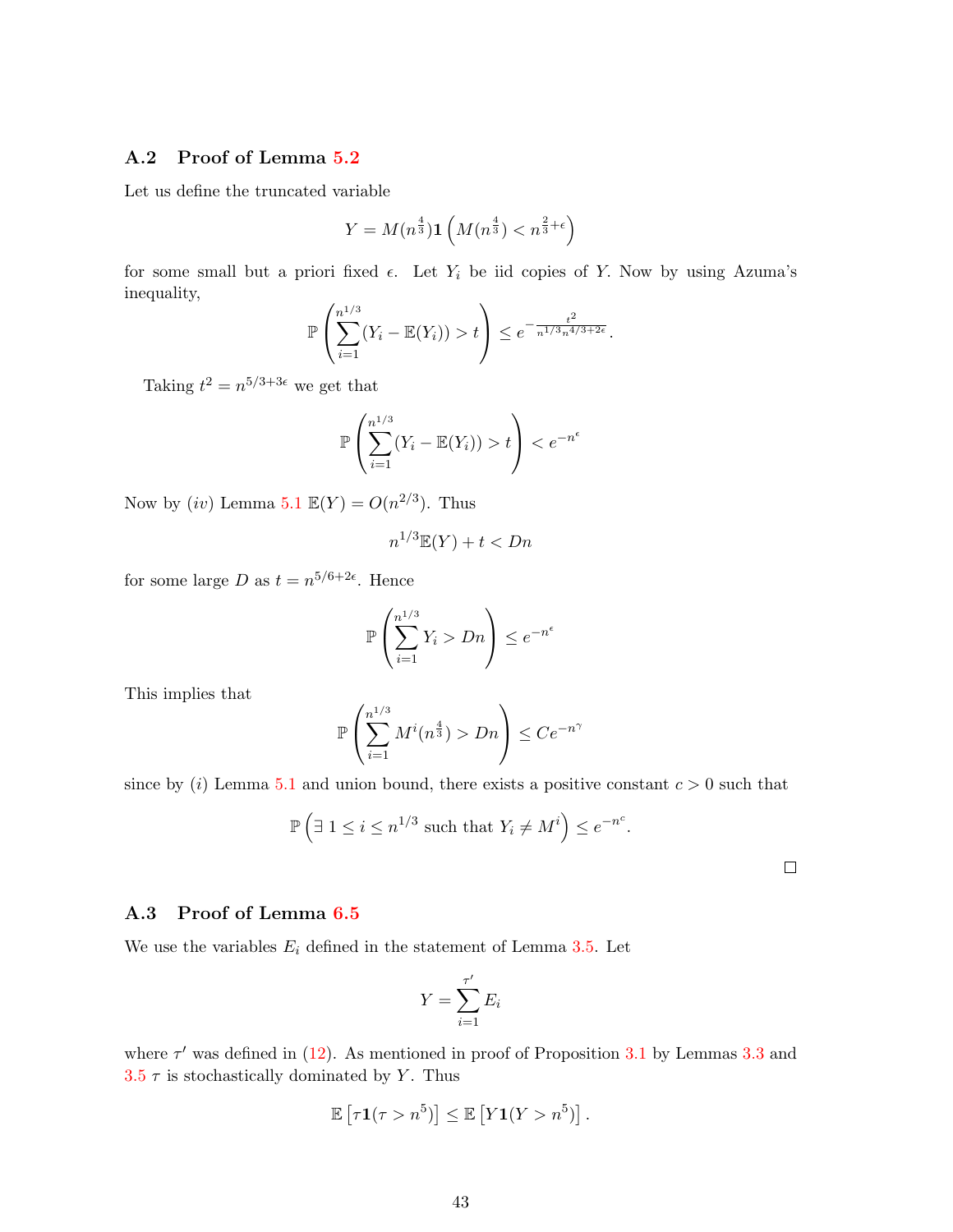### A.2 Proof of Lemma 5.2

Let us define the truncated variable

$$Y = M(n^{\frac{4}{3}}) \mathbf{1}\left(M(n^{\frac{4}{3}}) < n^{\frac{2}{3}+\epsilon}\right)$$

for some small but a priori fixed $\epsilon$. Let $Y_i$ be iid copies of $Y$. Now by using Azuma's inequality,

$$\mathbb{P}\left(\sum_{i=1}^{n^{1/3}} (Y_i - \mathbb{E}(Y_i)) > t\right) \leq e^{-\frac{t^2}{n^{1/3} n^{4/3+2\epsilon}}}.$$

Taking $t^2 = n^{5/3+3\epsilon}$ we get that

$$\mathbb{P}\left(\sum_{i=1}^{n^{1/3}} (Y_i - \mathbb{E}(Y_i)) > t\right) < e^{-n^{\epsilon}}$$

Now by $(iv)$ Lemma 5.1 $\mathbb{E}(Y) = O(n^{2/3})$. Thus

$$n^{1/3}\mathbb{E}(Y) + t < Dn$$

for some large $D$ as $t = n^{5/6+2\epsilon}$. Hence

$$\mathbb{P}\left(\sum_{i=1}^{n^{1/3}} Y_i > Dn\right) \leq e^{-n^{\epsilon}}$$

This implies that

$$\mathbb{P}\left(\sum_{i=1}^{n^{1/3}} M^i(n^{\frac{4}{3}}) > Dn\right) \leq Ce^{-n^{\gamma}}$$

since by $(i)$ Lemma 5.1 and union bound, there exists a positive constant $c > 0$ such that

$$\mathbb{P}\left(\exists\ 1 \leq i \leq n^{1/3} \text{ such that } Y_i \neq M^i\right) \leq e^{-n^c}.$$

□

### A.3 Proof of Lemma 6.5

We use the variables $E_i$ defined in the statement of Lemma 3.5. Let

$$Y = \sum_{i=1}^{\tau'} E_i$$

where $\tau'$ was defined in (12). As mentioned in proof of Proposition 3.1 by Lemmas 3.3 and 3.5 $\tau$ is stochastically dominated by $Y$. Thus

$$\mathbb{E}\left[\tau \mathbf{1}(\tau > n^5)\right] \leq \mathbb{E}\left[Y \mathbf{1}(Y > n^5)\right].$$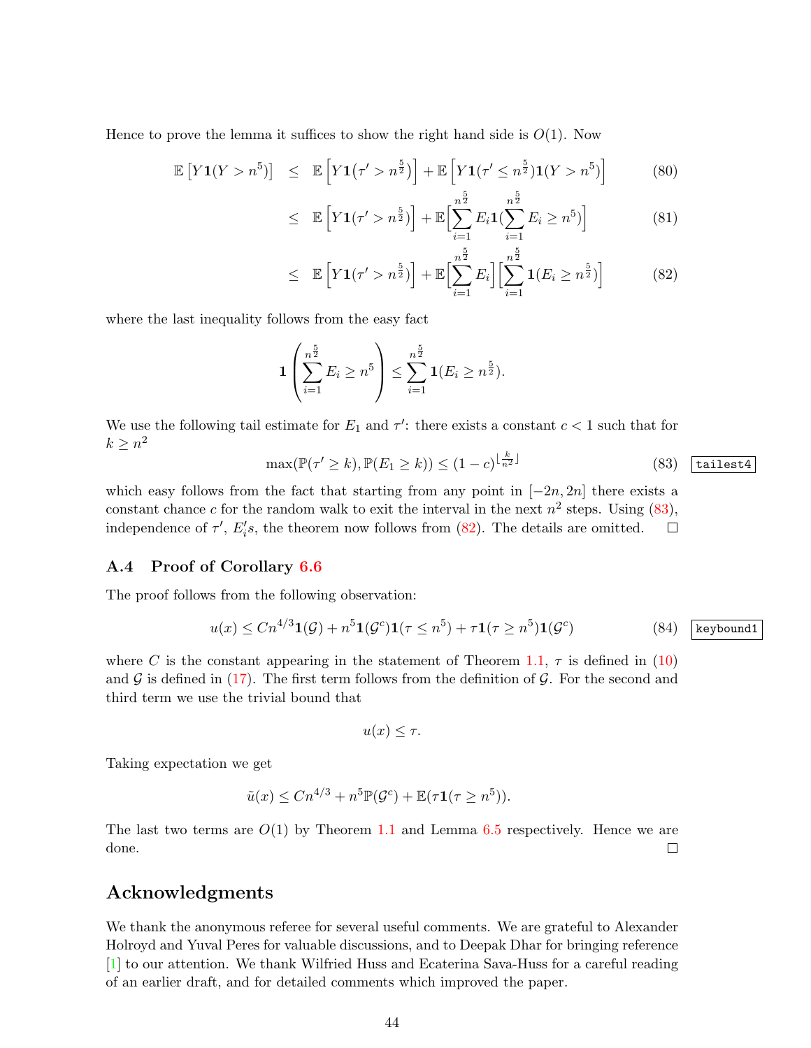Hence to prove the lemma it suffices to show the right hand side is $O(1)$. Now

$$
\begin{aligned}
\mathbb{E}\left[Y\mathbf{1}(Y>n^5)\right] &\leq \mathbb{E}\left[Y\mathbf{1}(\tau'>n^{\frac{5}{2}})\right]+\mathbb{E}\left[Y\mathbf{1}(\tau'\leq n^{\frac{5}{2}})\mathbf{1}(Y>n^5)\right] &(80)\\
&\leq \mathbb{E}\left[Y\mathbf{1}(\tau'>n^{\frac{5}{2}})\right]+\mathbb{E}\Big[\sum_{i=1}^{n^{\frac{5}{2}}}E_i\mathbf{1}(\sum_{i=1}^{n^{\frac{5}{2}}}E_i\geq n^5)\Big] &(81)\\
&\leq \mathbb{E}\left[Y\mathbf{1}(\tau'>n^{\frac{5}{2}})\right]+\mathbb{E}\Big[\sum_{i=1}^{n^{\frac{5}{2}}}E_i\Big]\Big[\sum_{i=1}^{n^{\frac{5}{2}}}\mathbf{1}(E_i\geq n^{\frac{5}{2}})\Big] &(82)
\end{aligned}
$$

where the last inequality follows from the easy fact

$$
\mathbf{1}\left(\sum_{i=1}^{n^{\frac{5}{2}}}E_i\geq n^5\right)\leq \sum_{i=1}^{n^{\frac{5}{2}}}\mathbf{1}(E_i\geq n^{\frac{5}{2}}).
$$

We use the following tail estimate for $E_1$ and $\tau'$: there exists a constant $c<1$ such that for $k\geq n^2$

$$
\max(\mathbb{P}(\tau'\geq k),\mathbb{P}(E_1\geq k))\leq (1-c)^{\lfloor\frac{k}{n^2}\rfloor} \tag{83}
$$

which easy follows from the fact that starting from any point in $[-2n,2n]$ there exists a constant chance $c$ for the random walk to exit the interval in the next $n^2$ steps. Using (83), independence of $\tau'$, $E_i's$, the theorem now follows from (82). The details are omitted. □

### A.4 Proof of Corollary 6.6

The proof follows from the following observation:

$$
u(x)\leq Cn^{4/3}\mathbf{1}(\mathcal{G})+n^5\mathbf{1}(\mathcal{G}^c)\mathbf{1}(\tau\leq n^5)+\tau\mathbf{1}(\tau\geq n^5)\mathbf{1}(\mathcal{G}^c) \tag{84}
$$

where $C$ is the constant appearing in the statement of Theorem 1.1, $\tau$ is defined in (10) and $\mathcal{G}$ is defined in (17). The first term follows from the definition of $\mathcal{G}$. For the second and third term we use the trivial bound that

$$
u(x)\leq\tau.
$$

Taking expectation we get

$$
\tilde{u}(x)\leq Cn^{4/3}+n^5\mathbb{P}(\mathcal{G}^c)+\mathbb{E}(\tau\mathbf{1}(\tau\geq n^5)).
$$

The last two terms are $O(1)$ by Theorem 1.1 and Lemma 6.5 respectively. Hence we are done. □

## Acknowledgments

We thank the anonymous referee for several useful comments. We are grateful to Alexander Holroyd and Yuval Peres for valuable discussions, and to Deepak Dhar for bringing reference [1] to our attention. We thank Wilfried Huss and Ecaterina Sava-Huss for a careful reading of an earlier draft, and for detailed comments which improved the paper.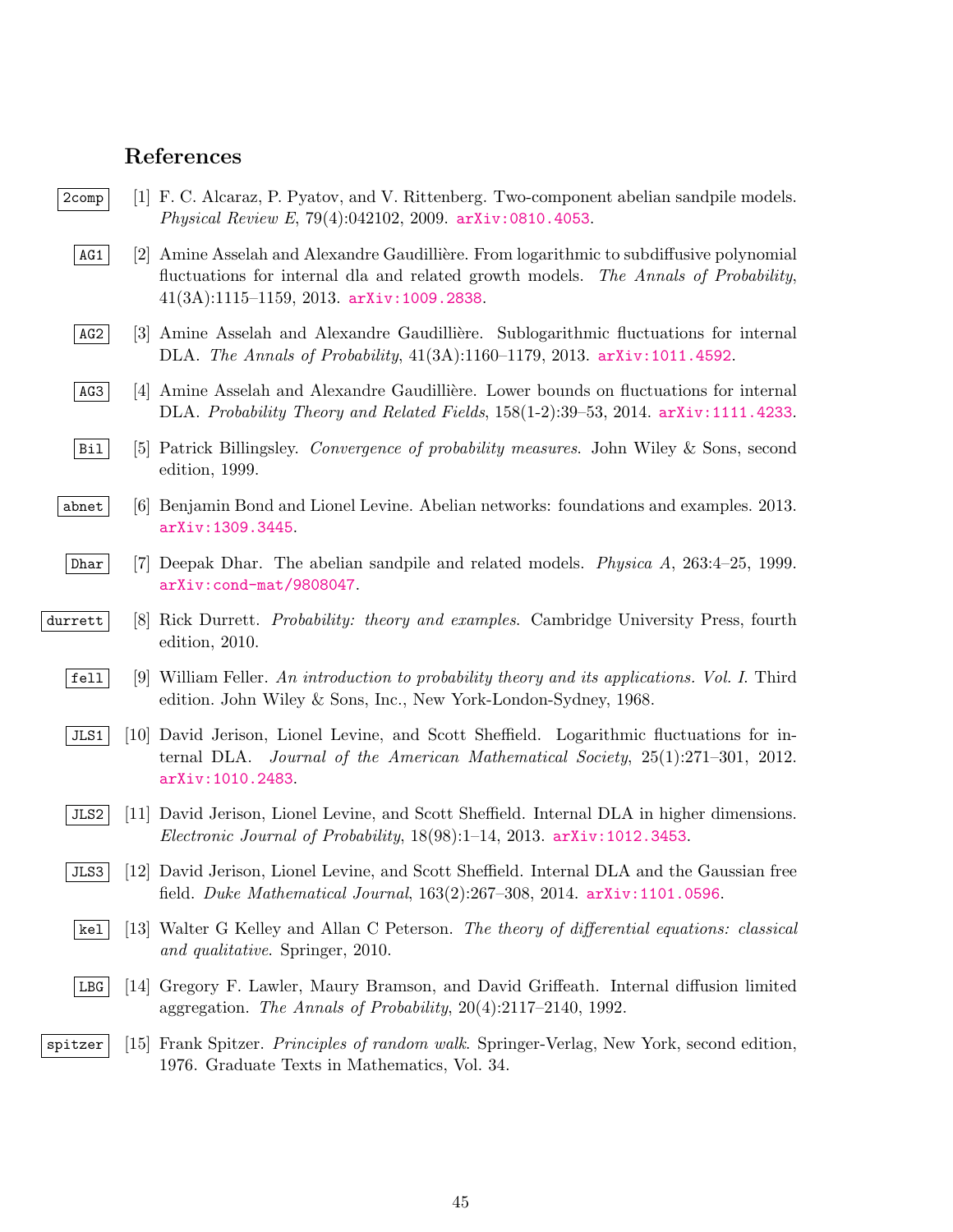## References

2comp [1] F. C. Alcaraz, P. Pyatov, and V. Rittenberg. Two-component abelian sandpile models. *Physical Review E*, 79(4):042102, 2009. arXiv:0810.4053.

AG1 [2] Amine Asselah and Alexandre Gaudillière. From logarithmic to subdiffusive polynomial fluctuations for internal dla and related growth models. *The Annals of Probability*, 41(3A):1115–1159, 2013. arXiv:1009.2838.

AG2 [3] Amine Asselah and Alexandre Gaudillière. Sublogarithmic fluctuations for internal DLA. *The Annals of Probability*, 41(3A):1160–1179, 2013. arXiv:1011.4592.

AG3 [4] Amine Asselah and Alexandre Gaudillière. Lower bounds on fluctuations for internal DLA. *Probability Theory and Related Fields*, 158(1-2):39–53, 2014. arXiv:1111.4233.

Bil [5] Patrick Billingsley. *Convergence of probability measures*. John Wiley & Sons, second edition, 1999.

abnet [6] Benjamin Bond and Lionel Levine. Abelian networks: foundations and examples. 2013. arXiv:1309.3445.

Dhar [7] Deepak Dhar. The abelian sandpile and related models. *Physica A*, 263:4–25, 1999. arXiv:cond-mat/9808047.

durrett [8] Rick Durrett. *Probability: theory and examples*. Cambridge University Press, fourth edition, 2010.

fell [9] William Feller. *An introduction to probability theory and its applications. Vol. I.* Third edition. John Wiley & Sons, Inc., New York-London-Sydney, 1968.

JLS1 [10] David Jerison, Lionel Levine, and Scott Sheffield. Logarithmic fluctuations for internal DLA. *Journal of the American Mathematical Society*, 25(1):271–301, 2012. arXiv:1010.2483.

JLS2 [11] David Jerison, Lionel Levine, and Scott Sheffield. Internal DLA in higher dimensions. *Electronic Journal of Probability*, 18(98):1–14, 2013. arXiv:1012.3453.

JLS3 [12] David Jerison, Lionel Levine, and Scott Sheffield. Internal DLA and the Gaussian free field. *Duke Mathematical Journal*, 163(2):267–308, 2014. arXiv:1101.0596.

kel [13] Walter G Kelley and Allan C Peterson. *The theory of differential equations: classical and qualitative*. Springer, 2010.

LBG [14] Gregory F. Lawler, Maury Bramson, and David Griffeath. Internal diffusion limited aggregation. *The Annals of Probability*, 20(4):2117–2140, 1992.

spitzer [15] Frank Spitzer. *Principles of random walk*. Springer-Verlag, New York, second edition, 1976. Graduate Texts in Mathematics, Vol. 34.